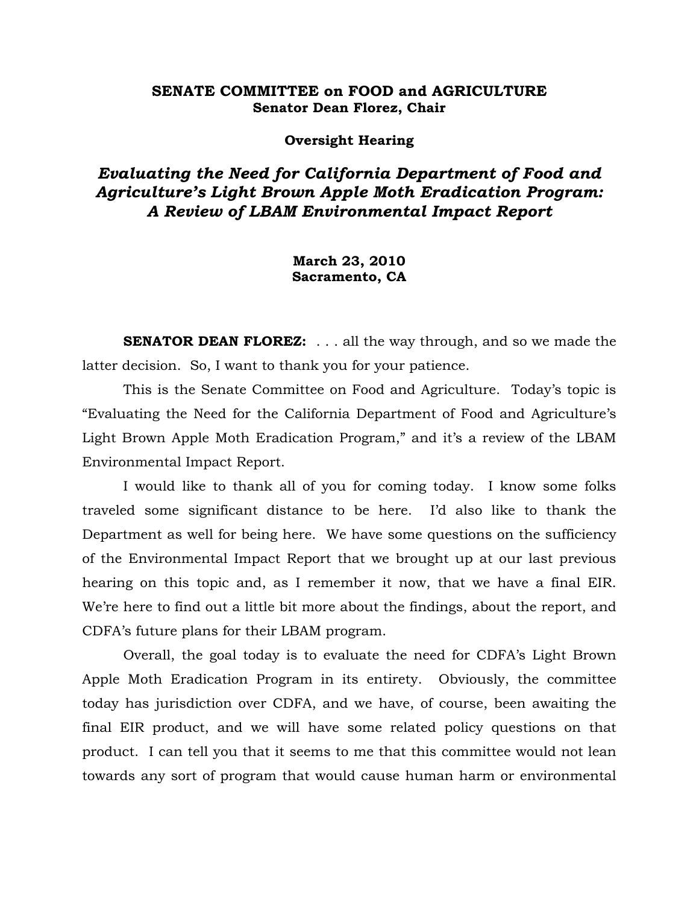**SENATE COMMITTEE on FOOD and AGRICULTURE**
**Senator Dean Florez, Chair**

**Oversight Hearing**

## *Evaluating the Need for California Department of Food and Agriculture's Light Brown Apple Moth Eradication Program: A Review of LBAM Environmental Impact Report*

**March 23, 2010**
**Sacramento, CA**

**SENATOR DEAN FLOREZ:** . . . all the way through, and so we made the latter decision. So, I want to thank you for your patience.

This is the Senate Committee on Food and Agriculture. Today's topic is "Evaluating the Need for the California Department of Food and Agriculture's Light Brown Apple Moth Eradication Program," and it's a review of the LBAM Environmental Impact Report.

I would like to thank all of you for coming today. I know some folks traveled some significant distance to be here. I'd also like to thank the Department as well for being here. We have some questions on the sufficiency of the Environmental Impact Report that we brought up at our last previous hearing on this topic and, as I remember it now, that we have a final EIR. We're here to find out a little bit more about the findings, about the report, and CDFA's future plans for their LBAM program.

Overall, the goal today is to evaluate the need for CDFA's Light Brown Apple Moth Eradication Program in its entirety. Obviously, the committee today has jurisdiction over CDFA, and we have, of course, been awaiting the final EIR product, and we will have some related policy questions on that product. I can tell you that it seems to me that this committee would not lean towards any sort of program that would cause human harm or environmental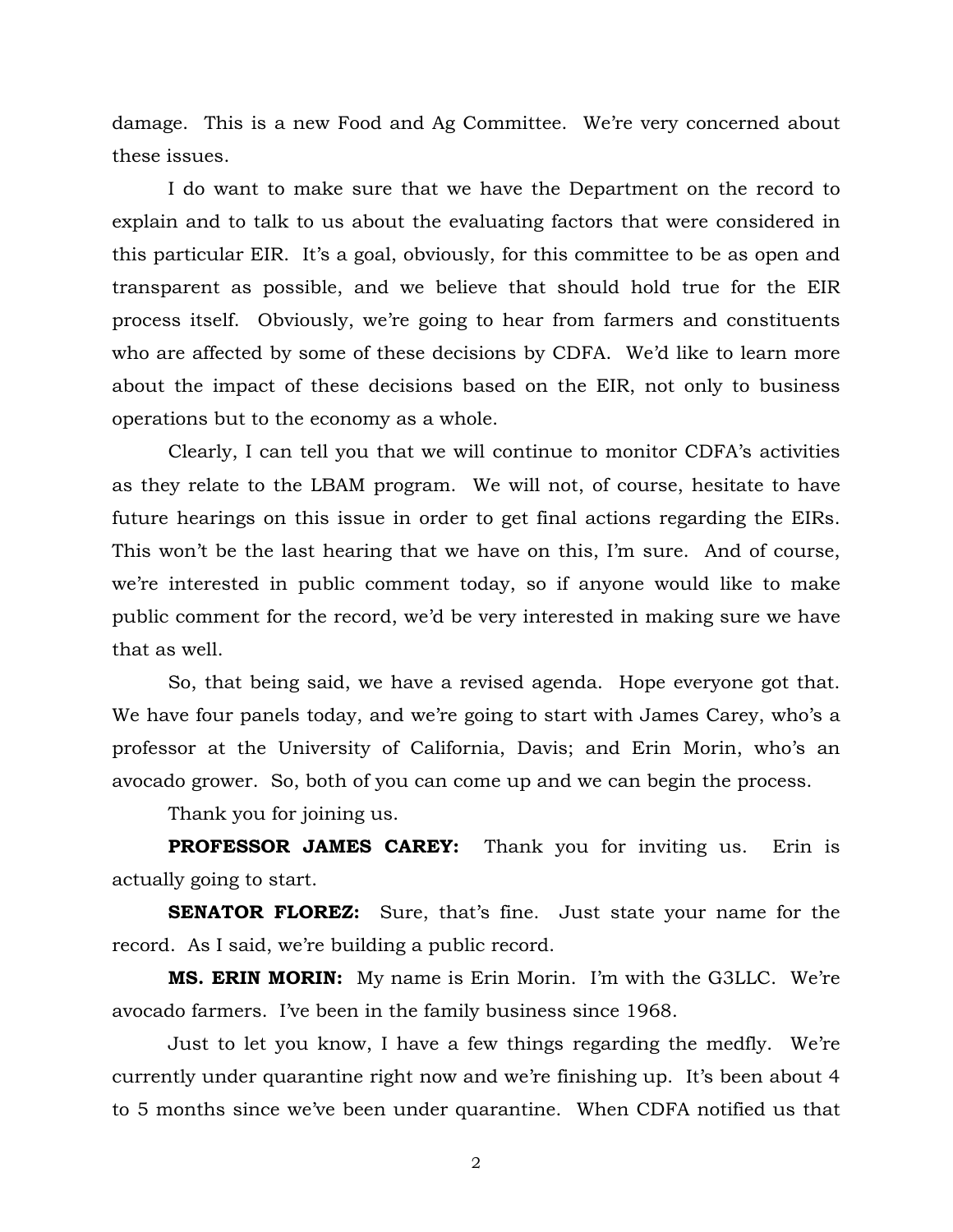damage. This is a new Food and Ag Committee. We're very concerned about these issues.

I do want to make sure that we have the Department on the record to explain and to talk to us about the evaluating factors that were considered in this particular EIR. It's a goal, obviously, for this committee to be as open and transparent as possible, and we believe that should hold true for the EIR process itself. Obviously, we're going to hear from farmers and constituents who are affected by some of these decisions by CDFA. We'd like to learn more about the impact of these decisions based on the EIR, not only to business operations but to the economy as a whole.

Clearly, I can tell you that we will continue to monitor CDFA's activities as they relate to the LBAM program. We will not, of course, hesitate to have future hearings on this issue in order to get final actions regarding the EIRs. This won't be the last hearing that we have on this, I'm sure. And of course, we're interested in public comment today, so if anyone would like to make public comment for the record, we'd be very interested in making sure we have that as well.

So, that being said, we have a revised agenda. Hope everyone got that. We have four panels today, and we're going to start with James Carey, who's a professor at the University of California, Davis; and Erin Morin, who's an avocado grower. So, both of you can come up and we can begin the process.

Thank you for joining us.

**PROFESSOR JAMES CAREY:** Thank you for inviting us. Erin is actually going to start.

**SENATOR FLOREZ:** Sure, that's fine. Just state your name for the record. As I said, we're building a public record.

**MS. ERIN MORIN:** My name is Erin Morin. I'm with the G3LLC. We're avocado farmers. I've been in the family business since 1968.

Just to let you know, I have a few things regarding the medfly. We're currently under quarantine right now and we're finishing up. It's been about 4 to 5 months since we've been under quarantine. When CDFA notified us that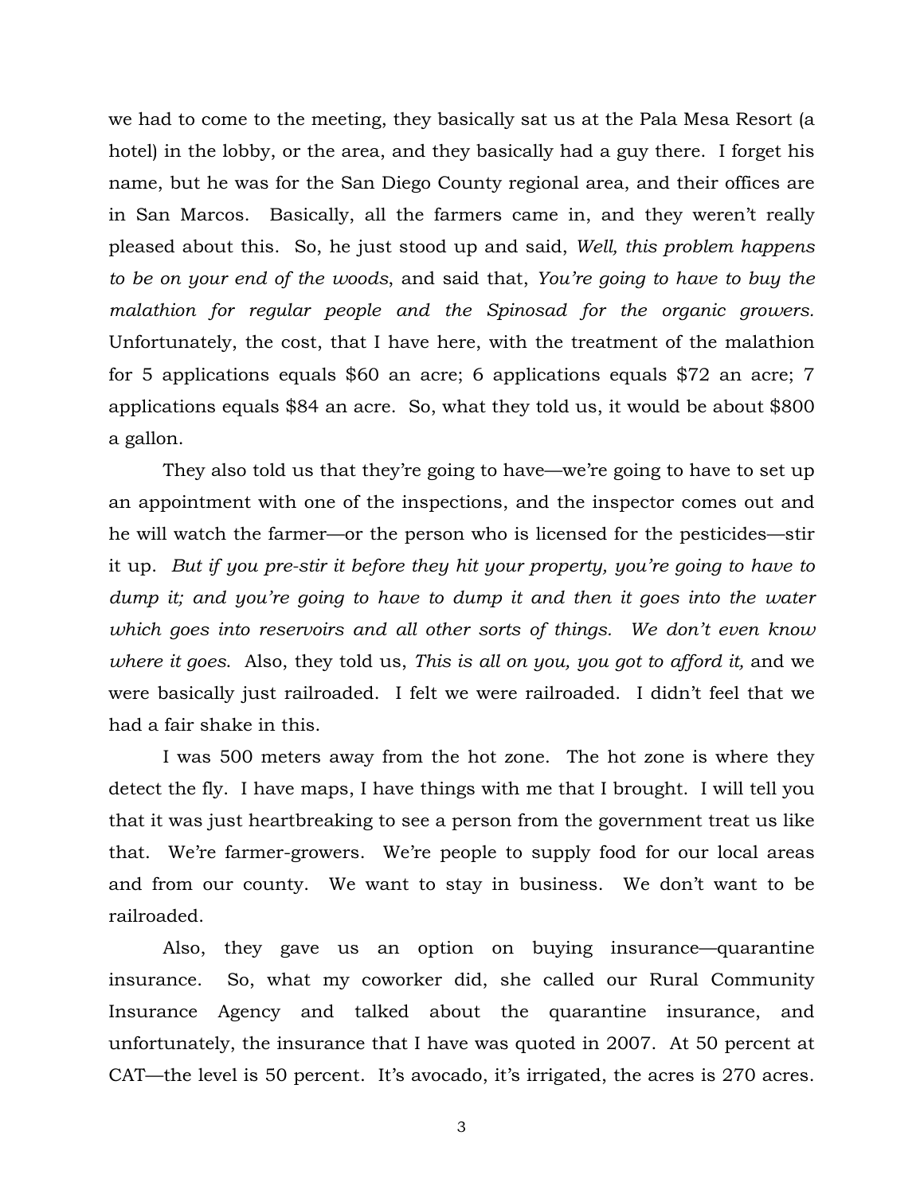we had to come to the meeting, they basically sat us at the Pala Mesa Resort (a hotel) in the lobby, or the area, and they basically had a guy there. I forget his name, but he was for the San Diego County regional area, and their offices are in San Marcos. Basically, all the farmers came in, and they weren't really pleased about this. So, he just stood up and said, *Well, this problem happens to be on your end of the woods*, and said that, *You're going to have to buy the malathion for regular people and the Spinosad for the organic growers.* Unfortunately, the cost, that I have here, with the treatment of the malathion for 5 applications equals $60 an acre; 6 applications equals $72 an acre; 7 applications equals $84 an acre. So, what they told us, it would be about $800 a gallon.

They also told us that they're going to have—we're going to have to set up an appointment with one of the inspections, and the inspector comes out and he will watch the farmer—or the person who is licensed for the pesticides—stir it up. *But if you pre-stir it before they hit your property, you're going to have to dump it; and you're going to have to dump it and then it goes into the water which goes into reservoirs and all other sorts of things. We don't even know where it goes*. Also, they told us, *This is all on you, you got to afford it,* and we were basically just railroaded. I felt we were railroaded. I didn't feel that we had a fair shake in this.

I was 500 meters away from the hot zone. The hot zone is where they detect the fly. I have maps, I have things with me that I brought. I will tell you that it was just heartbreaking to see a person from the government treat us like that. We're farmer-growers. We're people to supply food for our local areas and from our county. We want to stay in business. We don't want to be railroaded.

Also, they gave us an option on buying insurance—quarantine insurance. So, what my coworker did, she called our Rural Community Insurance Agency and talked about the quarantine insurance, and unfortunately, the insurance that I have was quoted in 2007. At 50 percent at CAT—the level is 50 percent. It's avocado, it's irrigated, the acres is 270 acres.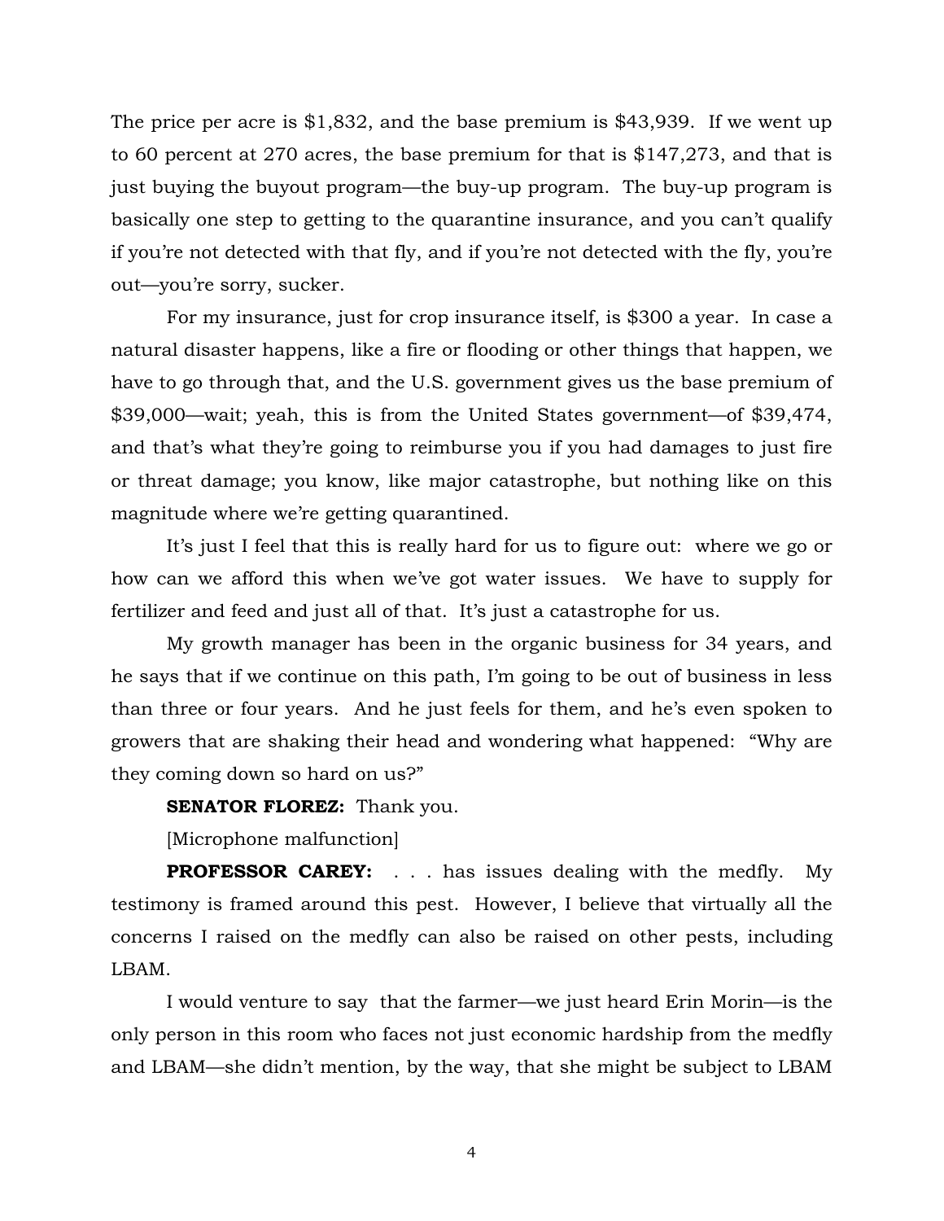The price per acre is $1,832, and the base premium is $43,939. If we went up to 60 percent at 270 acres, the base premium for that is $147,273, and that is just buying the buyout program—the buy-up program. The buy-up program is basically one step to getting to the quarantine insurance, and you can't qualify if you're not detected with that fly, and if you're not detected with the fly, you're out—you're sorry, sucker.

For my insurance, just for crop insurance itself, is $300 a year. In case a natural disaster happens, like a fire or flooding or other things that happen, we have to go through that, and the U.S. government gives us the base premium of $39,000—wait; yeah, this is from the United States government—of $39,474, and that's what they're going to reimburse you if you had damages to just fire or threat damage; you know, like major catastrophe, but nothing like on this magnitude where we're getting quarantined.

It's just I feel that this is really hard for us to figure out: where we go or how can we afford this when we've got water issues. We have to supply for fertilizer and feed and just all of that. It's just a catastrophe for us.

My growth manager has been in the organic business for 34 years, and he says that if we continue on this path, I'm going to be out of business in less than three or four years. And he just feels for them, and he's even spoken to growers that are shaking their head and wondering what happened: "Why are they coming down so hard on us?"

**SENATOR FLOREZ:** Thank you.

[Microphone malfunction]

**PROFESSOR CAREY:** . . . has issues dealing with the medfly. My testimony is framed around this pest. However, I believe that virtually all the concerns I raised on the medfly can also be raised on other pests, including LBAM.

I would venture to say that the farmer—we just heard Erin Morin—is the only person in this room who faces not just economic hardship from the medfly and LBAM—she didn't mention, by the way, that she might be subject to LBAM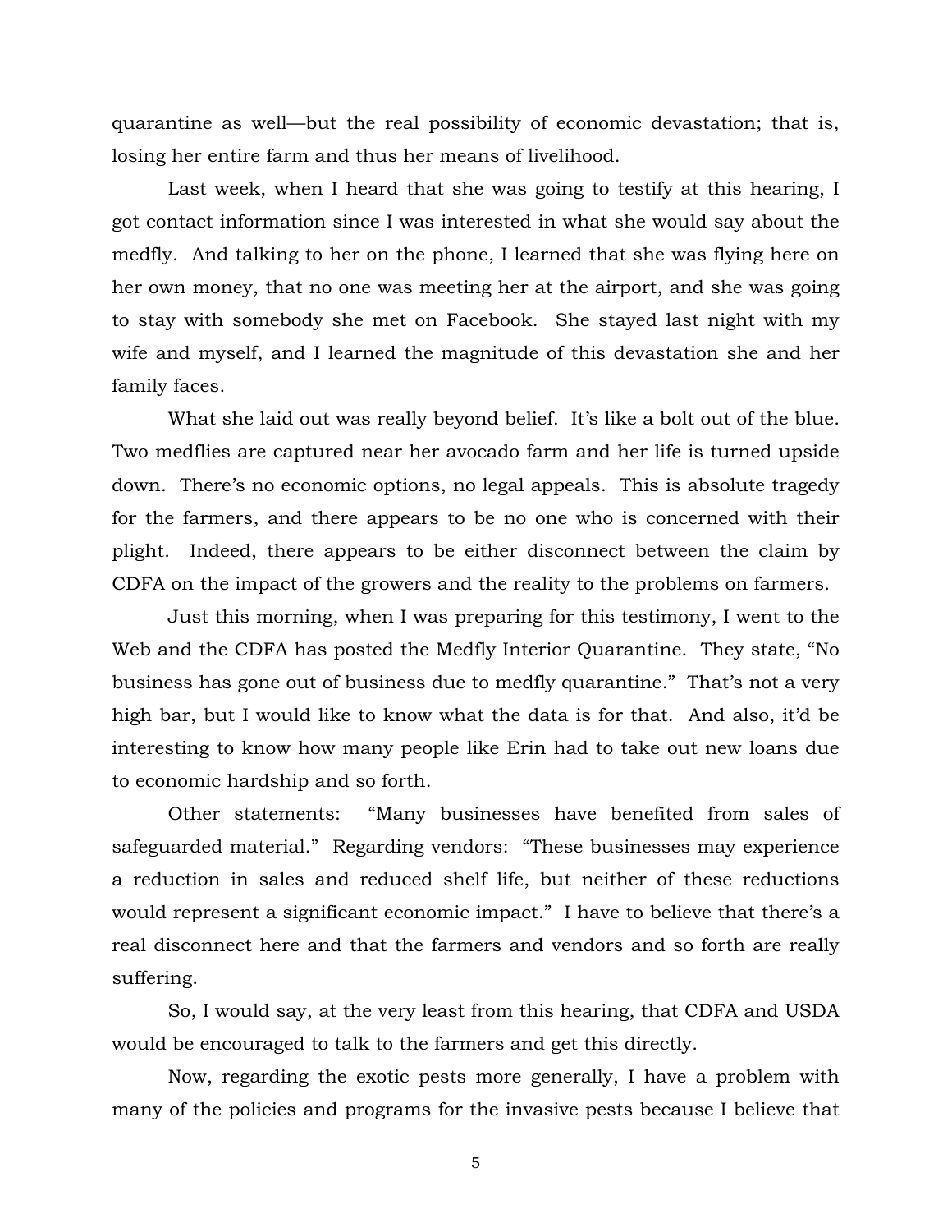quarantine as well—but the real possibility of economic devastation; that is, losing her entire farm and thus her means of livelihood.

Last week, when I heard that she was going to testify at this hearing, I got contact information since I was interested in what she would say about the medfly. And talking to her on the phone, I learned that she was flying here on her own money, that no one was meeting her at the airport, and she was going to stay with somebody she met on Facebook. She stayed last night with my wife and myself, and I learned the magnitude of this devastation she and her family faces.

What she laid out was really beyond belief. It's like a bolt out of the blue. Two medflies are captured near her avocado farm and her life is turned upside down. There's no economic options, no legal appeals. This is absolute tragedy for the farmers, and there appears to be no one who is concerned with their plight. Indeed, there appears to be either disconnect between the claim by CDFA on the impact of the growers and the reality to the problems on farmers.

Just this morning, when I was preparing for this testimony, I went to the Web and the CDFA has posted the Medfly Interior Quarantine. They state, "No business has gone out of business due to medfly quarantine." That's not a very high bar, but I would like to know what the data is for that. And also, it'd be interesting to know how many people like Erin had to take out new loans due to economic hardship and so forth.

Other statements: "Many businesses have benefited from sales of safeguarded material." Regarding vendors: "These businesses may experience a reduction in sales and reduced shelf life, but neither of these reductions would represent a significant economic impact." I have to believe that there's a real disconnect here and that the farmers and vendors and so forth are really suffering.

So, I would say, at the very least from this hearing, that CDFA and USDA would be encouraged to talk to the farmers and get this directly.

Now, regarding the exotic pests more generally, I have a problem with many of the policies and programs for the invasive pests because I believe that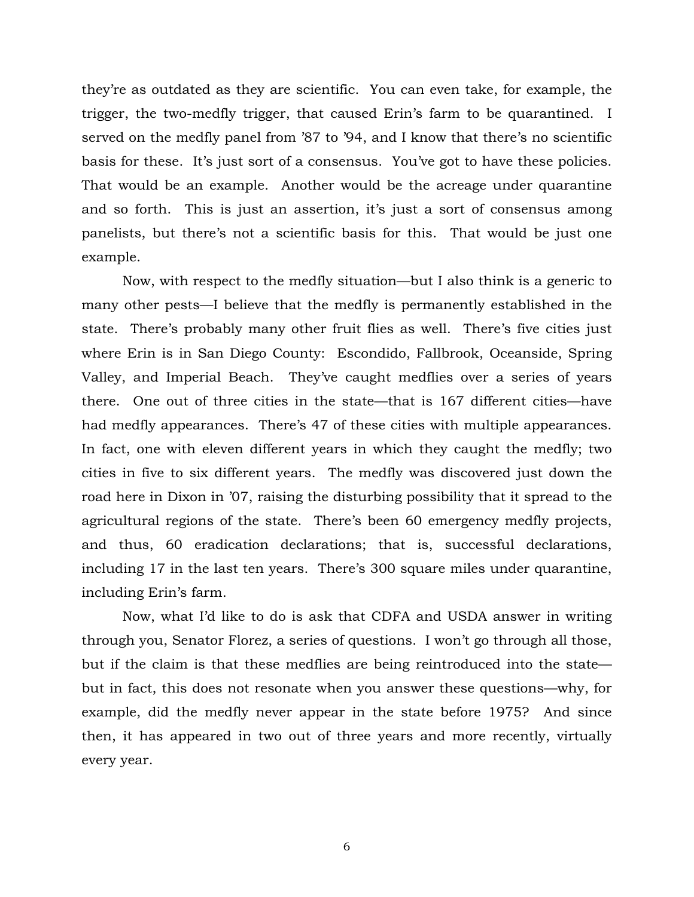they're as outdated as they are scientific. You can even take, for example, the trigger, the two-medfly trigger, that caused Erin's farm to be quarantined. I served on the medfly panel from '87 to '94, and I know that there's no scientific basis for these. It's just sort of a consensus. You've got to have these policies. That would be an example. Another would be the acreage under quarantine and so forth. This is just an assertion, it's just a sort of consensus among panelists, but there's not a scientific basis for this. That would be just one example.

Now, with respect to the medfly situation—but I also think is a generic to many other pests—I believe that the medfly is permanently established in the state. There's probably many other fruit flies as well. There's five cities just where Erin is in San Diego County: Escondido, Fallbrook, Oceanside, Spring Valley, and Imperial Beach. They've caught medflies over a series of years there. One out of three cities in the state—that is 167 different cities—have had medfly appearances. There's 47 of these cities with multiple appearances. In fact, one with eleven different years in which they caught the medfly; two cities in five to six different years. The medfly was discovered just down the road here in Dixon in '07, raising the disturbing possibility that it spread to the agricultural regions of the state. There's been 60 emergency medfly projects, and thus, 60 eradication declarations; that is, successful declarations, including 17 in the last ten years. There's 300 square miles under quarantine, including Erin's farm.

Now, what I'd like to do is ask that CDFA and USDA answer in writing through you, Senator Florez, a series of questions. I won't go through all those, but if the claim is that these medflies are being reintroduced into the state—but in fact, this does not resonate when you answer these questions—why, for example, did the medfly never appear in the state before 1975? And since then, it has appeared in two out of three years and more recently, virtually every year.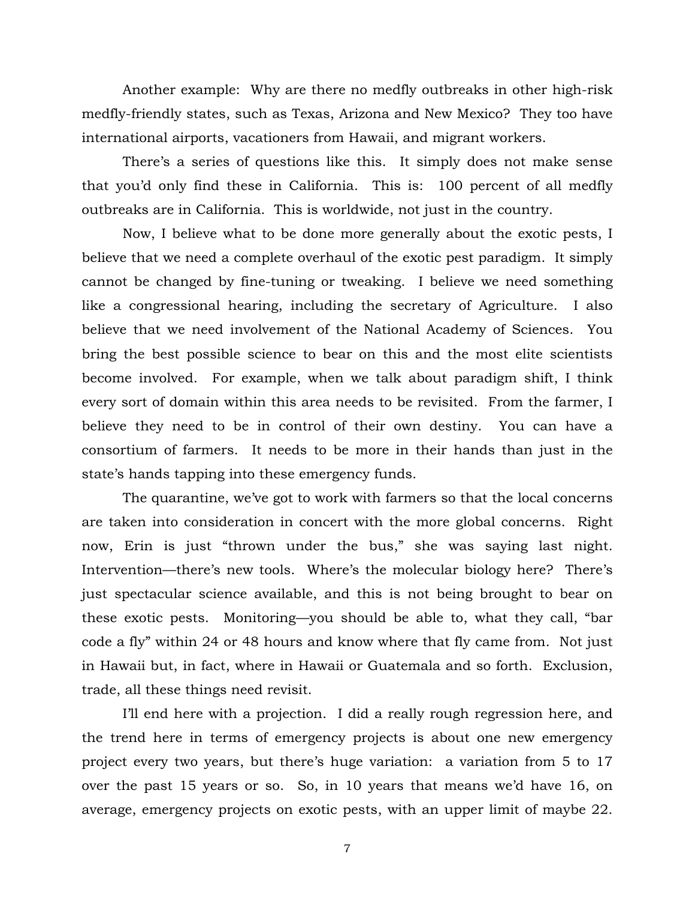Another example: Why are there no medfly outbreaks in other high-risk medfly-friendly states, such as Texas, Arizona and New Mexico? They too have international airports, vacationers from Hawaii, and migrant workers.

There's a series of questions like this. It simply does not make sense that you'd only find these in California. This is: 100 percent of all medfly outbreaks are in California. This is worldwide, not just in the country.

Now, I believe what to be done more generally about the exotic pests, I believe that we need a complete overhaul of the exotic pest paradigm. It simply cannot be changed by fine-tuning or tweaking. I believe we need something like a congressional hearing, including the secretary of Agriculture. I also believe that we need involvement of the National Academy of Sciences. You bring the best possible science to bear on this and the most elite scientists become involved. For example, when we talk about paradigm shift, I think every sort of domain within this area needs to be revisited. From the farmer, I believe they need to be in control of their own destiny. You can have a consortium of farmers. It needs to be more in their hands than just in the state's hands tapping into these emergency funds.

The quarantine, we've got to work with farmers so that the local concerns are taken into consideration in concert with the more global concerns. Right now, Erin is just "thrown under the bus," she was saying last night. Intervention—there's new tools. Where's the molecular biology here? There's just spectacular science available, and this is not being brought to bear on these exotic pests. Monitoring—you should be able to, what they call, "bar code a fly" within 24 or 48 hours and know where that fly came from. Not just in Hawaii but, in fact, where in Hawaii or Guatemala and so forth. Exclusion, trade, all these things need revisit.

I'll end here with a projection. I did a really rough regression here, and the trend here in terms of emergency projects is about one new emergency project every two years, but there's huge variation: a variation from 5 to 17 over the past 15 years or so. So, in 10 years that means we'd have 16, on average, emergency projects on exotic pests, with an upper limit of maybe 22.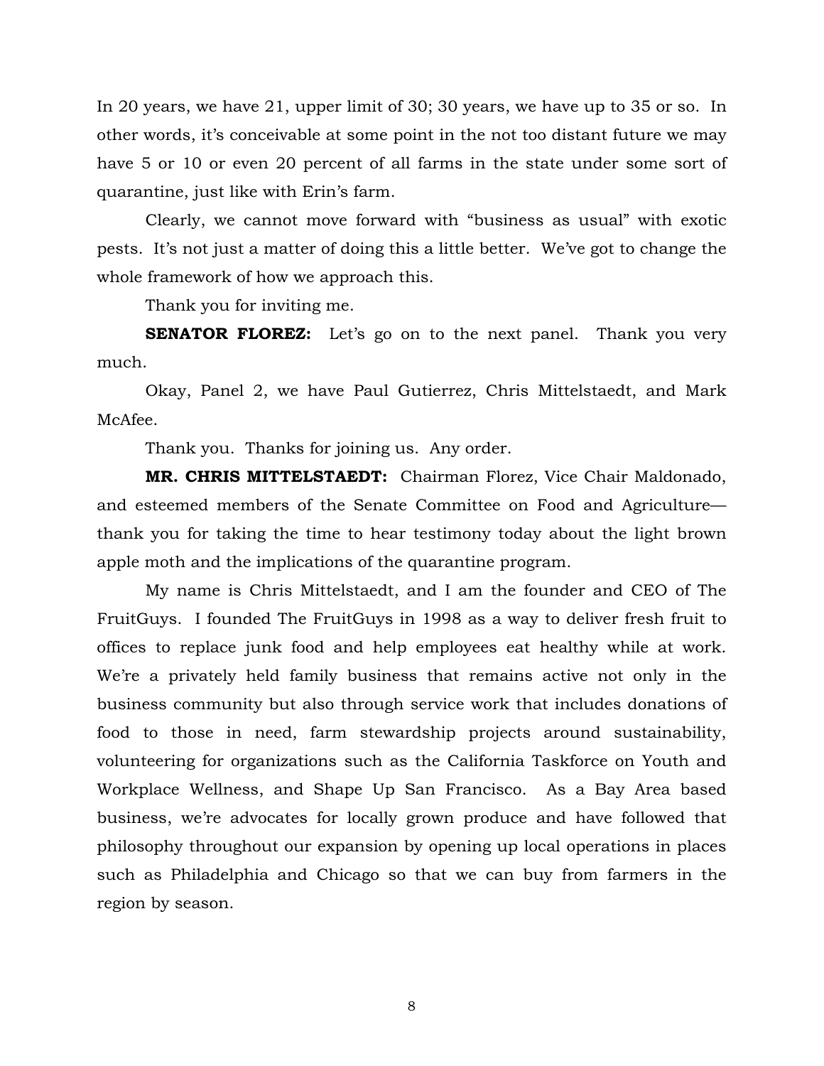In 20 years, we have 21, upper limit of 30; 30 years, we have up to 35 or so. In other words, it's conceivable at some point in the not too distant future we may have 5 or 10 or even 20 percent of all farms in the state under some sort of quarantine, just like with Erin's farm.

Clearly, we cannot move forward with "business as usual" with exotic pests. It's not just a matter of doing this a little better. We've got to change the whole framework of how we approach this.

Thank you for inviting me.

**SENATOR FLOREZ:** Let's go on to the next panel. Thank you very much.

Okay, Panel 2, we have Paul Gutierrez, Chris Mittelstaedt, and Mark McAfee.

Thank you. Thanks for joining us. Any order.

**MR. CHRIS MITTELSTAEDT:** Chairman Florez, Vice Chair Maldonado, and esteemed members of the Senate Committee on Food and Agriculture—thank you for taking the time to hear testimony today about the light brown apple moth and the implications of the quarantine program.

My name is Chris Mittelstaedt, and I am the founder and CEO of The FruitGuys. I founded The FruitGuys in 1998 as a way to deliver fresh fruit to offices to replace junk food and help employees eat healthy while at work. We're a privately held family business that remains active not only in the business community but also through service work that includes donations of food to those in need, farm stewardship projects around sustainability, volunteering for organizations such as the California Taskforce on Youth and Workplace Wellness, and Shape Up San Francisco. As a Bay Area based business, we're advocates for locally grown produce and have followed that philosophy throughout our expansion by opening up local operations in places such as Philadelphia and Chicago so that we can buy from farmers in the region by season.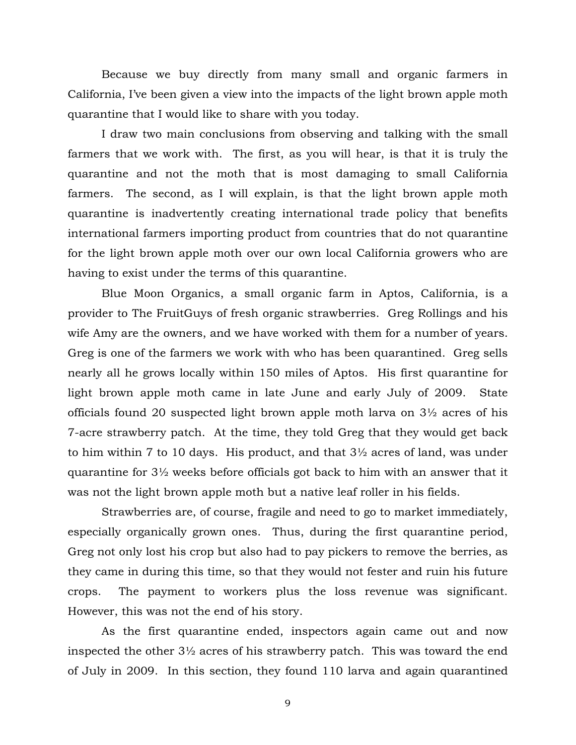Because we buy directly from many small and organic farmers in California, I've been given a view into the impacts of the light brown apple moth quarantine that I would like to share with you today.

I draw two main conclusions from observing and talking with the small farmers that we work with. The first, as you will hear, is that it is truly the quarantine and not the moth that is most damaging to small California farmers. The second, as I will explain, is that the light brown apple moth quarantine is inadvertently creating international trade policy that benefits international farmers importing product from countries that do not quarantine for the light brown apple moth over our own local California growers who are having to exist under the terms of this quarantine.

Blue Moon Organics, a small organic farm in Aptos, California, is a provider to The FruitGuys of fresh organic strawberries. Greg Rollings and his wife Amy are the owners, and we have worked with them for a number of years. Greg is one of the farmers we work with who has been quarantined. Greg sells nearly all he grows locally within 150 miles of Aptos. His first quarantine for light brown apple moth came in late June and early July of 2009. State officials found 20 suspected light brown apple moth larva on 3½ acres of his 7-acre strawberry patch. At the time, they told Greg that they would get back to him within 7 to 10 days. His product, and that 3½ acres of land, was under quarantine for 3½ weeks before officials got back to him with an answer that it was not the light brown apple moth but a native leaf roller in his fields.

Strawberries are, of course, fragile and need to go to market immediately, especially organically grown ones. Thus, during the first quarantine period, Greg not only lost his crop but also had to pay pickers to remove the berries, as they came in during this time, so that they would not fester and ruin his future crops. The payment to workers plus the loss revenue was significant. However, this was not the end of his story.

As the first quarantine ended, inspectors again came out and now inspected the other 3½ acres of his strawberry patch. This was toward the end of July in 2009. In this section, they found 110 larva and again quarantined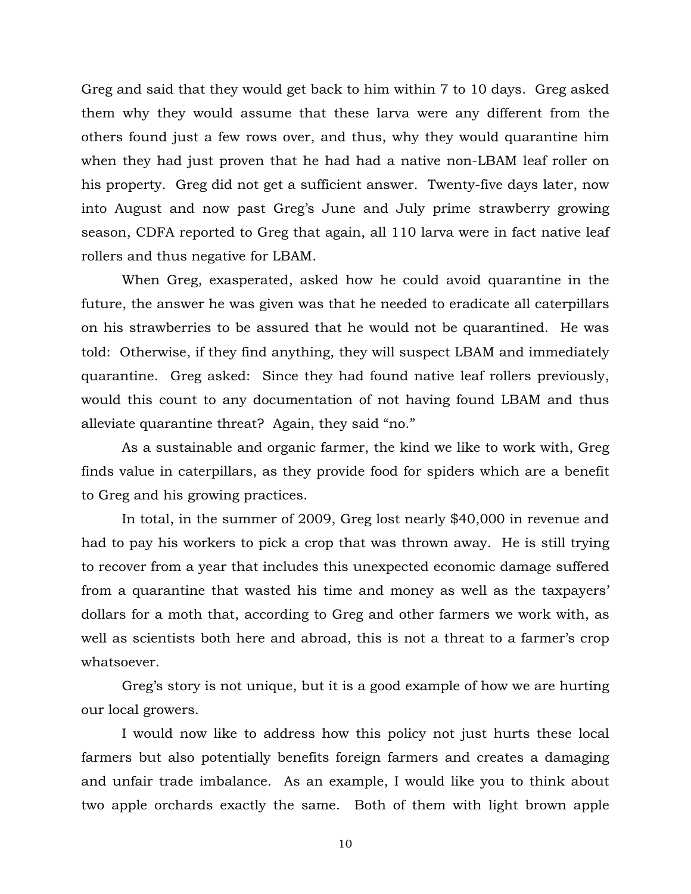Greg and said that they would get back to him within 7 to 10 days. Greg asked them why they would assume that these larva were any different from the others found just a few rows over, and thus, why they would quarantine him when they had just proven that he had had a native non-LBAM leaf roller on his property. Greg did not get a sufficient answer. Twenty-five days later, now into August and now past Greg's June and July prime strawberry growing season, CDFA reported to Greg that again, all 110 larva were in fact native leaf rollers and thus negative for LBAM.

When Greg, exasperated, asked how he could avoid quarantine in the future, the answer he was given was that he needed to eradicate all caterpillars on his strawberries to be assured that he would not be quarantined. He was told: Otherwise, if they find anything, they will suspect LBAM and immediately quarantine. Greg asked: Since they had found native leaf rollers previously, would this count to any documentation of not having found LBAM and thus alleviate quarantine threat? Again, they said "no."

As a sustainable and organic farmer, the kind we like to work with, Greg finds value in caterpillars, as they provide food for spiders which are a benefit to Greg and his growing practices.

In total, in the summer of 2009, Greg lost nearly $40,000 in revenue and had to pay his workers to pick a crop that was thrown away. He is still trying to recover from a year that includes this unexpected economic damage suffered from a quarantine that wasted his time and money as well as the taxpayers' dollars for a moth that, according to Greg and other farmers we work with, as well as scientists both here and abroad, this is not a threat to a farmer's crop whatsoever.

Greg's story is not unique, but it is a good example of how we are hurting our local growers.

I would now like to address how this policy not just hurts these local farmers but also potentially benefits foreign farmers and creates a damaging and unfair trade imbalance. As an example, I would like you to think about two apple orchards exactly the same. Both of them with light brown apple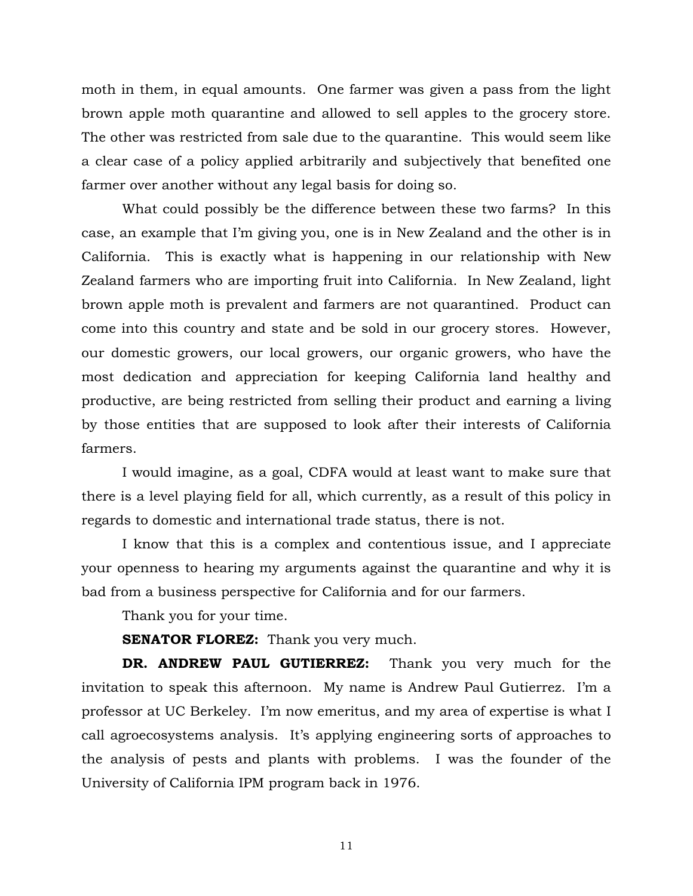moth in them, in equal amounts. One farmer was given a pass from the light brown apple moth quarantine and allowed to sell apples to the grocery store. The other was restricted from sale due to the quarantine. This would seem like a clear case of a policy applied arbitrarily and subjectively that benefited one farmer over another without any legal basis for doing so.

What could possibly be the difference between these two farms? In this case, an example that I'm giving you, one is in New Zealand and the other is in California. This is exactly what is happening in our relationship with New Zealand farmers who are importing fruit into California. In New Zealand, light brown apple moth is prevalent and farmers are not quarantined. Product can come into this country and state and be sold in our grocery stores. However, our domestic growers, our local growers, our organic growers, who have the most dedication and appreciation for keeping California land healthy and productive, are being restricted from selling their product and earning a living by those entities that are supposed to look after their interests of California farmers.

I would imagine, as a goal, CDFA would at least want to make sure that there is a level playing field for all, which currently, as a result of this policy in regards to domestic and international trade status, there is not.

I know that this is a complex and contentious issue, and I appreciate your openness to hearing my arguments against the quarantine and why it is bad from a business perspective for California and for our farmers.

Thank you for your time.

**SENATOR FLOREZ:** Thank you very much.

**DR. ANDREW PAUL GUTIERREZ:** Thank you very much for the invitation to speak this afternoon. My name is Andrew Paul Gutierrez. I'm a professor at UC Berkeley. I'm now emeritus, and my area of expertise is what I call agroecosystems analysis. It's applying engineering sorts of approaches to the analysis of pests and plants with problems. I was the founder of the University of California IPM program back in 1976.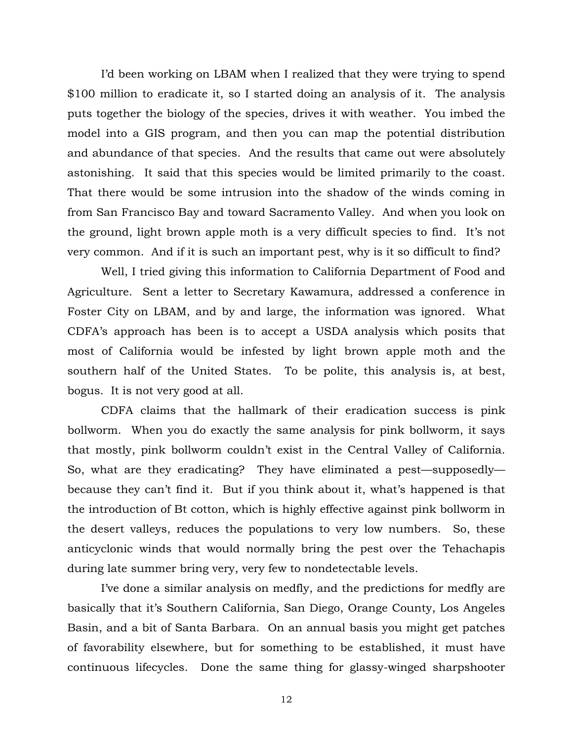I'd been working on LBAM when I realized that they were trying to spend $100 million to eradicate it, so I started doing an analysis of it. The analysis puts together the biology of the species, drives it with weather. You imbed the model into a GIS program, and then you can map the potential distribution and abundance of that species. And the results that came out were absolutely astonishing. It said that this species would be limited primarily to the coast. That there would be some intrusion into the shadow of the winds coming in from San Francisco Bay and toward Sacramento Valley. And when you look on the ground, light brown apple moth is a very difficult species to find. It's not very common. And if it is such an important pest, why is it so difficult to find?

Well, I tried giving this information to California Department of Food and Agriculture. Sent a letter to Secretary Kawamura, addressed a conference in Foster City on LBAM, and by and large, the information was ignored. What CDFA's approach has been is to accept a USDA analysis which posits that most of California would be infested by light brown apple moth and the southern half of the United States. To be polite, this analysis is, at best, bogus. It is not very good at all.

CDFA claims that the hallmark of their eradication success is pink bollworm. When you do exactly the same analysis for pink bollworm, it says that mostly, pink bollworm couldn't exist in the Central Valley of California. So, what are they eradicating? They have eliminated a pest—supposedly—because they can't find it. But if you think about it, what's happened is that the introduction of Bt cotton, which is highly effective against pink bollworm in the desert valleys, reduces the populations to very low numbers. So, these anticyclonic winds that would normally bring the pest over the Tehachapis during late summer bring very, very few to nondetectable levels.

I've done a similar analysis on medfly, and the predictions for medfly are basically that it's Southern California, San Diego, Orange County, Los Angeles Basin, and a bit of Santa Barbara. On an annual basis you might get patches of favorability elsewhere, but for something to be established, it must have continuous lifecycles. Done the same thing for glassy-winged sharpshooter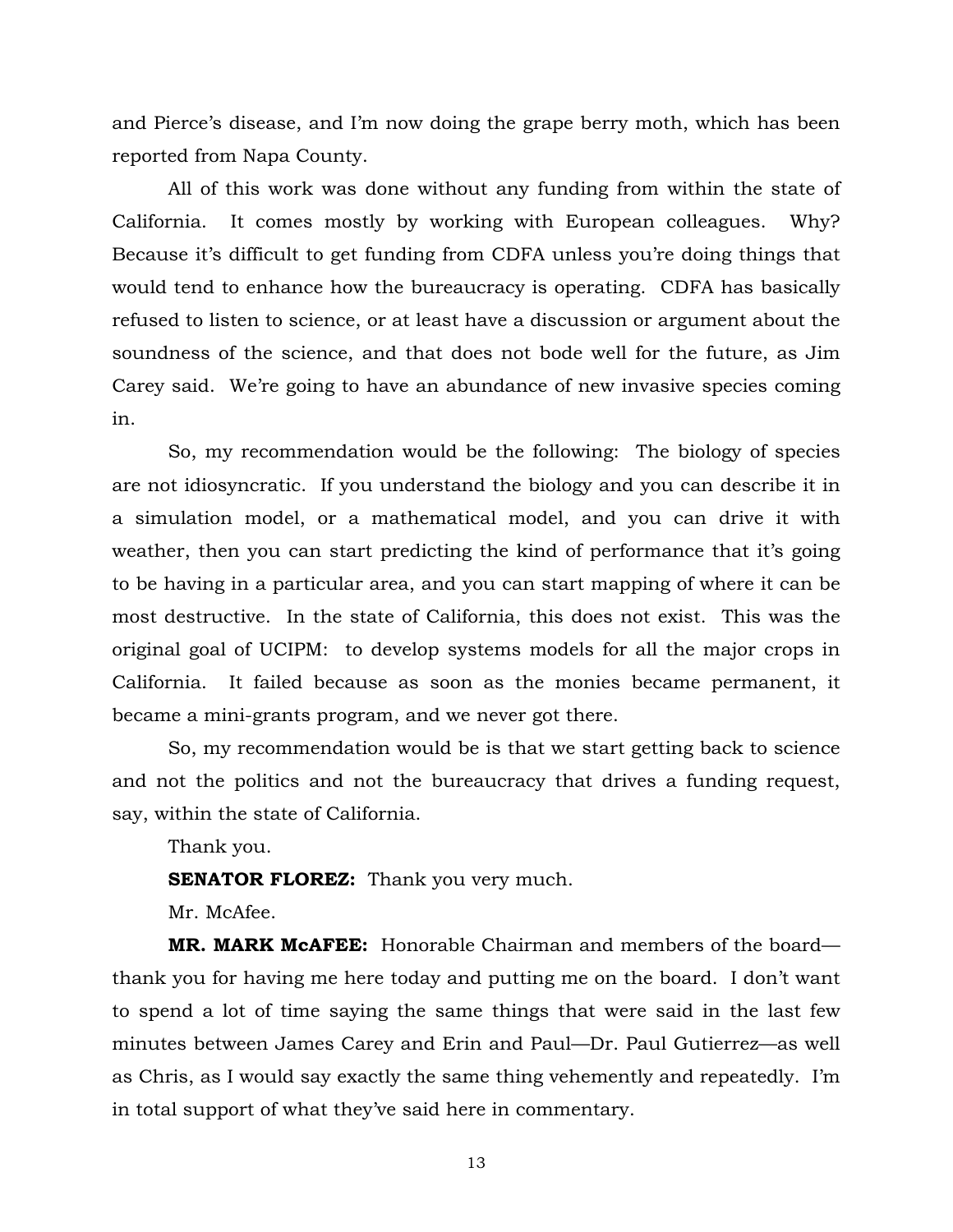and Pierce's disease, and I'm now doing the grape berry moth, which has been reported from Napa County.

All of this work was done without any funding from within the state of California. It comes mostly by working with European colleagues. Why? Because it's difficult to get funding from CDFA unless you're doing things that would tend to enhance how the bureaucracy is operating. CDFA has basically refused to listen to science, or at least have a discussion or argument about the soundness of the science, and that does not bode well for the future, as Jim Carey said. We're going to have an abundance of new invasive species coming in.

So, my recommendation would be the following: The biology of species are not idiosyncratic. If you understand the biology and you can describe it in a simulation model, or a mathematical model, and you can drive it with weather, then you can start predicting the kind of performance that it's going to be having in a particular area, and you can start mapping of where it can be most destructive. In the state of California, this does not exist. This was the original goal of UCIPM: to develop systems models for all the major crops in California. It failed because as soon as the monies became permanent, it became a mini-grants program, and we never got there.

So, my recommendation would be is that we start getting back to science and not the politics and not the bureaucracy that drives a funding request, say, within the state of California.

Thank you.

**SENATOR FLOREZ:** Thank you very much.

Mr. McAfee.

**MR. MARK McAFEE:** Honorable Chairman and members of the board—thank you for having me here today and putting me on the board. I don't want to spend a lot of time saying the same things that were said in the last few minutes between James Carey and Erin and Paul—Dr. Paul Gutierrez—as well as Chris, as I would say exactly the same thing vehemently and repeatedly. I'm in total support of what they've said here in commentary.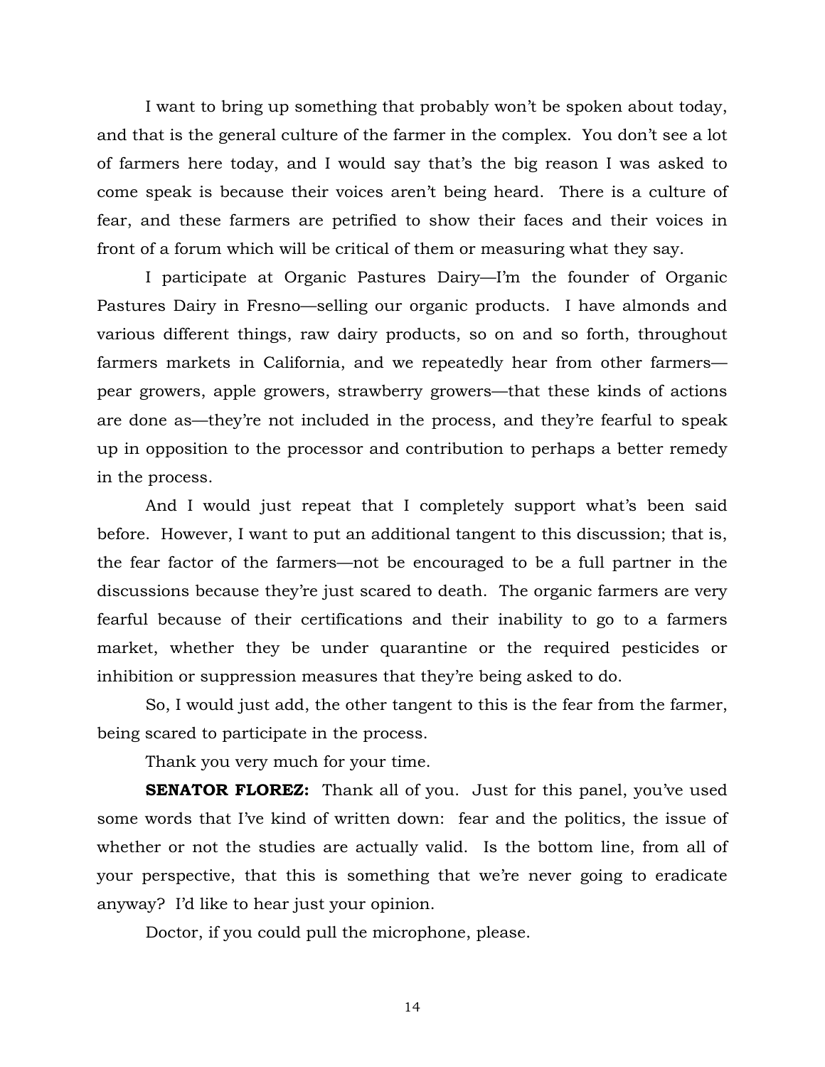I want to bring up something that probably won't be spoken about today, and that is the general culture of the farmer in the complex. You don't see a lot of farmers here today, and I would say that's the big reason I was asked to come speak is because their voices aren't being heard. There is a culture of fear, and these farmers are petrified to show their faces and their voices in front of a forum which will be critical of them or measuring what they say.

I participate at Organic Pastures Dairy—I'm the founder of Organic Pastures Dairy in Fresno—selling our organic products. I have almonds and various different things, raw dairy products, so on and so forth, throughout farmers markets in California, and we repeatedly hear from other farmers—pear growers, apple growers, strawberry growers—that these kinds of actions are done as—they're not included in the process, and they're fearful to speak up in opposition to the processor and contribution to perhaps a better remedy in the process.

And I would just repeat that I completely support what's been said before. However, I want to put an additional tangent to this discussion; that is, the fear factor of the farmers—not be encouraged to be a full partner in the discussions because they're just scared to death. The organic farmers are very fearful because of their certifications and their inability to go to a farmers market, whether they be under quarantine or the required pesticides or inhibition or suppression measures that they're being asked to do.

So, I would just add, the other tangent to this is the fear from the farmer, being scared to participate in the process.

Thank you very much for your time.

**SENATOR FLOREZ:** Thank all of you. Just for this panel, you've used some words that I've kind of written down: fear and the politics, the issue of whether or not the studies are actually valid. Is the bottom line, from all of your perspective, that this is something that we're never going to eradicate anyway? I'd like to hear just your opinion.

Doctor, if you could pull the microphone, please.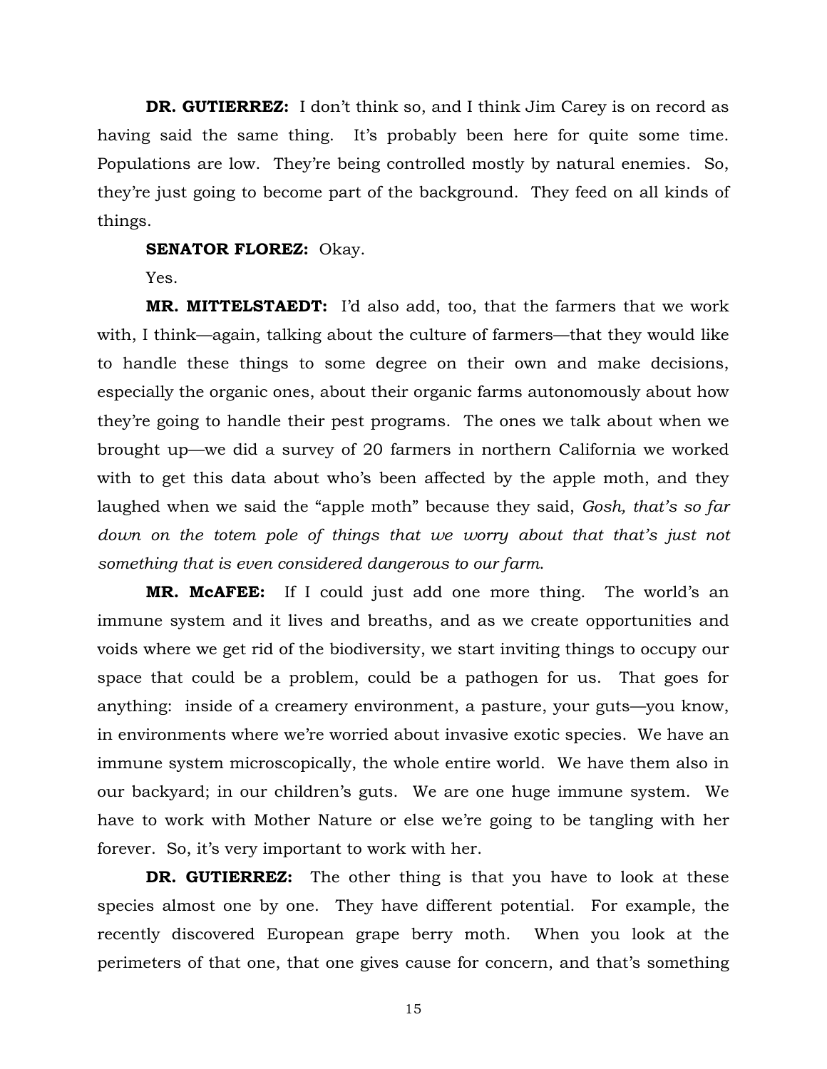**DR. GUTIERREZ:** I don't think so, and I think Jim Carey is on record as having said the same thing. It's probably been here for quite some time. Populations are low. They're being controlled mostly by natural enemies. So, they're just going to become part of the background. They feed on all kinds of things.

**SENATOR FLOREZ:** Okay.

Yes.

**MR. MITTELSTAEDT:** I'd also add, too, that the farmers that we work with, I think—again, talking about the culture of farmers—that they would like to handle these things to some degree on their own and make decisions, especially the organic ones, about their organic farms autonomously about how they're going to handle their pest programs. The ones we talk about when we brought up—we did a survey of 20 farmers in northern California we worked with to get this data about who's been affected by the apple moth, and they laughed when we said the "apple moth" because they said, *Gosh, that's so far down on the totem pole of things that we worry about that that's just not something that is even considered dangerous to our farm*.

**MR. McAFEE:** If I could just add one more thing. The world's an immune system and it lives and breaths, and as we create opportunities and voids where we get rid of the biodiversity, we start inviting things to occupy our space that could be a problem, could be a pathogen for us. That goes for anything: inside of a creamery environment, a pasture, your guts—you know, in environments where we're worried about invasive exotic species. We have an immune system microscopically, the whole entire world. We have them also in our backyard; in our children's guts. We are one huge immune system. We have to work with Mother Nature or else we're going to be tangling with her forever. So, it's very important to work with her.

**DR. GUTIERREZ:** The other thing is that you have to look at these species almost one by one. They have different potential. For example, the recently discovered European grape berry moth. When you look at the perimeters of that one, that one gives cause for concern, and that's something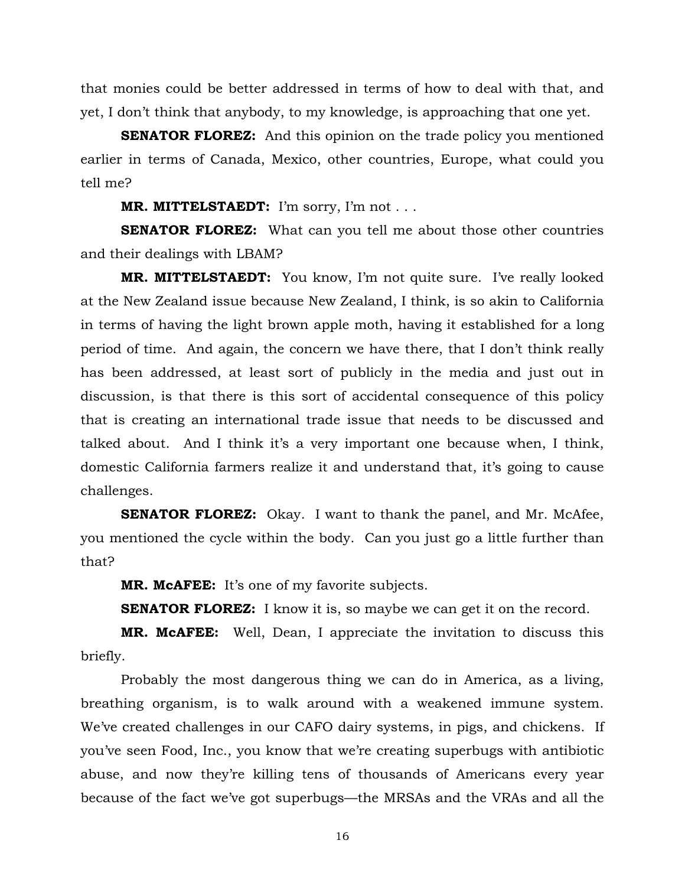that monies could be better addressed in terms of how to deal with that, and yet, I don't think that anybody, to my knowledge, is approaching that one yet.

**SENATOR FLOREZ:** And this opinion on the trade policy you mentioned earlier in terms of Canada, Mexico, other countries, Europe, what could you tell me?

**MR. MITTELSTAEDT:** I'm sorry, I'm not . . .

**SENATOR FLOREZ:** What can you tell me about those other countries and their dealings with LBAM?

**MR. MITTELSTAEDT:** You know, I'm not quite sure. I've really looked at the New Zealand issue because New Zealand, I think, is so akin to California in terms of having the light brown apple moth, having it established for a long period of time. And again, the concern we have there, that I don't think really has been addressed, at least sort of publicly in the media and just out in discussion, is that there is this sort of accidental consequence of this policy that is creating an international trade issue that needs to be discussed and talked about. And I think it's a very important one because when, I think, domestic California farmers realize it and understand that, it's going to cause challenges.

**SENATOR FLOREZ:** Okay. I want to thank the panel, and Mr. McAfee, you mentioned the cycle within the body. Can you just go a little further than that?

**MR. McAFEE:** It's one of my favorite subjects.

**SENATOR FLOREZ:** I know it is, so maybe we can get it on the record.

**MR. McAFEE:** Well, Dean, I appreciate the invitation to discuss this briefly.

Probably the most dangerous thing we can do in America, as a living, breathing organism, is to walk around with a weakened immune system. We've created challenges in our CAFO dairy systems, in pigs, and chickens. If you've seen Food, Inc., you know that we're creating superbugs with antibiotic abuse, and now they're killing tens of thousands of Americans every year because of the fact we've got superbugs—the MRSAs and the VRAs and all the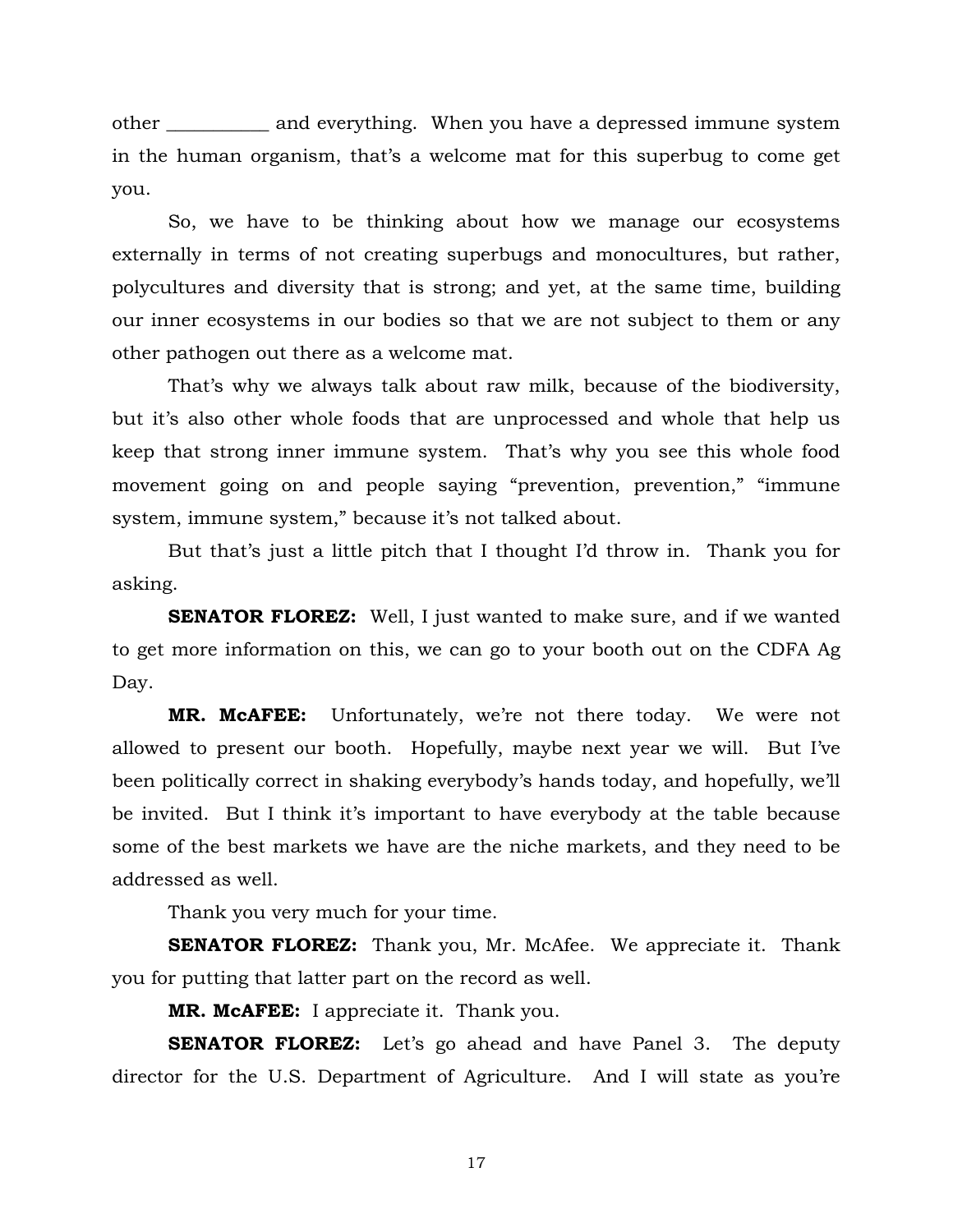other ___________ and everything. When you have a depressed immune system in the human organism, that's a welcome mat for this superbug to come get you.

So, we have to be thinking about how we manage our ecosystems externally in terms of not creating superbugs and monocultures, but rather, polycultures and diversity that is strong; and yet, at the same time, building our inner ecosystems in our bodies so that we are not subject to them or any other pathogen out there as a welcome mat.

That's why we always talk about raw milk, because of the biodiversity, but it's also other whole foods that are unprocessed and whole that help us keep that strong inner immune system. That's why you see this whole food movement going on and people saying "prevention, prevention," "immune system, immune system," because it's not talked about.

But that's just a little pitch that I thought I'd throw in. Thank you for asking.

**SENATOR FLOREZ:** Well, I just wanted to make sure, and if we wanted to get more information on this, we can go to your booth out on the CDFA Ag Day.

**MR. McAFEE:** Unfortunately, we're not there today. We were not allowed to present our booth. Hopefully, maybe next year we will. But I've been politically correct in shaking everybody's hands today, and hopefully, we'll be invited. But I think it's important to have everybody at the table because some of the best markets we have are the niche markets, and they need to be addressed as well.

Thank you very much for your time.

**SENATOR FLOREZ:** Thank you, Mr. McAfee. We appreciate it. Thank you for putting that latter part on the record as well.

**MR. McAFEE:** I appreciate it. Thank you.

**SENATOR FLOREZ:** Let's go ahead and have Panel 3. The deputy director for the U.S. Department of Agriculture. And I will state as you're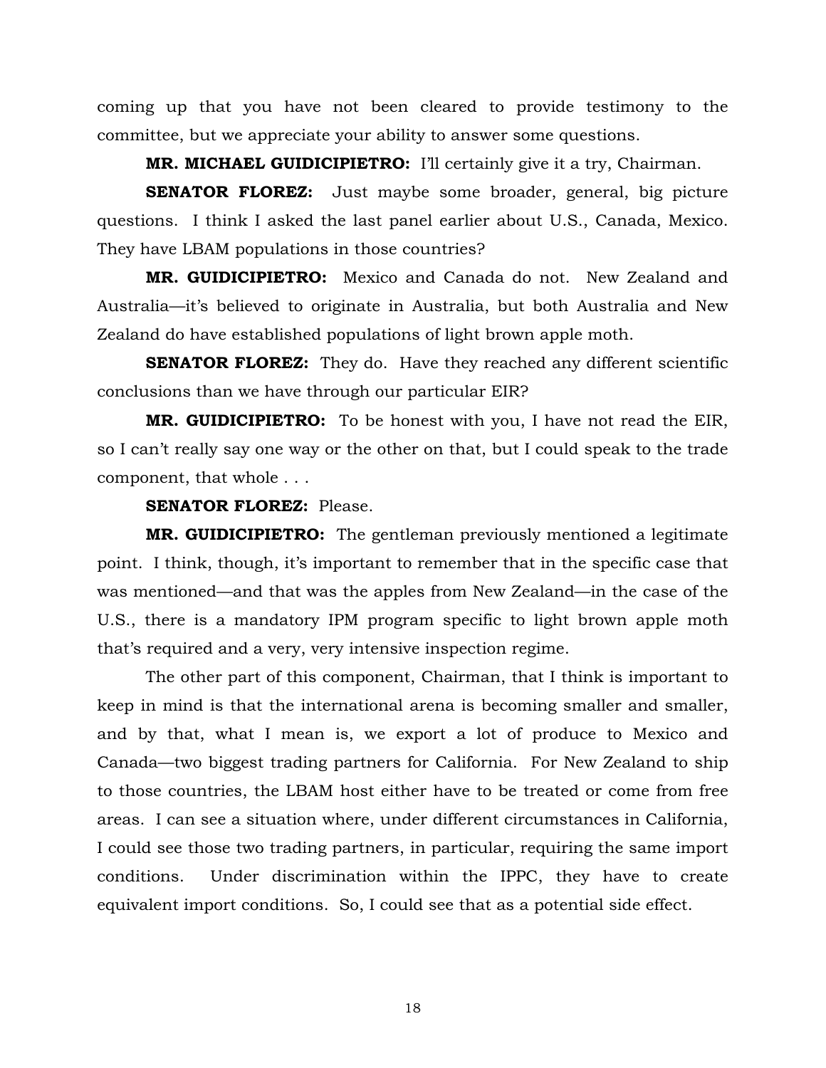coming up that you have not been cleared to provide testimony to the committee, but we appreciate your ability to answer some questions.

**MR. MICHAEL GUIDICIPIETRO:** I'll certainly give it a try, Chairman.

**SENATOR FLOREZ:** Just maybe some broader, general, big picture questions. I think I asked the last panel earlier about U.S., Canada, Mexico. They have LBAM populations in those countries?

**MR. GUIDICIPIETRO:** Mexico and Canada do not. New Zealand and Australia—it's believed to originate in Australia, but both Australia and New Zealand do have established populations of light brown apple moth.

**SENATOR FLOREZ:** They do. Have they reached any different scientific conclusions than we have through our particular EIR?

**MR. GUIDICIPIETRO:** To be honest with you, I have not read the EIR, so I can't really say one way or the other on that, but I could speak to the trade component, that whole . . .

**SENATOR FLOREZ:** Please.

**MR. GUIDICIPIETRO:** The gentleman previously mentioned a legitimate point. I think, though, it's important to remember that in the specific case that was mentioned—and that was the apples from New Zealand—in the case of the U.S., there is a mandatory IPM program specific to light brown apple moth that's required and a very, very intensive inspection regime.

The other part of this component, Chairman, that I think is important to keep in mind is that the international arena is becoming smaller and smaller, and by that, what I mean is, we export a lot of produce to Mexico and Canada—two biggest trading partners for California. For New Zealand to ship to those countries, the LBAM host either have to be treated or come from free areas. I can see a situation where, under different circumstances in California, I could see those two trading partners, in particular, requiring the same import conditions. Under discrimination within the IPPC, they have to create equivalent import conditions. So, I could see that as a potential side effect.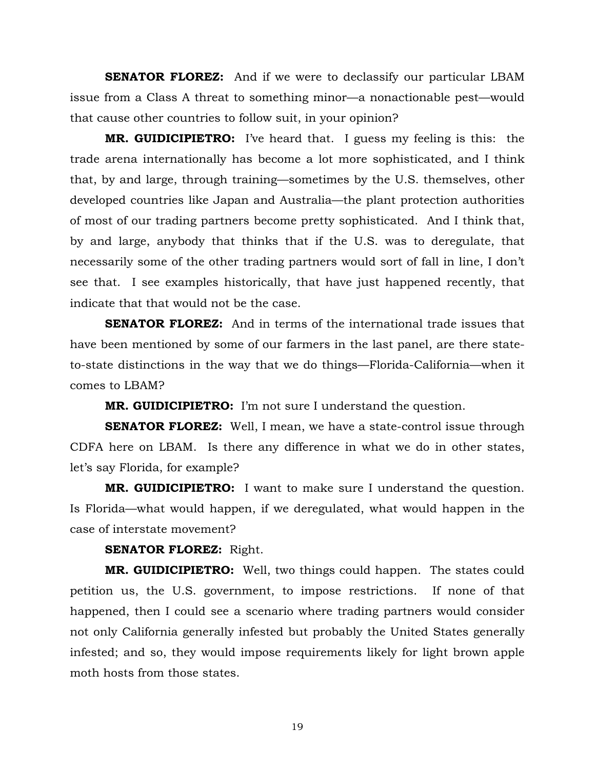**SENATOR FLOREZ:** And if we were to declassify our particular LBAM issue from a Class A threat to something minor—a nonactionable pest—would that cause other countries to follow suit, in your opinion?

**MR. GUIDICIPIETRO:** I've heard that. I guess my feeling is this: the trade arena internationally has become a lot more sophisticated, and I think that, by and large, through training—sometimes by the U.S. themselves, other developed countries like Japan and Australia—the plant protection authorities of most of our trading partners become pretty sophisticated. And I think that, by and large, anybody that thinks that if the U.S. was to deregulate, that necessarily some of the other trading partners would sort of fall in line, I don't see that. I see examples historically, that have just happened recently, that indicate that that would not be the case.

**SENATOR FLOREZ:** And in terms of the international trade issues that have been mentioned by some of our farmers in the last panel, are there state-to-state distinctions in the way that we do things—Florida-California—when it comes to LBAM?

**MR. GUIDICIPIETRO:** I'm not sure I understand the question.

**SENATOR FLOREZ:** Well, I mean, we have a state-control issue through CDFA here on LBAM. Is there any difference in what we do in other states, let's say Florida, for example?

**MR. GUIDICIPIETRO:** I want to make sure I understand the question. Is Florida—what would happen, if we deregulated, what would happen in the case of interstate movement?

**SENATOR FLOREZ:** Right.

**MR. GUIDICIPIETRO:** Well, two things could happen. The states could petition us, the U.S. government, to impose restrictions. If none of that happened, then I could see a scenario where trading partners would consider not only California generally infested but probably the United States generally infested; and so, they would impose requirements likely for light brown apple moth hosts from those states.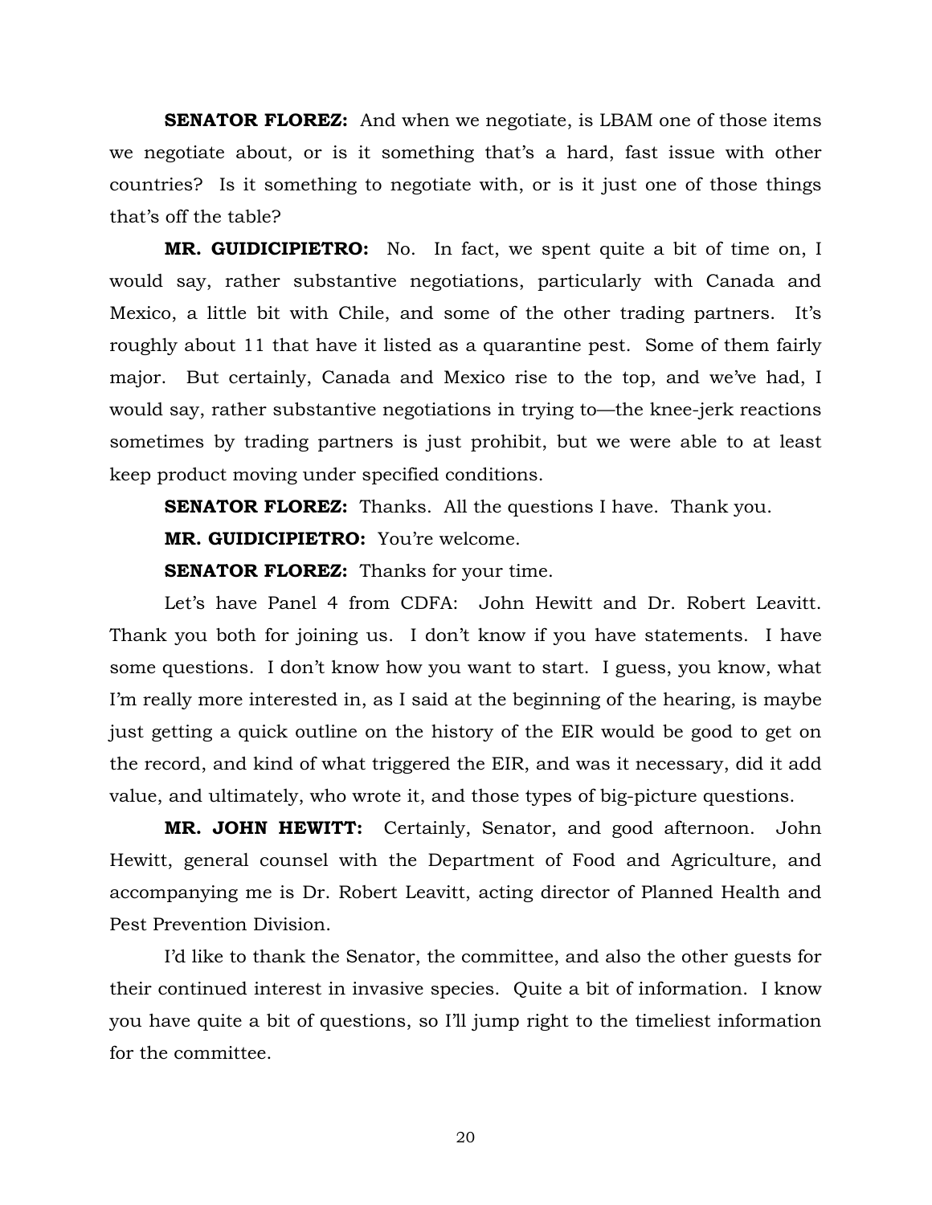**SENATOR FLOREZ:** And when we negotiate, is LBAM one of those items we negotiate about, or is it something that's a hard, fast issue with other countries? Is it something to negotiate with, or is it just one of those things that's off the table?

**MR. GUIDICIPIETRO:** No. In fact, we spent quite a bit of time on, I would say, rather substantive negotiations, particularly with Canada and Mexico, a little bit with Chile, and some of the other trading partners. It's roughly about 11 that have it listed as a quarantine pest. Some of them fairly major. But certainly, Canada and Mexico rise to the top, and we've had, I would say, rather substantive negotiations in trying to—the knee-jerk reactions sometimes by trading partners is just prohibit, but we were able to at least keep product moving under specified conditions.

**SENATOR FLOREZ:** Thanks. All the questions I have. Thank you.

**MR. GUIDICIPIETRO:** You're welcome.

**SENATOR FLOREZ:** Thanks for your time.

Let's have Panel 4 from CDFA: John Hewitt and Dr. Robert Leavitt. Thank you both for joining us. I don't know if you have statements. I have some questions. I don't know how you want to start. I guess, you know, what I'm really more interested in, as I said at the beginning of the hearing, is maybe just getting a quick outline on the history of the EIR would be good to get on the record, and kind of what triggered the EIR, and was it necessary, did it add value, and ultimately, who wrote it, and those types of big-picture questions.

**MR. JOHN HEWITT:** Certainly, Senator, and good afternoon. John Hewitt, general counsel with the Department of Food and Agriculture, and accompanying me is Dr. Robert Leavitt, acting director of Planned Health and Pest Prevention Division.

I'd like to thank the Senator, the committee, and also the other guests for their continued interest in invasive species. Quite a bit of information. I know you have quite a bit of questions, so I'll jump right to the timeliest information for the committee.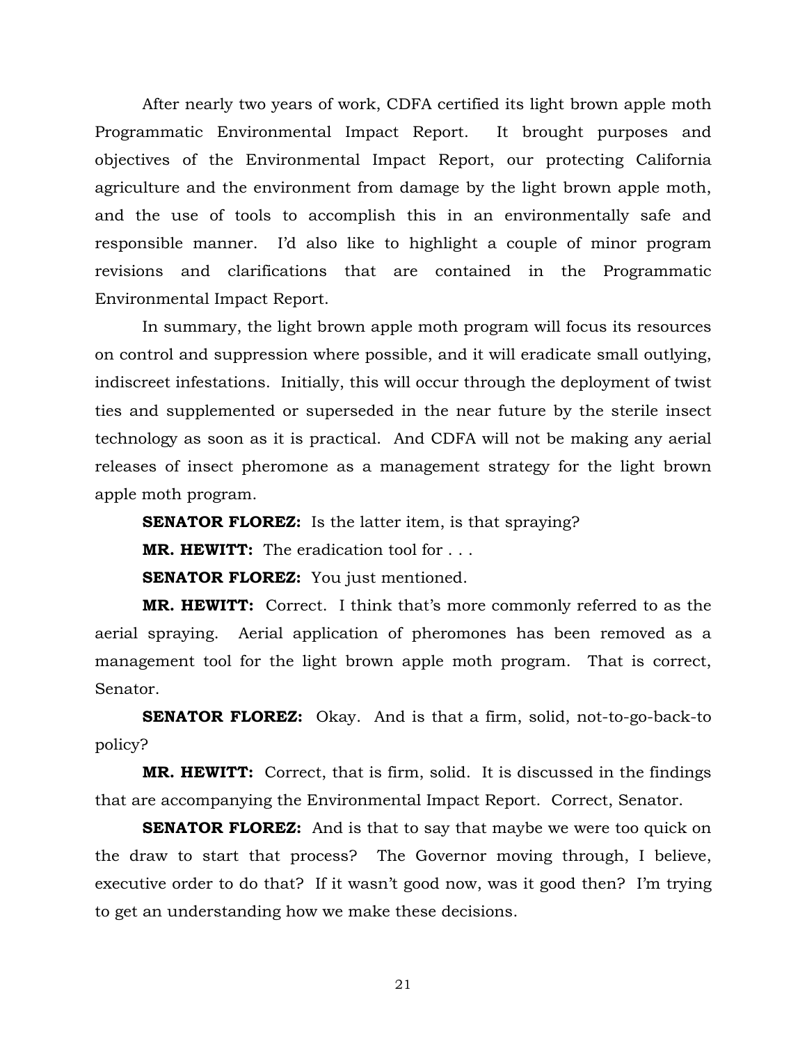After nearly two years of work, CDFA certified its light brown apple moth Programmatic Environmental Impact Report. It brought purposes and objectives of the Environmental Impact Report, our protecting California agriculture and the environment from damage by the light brown apple moth, and the use of tools to accomplish this in an environmentally safe and responsible manner. I'd also like to highlight a couple of minor program revisions and clarifications that are contained in the Programmatic Environmental Impact Report.

In summary, the light brown apple moth program will focus its resources on control and suppression where possible, and it will eradicate small outlying, indiscreet infestations. Initially, this will occur through the deployment of twist ties and supplemented or superseded in the near future by the sterile insect technology as soon as it is practical. And CDFA will not be making any aerial releases of insect pheromone as a management strategy for the light brown apple moth program.

**SENATOR FLOREZ:** Is the latter item, is that spraying?

**MR. HEWITT:** The eradication tool for . . .

**SENATOR FLOREZ:** You just mentioned.

**MR. HEWITT:** Correct. I think that's more commonly referred to as the aerial spraying. Aerial application of pheromones has been removed as a management tool for the light brown apple moth program. That is correct, Senator.

**SENATOR FLOREZ:** Okay. And is that a firm, solid, not-to-go-back-to policy?

**MR. HEWITT:** Correct, that is firm, solid. It is discussed in the findings that are accompanying the Environmental Impact Report. Correct, Senator.

**SENATOR FLOREZ:** And is that to say that maybe we were too quick on the draw to start that process? The Governor moving through, I believe, executive order to do that? If it wasn't good now, was it good then? I'm trying to get an understanding how we make these decisions.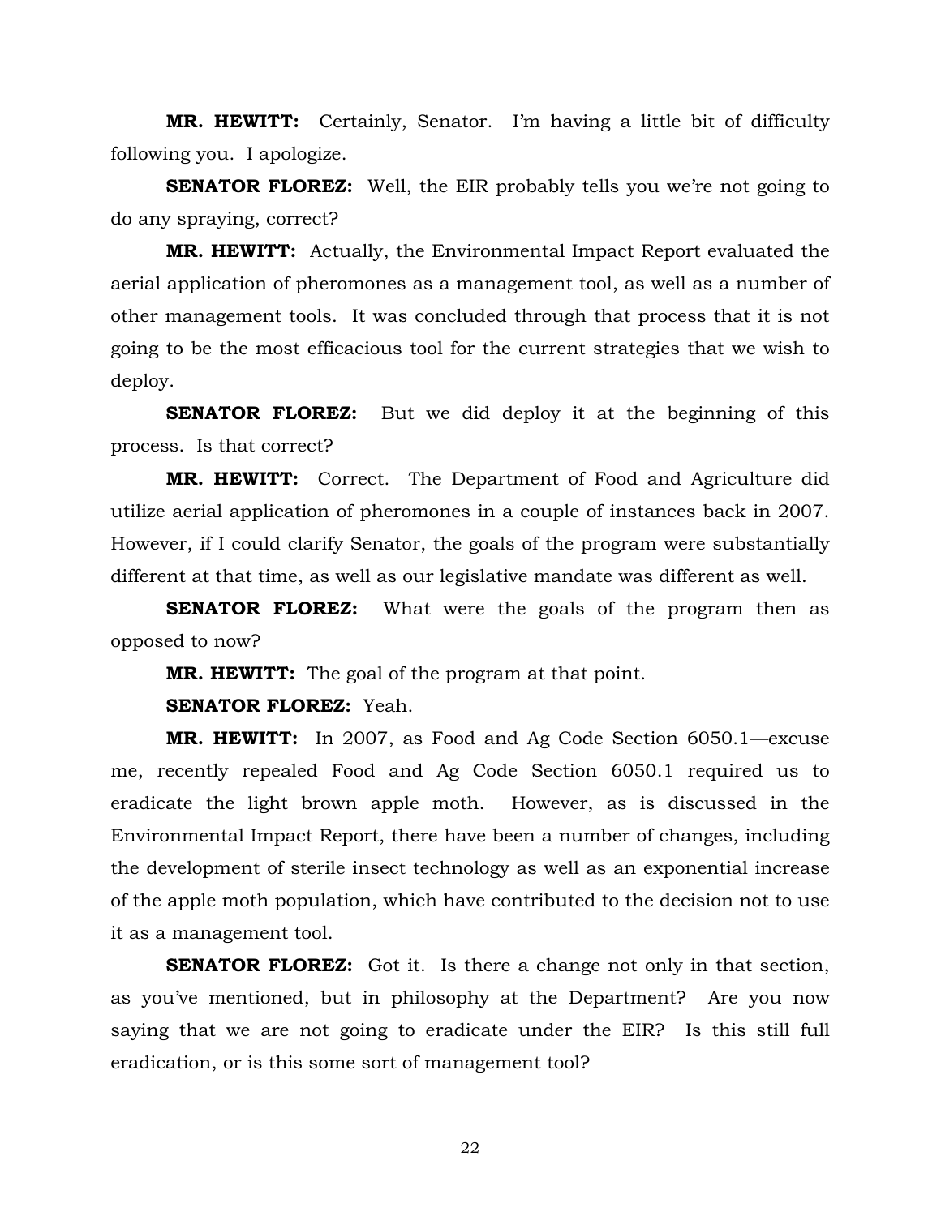**MR. HEWITT:** Certainly, Senator. I'm having a little bit of difficulty following you. I apologize.

**SENATOR FLOREZ:** Well, the EIR probably tells you we're not going to do any spraying, correct?

**MR. HEWITT:** Actually, the Environmental Impact Report evaluated the aerial application of pheromones as a management tool, as well as a number of other management tools. It was concluded through that process that it is not going to be the most efficacious tool for the current strategies that we wish to deploy.

**SENATOR FLOREZ:** But we did deploy it at the beginning of this process. Is that correct?

**MR. HEWITT:** Correct. The Department of Food and Agriculture did utilize aerial application of pheromones in a couple of instances back in 2007. However, if I could clarify Senator, the goals of the program were substantially different at that time, as well as our legislative mandate was different as well.

**SENATOR FLOREZ:** What were the goals of the program then as opposed to now?

**MR. HEWITT:** The goal of the program at that point.

**SENATOR FLOREZ:** Yeah.

**MR. HEWITT:** In 2007, as Food and Ag Code Section 6050.1—excuse me, recently repealed Food and Ag Code Section 6050.1 required us to eradicate the light brown apple moth. However, as is discussed in the Environmental Impact Report, there have been a number of changes, including the development of sterile insect technology as well as an exponential increase of the apple moth population, which have contributed to the decision not to use it as a management tool.

**SENATOR FLOREZ:** Got it. Is there a change not only in that section, as you've mentioned, but in philosophy at the Department? Are you now saying that we are not going to eradicate under the EIR? Is this still full eradication, or is this some sort of management tool?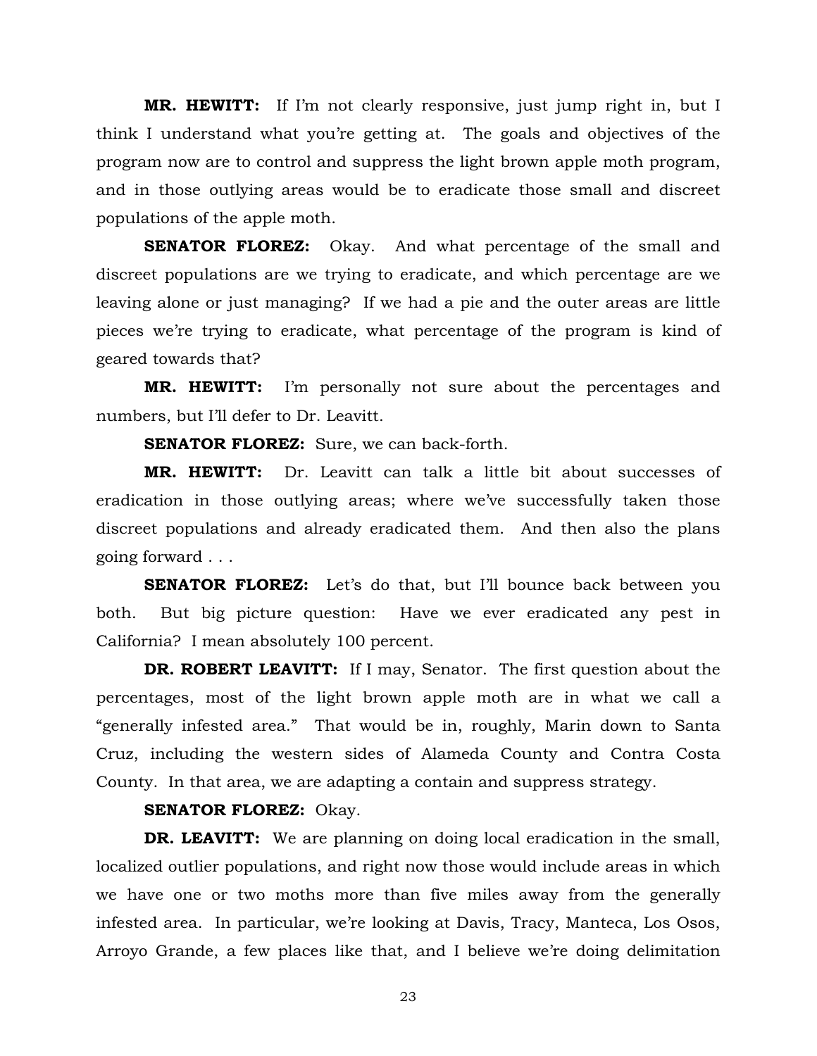**MR. HEWITT:** If I'm not clearly responsive, just jump right in, but I think I understand what you're getting at. The goals and objectives of the program now are to control and suppress the light brown apple moth program, and in those outlying areas would be to eradicate those small and discreet populations of the apple moth.

**SENATOR FLOREZ:** Okay. And what percentage of the small and discreet populations are we trying to eradicate, and which percentage are we leaving alone or just managing? If we had a pie and the outer areas are little pieces we're trying to eradicate, what percentage of the program is kind of geared towards that?

**MR. HEWITT:** I'm personally not sure about the percentages and numbers, but I'll defer to Dr. Leavitt.

**SENATOR FLOREZ:** Sure, we can back-forth.

**MR. HEWITT:** Dr. Leavitt can talk a little bit about successes of eradication in those outlying areas; where we've successfully taken those discreet populations and already eradicated them. And then also the plans going forward . . .

**SENATOR FLOREZ:** Let's do that, but I'll bounce back between you both. But big picture question: Have we ever eradicated any pest in California? I mean absolutely 100 percent.

**DR. ROBERT LEAVITT:** If I may, Senator. The first question about the percentages, most of the light brown apple moth are in what we call a "generally infested area." That would be in, roughly, Marin down to Santa Cruz, including the western sides of Alameda County and Contra Costa County. In that area, we are adapting a contain and suppress strategy.

**SENATOR FLOREZ:** Okay.

**DR. LEAVITT:** We are planning on doing local eradication in the small, localized outlier populations, and right now those would include areas in which we have one or two moths more than five miles away from the generally infested area. In particular, we're looking at Davis, Tracy, Manteca, Los Osos, Arroyo Grande, a few places like that, and I believe we're doing delimitation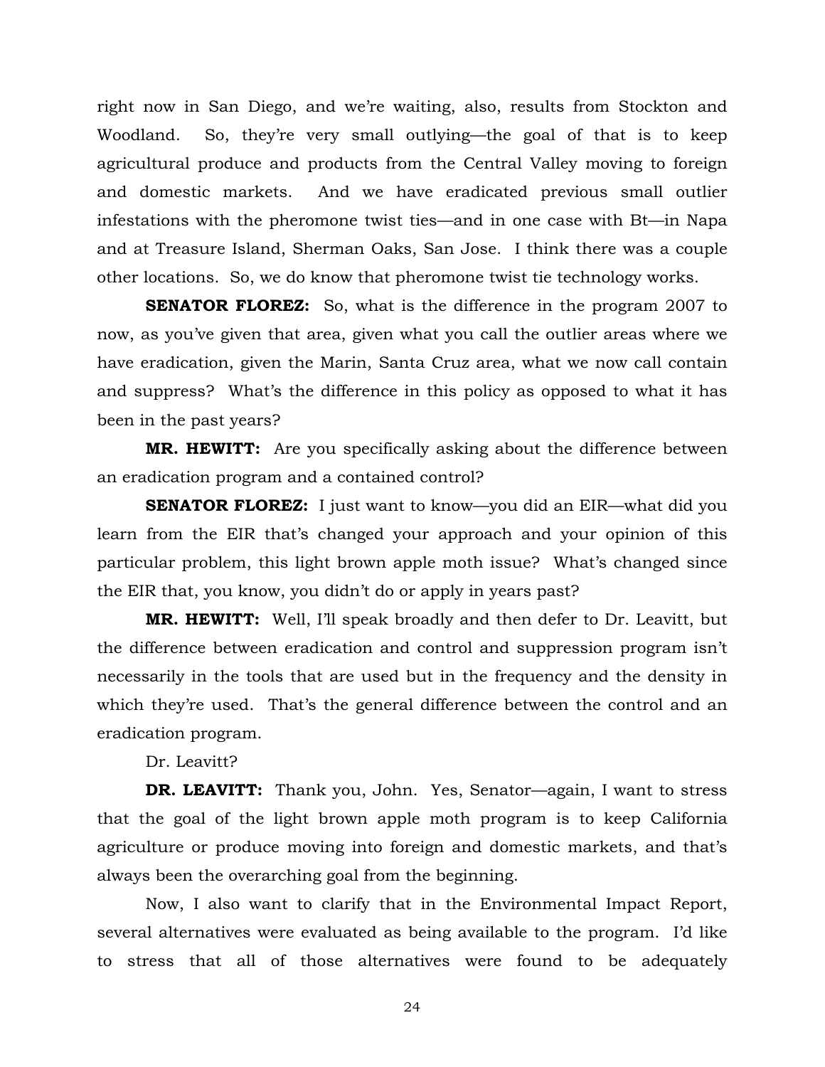right now in San Diego, and we're waiting, also, results from Stockton and Woodland. So, they're very small outlying—the goal of that is to keep agricultural produce and products from the Central Valley moving to foreign and domestic markets. And we have eradicated previous small outlier infestations with the pheromone twist ties—and in one case with Bt—in Napa and at Treasure Island, Sherman Oaks, San Jose. I think there was a couple other locations. So, we do know that pheromone twist tie technology works.

**SENATOR FLOREZ:** So, what is the difference in the program 2007 to now, as you've given that area, given what you call the outlier areas where we have eradication, given the Marin, Santa Cruz area, what we now call contain and suppress? What's the difference in this policy as opposed to what it has been in the past years?

**MR. HEWITT:** Are you specifically asking about the difference between an eradication program and a contained control?

**SENATOR FLOREZ:** I just want to know—you did an EIR—what did you learn from the EIR that's changed your approach and your opinion of this particular problem, this light brown apple moth issue? What's changed since the EIR that, you know, you didn't do or apply in years past?

**MR. HEWITT:** Well, I'll speak broadly and then defer to Dr. Leavitt, but the difference between eradication and control and suppression program isn't necessarily in the tools that are used but in the frequency and the density in which they're used. That's the general difference between the control and an eradication program.

Dr. Leavitt?

**DR. LEAVITT:** Thank you, John. Yes, Senator—again, I want to stress that the goal of the light brown apple moth program is to keep California agriculture or produce moving into foreign and domestic markets, and that's always been the overarching goal from the beginning.

Now, I also want to clarify that in the Environmental Impact Report, several alternatives were evaluated as being available to the program. I'd like to stress that all of those alternatives were found to be adequately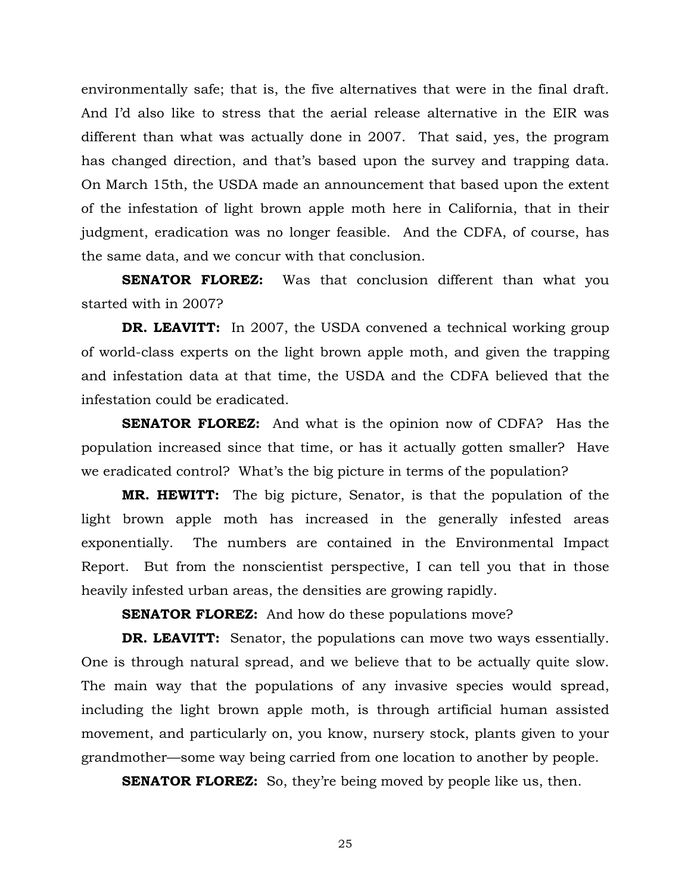environmentally safe; that is, the five alternatives that were in the final draft. And I'd also like to stress that the aerial release alternative in the EIR was different than what was actually done in 2007. That said, yes, the program has changed direction, and that's based upon the survey and trapping data. On March 15th, the USDA made an announcement that based upon the extent of the infestation of light brown apple moth here in California, that in their judgment, eradication was no longer feasible. And the CDFA, of course, has the same data, and we concur with that conclusion.

**SENATOR FLOREZ:** Was that conclusion different than what you started with in 2007?

**DR. LEAVITT:** In 2007, the USDA convened a technical working group of world-class experts on the light brown apple moth, and given the trapping and infestation data at that time, the USDA and the CDFA believed that the infestation could be eradicated.

**SENATOR FLOREZ:** And what is the opinion now of CDFA? Has the population increased since that time, or has it actually gotten smaller? Have we eradicated control? What's the big picture in terms of the population?

**MR. HEWITT:** The big picture, Senator, is that the population of the light brown apple moth has increased in the generally infested areas exponentially. The numbers are contained in the Environmental Impact Report. But from the nonscientist perspective, I can tell you that in those heavily infested urban areas, the densities are growing rapidly.

**SENATOR FLOREZ:** And how do these populations move?

**DR. LEAVITT:** Senator, the populations can move two ways essentially. One is through natural spread, and we believe that to be actually quite slow. The main way that the populations of any invasive species would spread, including the light brown apple moth, is through artificial human assisted movement, and particularly on, you know, nursery stock, plants given to your grandmother—some way being carried from one location to another by people.

**SENATOR FLOREZ:** So, they're being moved by people like us, then.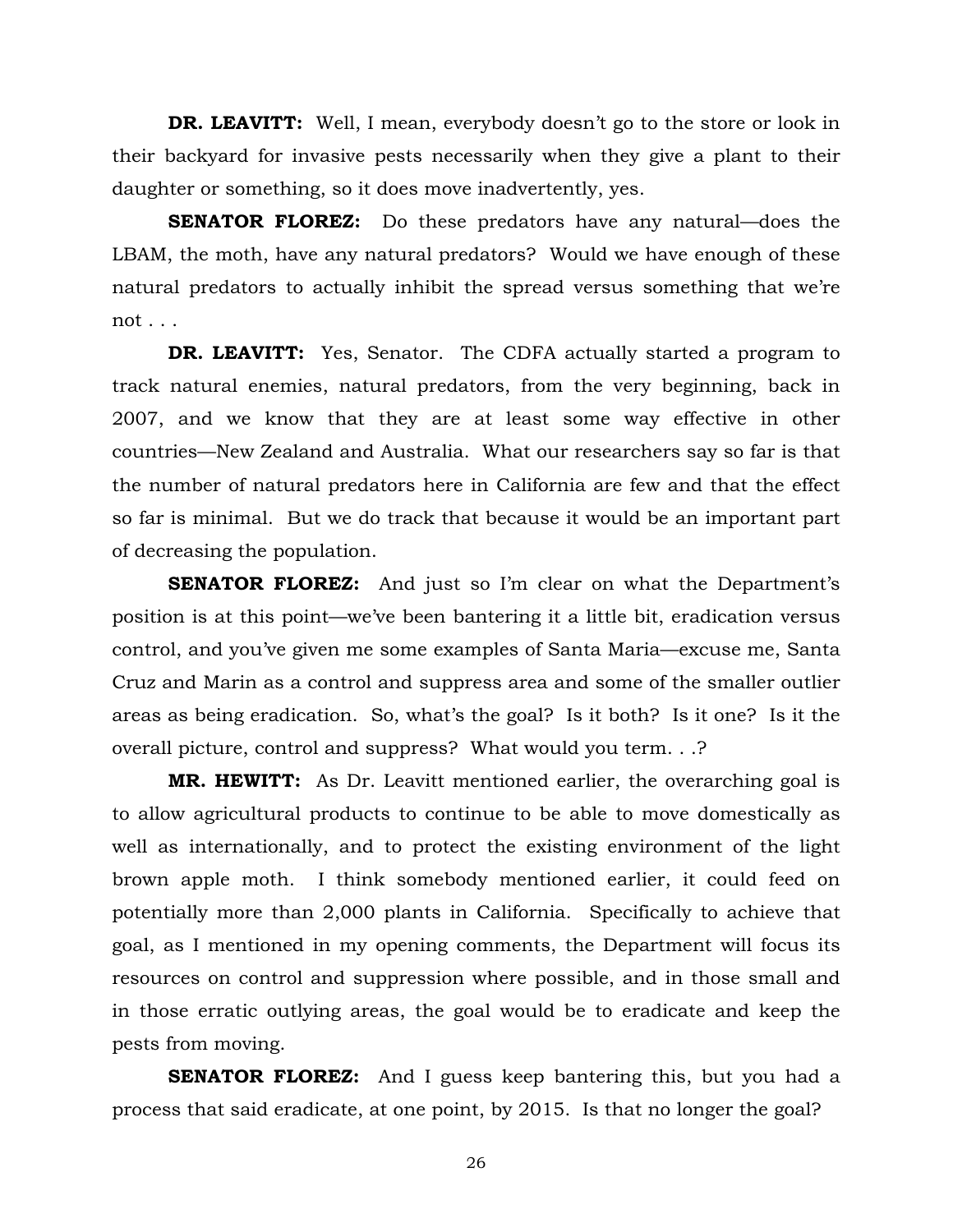**DR. LEAVITT:** Well, I mean, everybody doesn't go to the store or look in their backyard for invasive pests necessarily when they give a plant to their daughter or something, so it does move inadvertently, yes.

**SENATOR FLOREZ:** Do these predators have any natural—does the LBAM, the moth, have any natural predators? Would we have enough of these natural predators to actually inhibit the spread versus something that we're not . . .

**DR. LEAVITT:** Yes, Senator. The CDFA actually started a program to track natural enemies, natural predators, from the very beginning, back in 2007, and we know that they are at least some way effective in other countries—New Zealand and Australia. What our researchers say so far is that the number of natural predators here in California are few and that the effect so far is minimal. But we do track that because it would be an important part of decreasing the population.

**SENATOR FLOREZ:** And just so I'm clear on what the Department's position is at this point—we've been bantering it a little bit, eradication versus control, and you've given me some examples of Santa Maria—excuse me, Santa Cruz and Marin as a control and suppress area and some of the smaller outlier areas as being eradication. So, what's the goal? Is it both? Is it one? Is it the overall picture, control and suppress? What would you term. . .?

**MR. HEWITT:** As Dr. Leavitt mentioned earlier, the overarching goal is to allow agricultural products to continue to be able to move domestically as well as internationally, and to protect the existing environment of the light brown apple moth. I think somebody mentioned earlier, it could feed on potentially more than 2,000 plants in California. Specifically to achieve that goal, as I mentioned in my opening comments, the Department will focus its resources on control and suppression where possible, and in those small and in those erratic outlying areas, the goal would be to eradicate and keep the pests from moving.

**SENATOR FLOREZ:** And I guess keep bantering this, but you had a process that said eradicate, at one point, by 2015. Is that no longer the goal?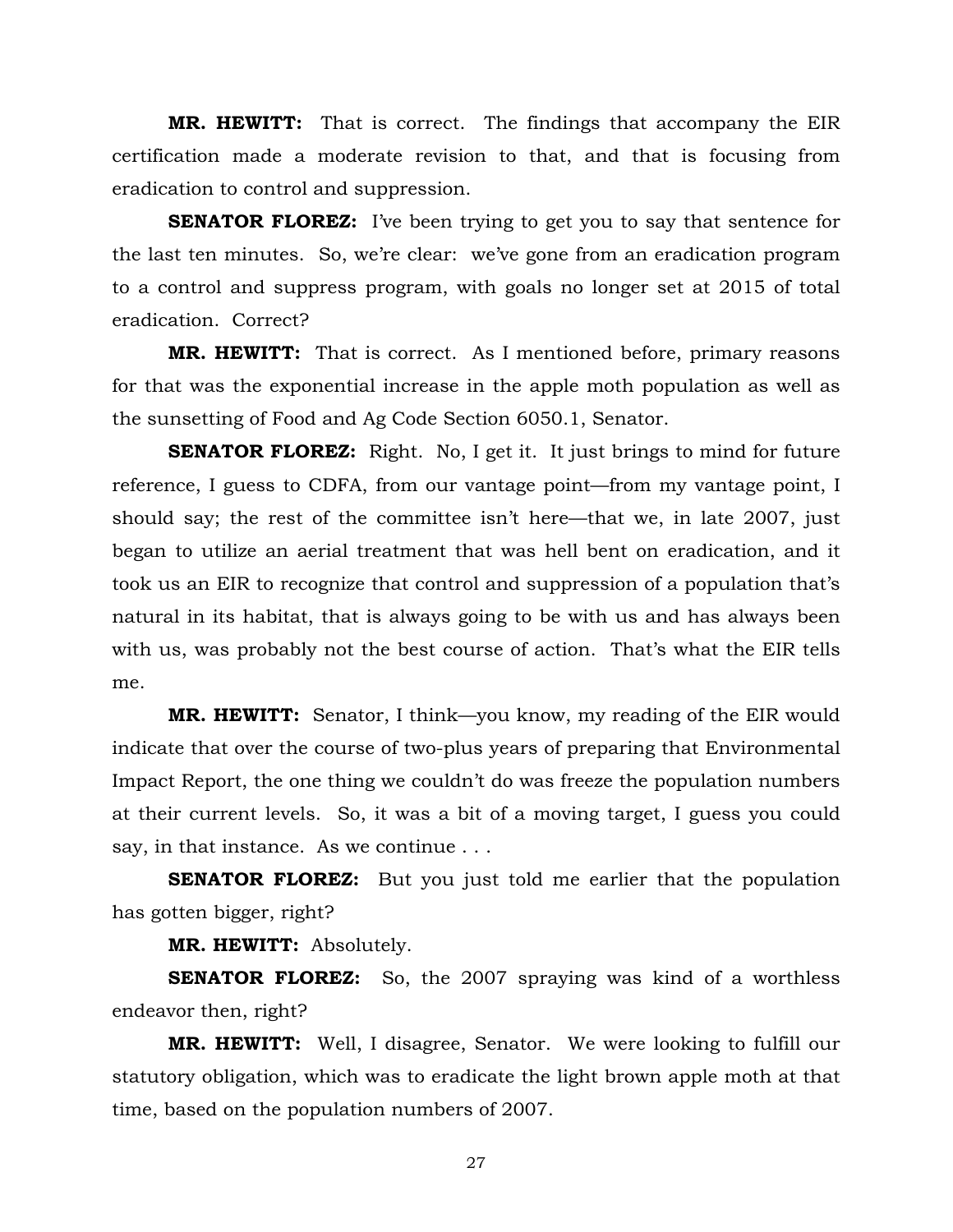**MR. HEWITT:** That is correct. The findings that accompany the EIR certification made a moderate revision to that, and that is focusing from eradication to control and suppression.

**SENATOR FLOREZ:** I've been trying to get you to say that sentence for the last ten minutes. So, we're clear: we've gone from an eradication program to a control and suppress program, with goals no longer set at 2015 of total eradication. Correct?

**MR. HEWITT:** That is correct. As I mentioned before, primary reasons for that was the exponential increase in the apple moth population as well as the sunsetting of Food and Ag Code Section 6050.1, Senator.

**SENATOR FLOREZ:** Right. No, I get it. It just brings to mind for future reference, I guess to CDFA, from our vantage point—from my vantage point, I should say; the rest of the committee isn't here—that we, in late 2007, just began to utilize an aerial treatment that was hell bent on eradication, and it took us an EIR to recognize that control and suppression of a population that's natural in its habitat, that is always going to be with us and has always been with us, was probably not the best course of action. That's what the EIR tells me.

**MR. HEWITT:** Senator, I think—you know, my reading of the EIR would indicate that over the course of two-plus years of preparing that Environmental Impact Report, the one thing we couldn't do was freeze the population numbers at their current levels. So, it was a bit of a moving target, I guess you could say, in that instance. As we continue . . .

**SENATOR FLOREZ:** But you just told me earlier that the population has gotten bigger, right?

**MR. HEWITT:** Absolutely.

**SENATOR FLOREZ:** So, the 2007 spraying was kind of a worthless endeavor then, right?

**MR. HEWITT:** Well, I disagree, Senator. We were looking to fulfill our statutory obligation, which was to eradicate the light brown apple moth at that time, based on the population numbers of 2007.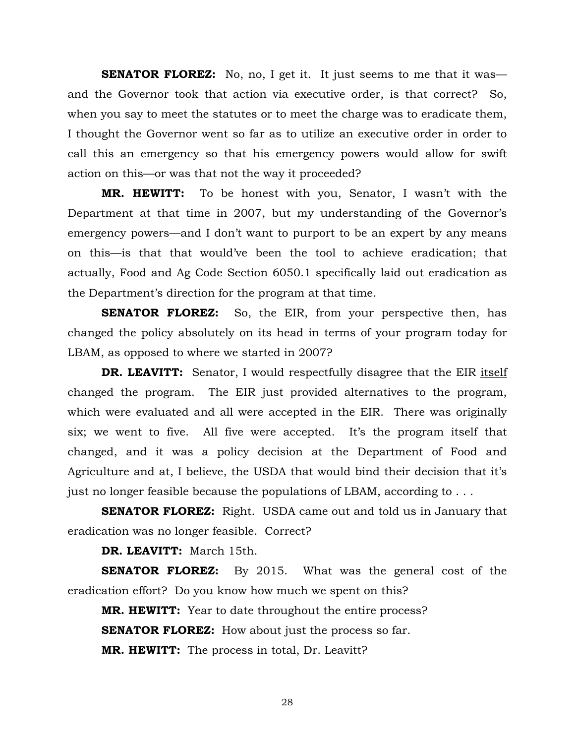**SENATOR FLOREZ:** No, no, I get it. It just seems to me that it was—and the Governor took that action via executive order, is that correct? So, when you say to meet the statutes or to meet the charge was to eradicate them, I thought the Governor went so far as to utilize an executive order in order to call this an emergency so that his emergency powers would allow for swift action on this—or was that not the way it proceeded?

**MR. HEWITT:** To be honest with you, Senator, I wasn't with the Department at that time in 2007, but my understanding of the Governor's emergency powers—and I don't want to purport to be an expert by any means on this—is that that would've been the tool to achieve eradication; that actually, Food and Ag Code Section 6050.1 specifically laid out eradication as the Department's direction for the program at that time.

**SENATOR FLOREZ:** So, the EIR, from your perspective then, has changed the policy absolutely on its head in terms of your program today for LBAM, as opposed to where we started in 2007?

**DR. LEAVITT:** Senator, I would respectfully disagree that the EIR <u>itself</u> changed the program. The EIR just provided alternatives to the program, which were evaluated and all were accepted in the EIR. There was originally six; we went to five. All five were accepted. It's the program itself that changed, and it was a policy decision at the Department of Food and Agriculture and at, I believe, the USDA that would bind their decision that it's just no longer feasible because the populations of LBAM, according to . . .

**SENATOR FLOREZ:** Right. USDA came out and told us in January that eradication was no longer feasible. Correct?

**DR. LEAVITT:** March 15th.

**SENATOR FLOREZ:** By 2015. What was the general cost of the eradication effort? Do you know how much we spent on this?

**MR. HEWITT:** Year to date throughout the entire process?

**SENATOR FLOREZ:** How about just the process so far.

**MR. HEWITT:** The process in total, Dr. Leavitt?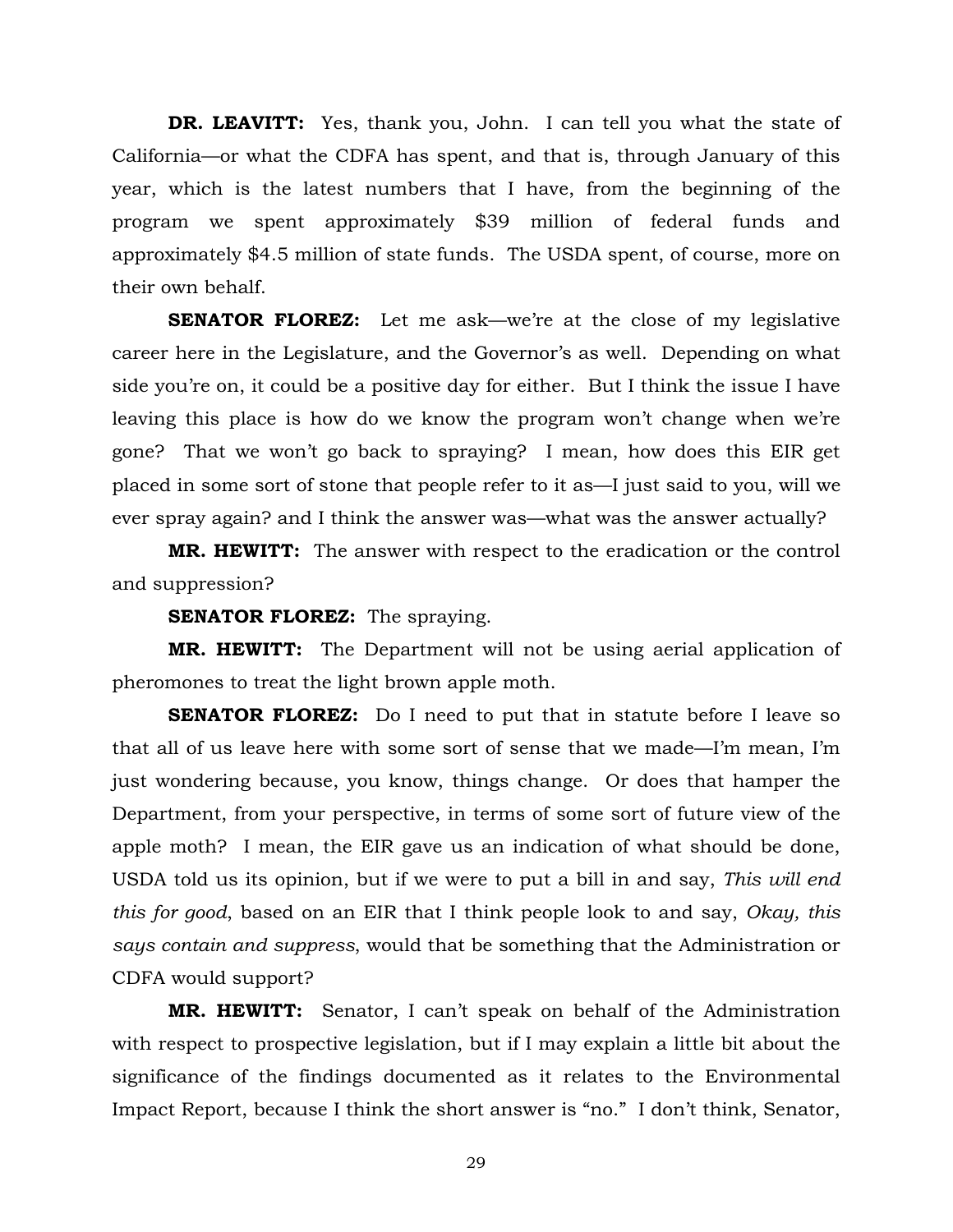**DR. LEAVITT:** Yes, thank you, John. I can tell you what the state of California—or what the CDFA has spent, and that is, through January of this year, which is the latest numbers that I have, from the beginning of the program we spent approximately $39 million of federal funds and approximately $4.5 million of state funds. The USDA spent, of course, more on their own behalf.

**SENATOR FLOREZ:** Let me ask—we're at the close of my legislative career here in the Legislature, and the Governor's as well. Depending on what side you're on, it could be a positive day for either. But I think the issue I have leaving this place is how do we know the program won't change when we're gone? That we won't go back to spraying? I mean, how does this EIR get placed in some sort of stone that people refer to it as—I just said to you, will we ever spray again? and I think the answer was—what was the answer actually?

**MR. HEWITT:** The answer with respect to the eradication or the control and suppression?

**SENATOR FLOREZ:** The spraying.

**MR. HEWITT:** The Department will not be using aerial application of pheromones to treat the light brown apple moth.

**SENATOR FLOREZ:** Do I need to put that in statute before I leave so that all of us leave here with some sort of sense that we made—I'm mean, I'm just wondering because, you know, things change. Or does that hamper the Department, from your perspective, in terms of some sort of future view of the apple moth? I mean, the EIR gave us an indication of what should be done, USDA told us its opinion, but if we were to put a bill in and say, *This will end this for good*, based on an EIR that I think people look to and say, *Okay, this says contain and suppress*, would that be something that the Administration or CDFA would support?

**MR. HEWITT:** Senator, I can't speak on behalf of the Administration with respect to prospective legislation, but if I may explain a little bit about the significance of the findings documented as it relates to the Environmental Impact Report, because I think the short answer is "no." I don't think, Senator,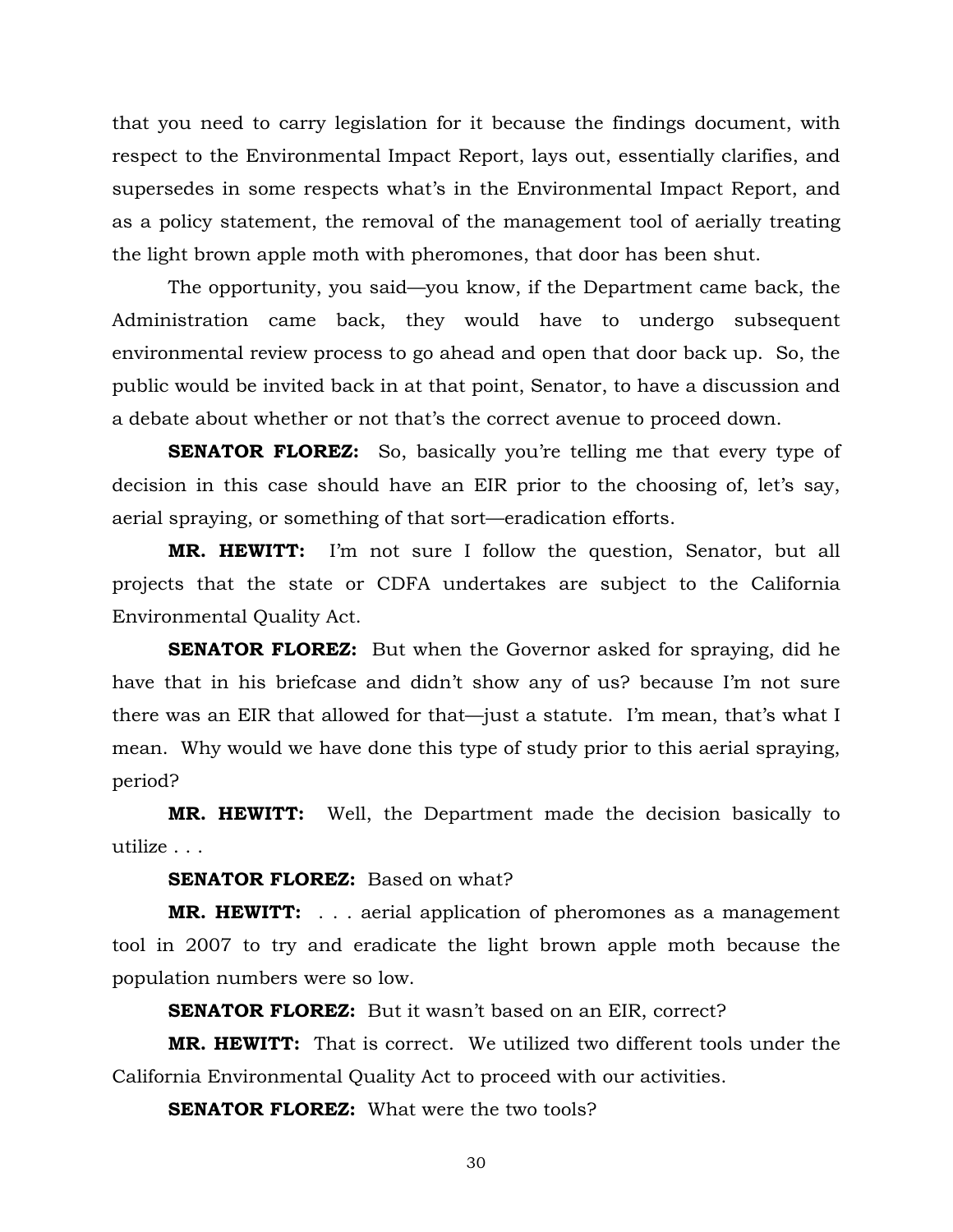that you need to carry legislation for it because the findings document, with respect to the Environmental Impact Report, lays out, essentially clarifies, and supersedes in some respects what's in the Environmental Impact Report, and as a policy statement, the removal of the management tool of aerially treating the light brown apple moth with pheromones, that door has been shut.

The opportunity, you said—you know, if the Department came back, the Administration came back, they would have to undergo subsequent environmental review process to go ahead and open that door back up. So, the public would be invited back in at that point, Senator, to have a discussion and a debate about whether or not that's the correct avenue to proceed down.

**SENATOR FLOREZ:** So, basically you're telling me that every type of decision in this case should have an EIR prior to the choosing of, let's say, aerial spraying, or something of that sort—eradication efforts.

**MR. HEWITT:** I'm not sure I follow the question, Senator, but all projects that the state or CDFA undertakes are subject to the California Environmental Quality Act.

**SENATOR FLOREZ:** But when the Governor asked for spraying, did he have that in his briefcase and didn't show any of us? because I'm not sure there was an EIR that allowed for that—just a statute. I'm mean, that's what I mean. Why would we have done this type of study prior to this aerial spraying, period?

**MR. HEWITT:** Well, the Department made the decision basically to utilize . . .

**SENATOR FLOREZ:** Based on what?

**MR. HEWITT:** . . . aerial application of pheromones as a management tool in 2007 to try and eradicate the light brown apple moth because the population numbers were so low.

**SENATOR FLOREZ:** But it wasn't based on an EIR, correct?

**MR. HEWITT:** That is correct. We utilized two different tools under the California Environmental Quality Act to proceed with our activities.

**SENATOR FLOREZ:** What were the two tools?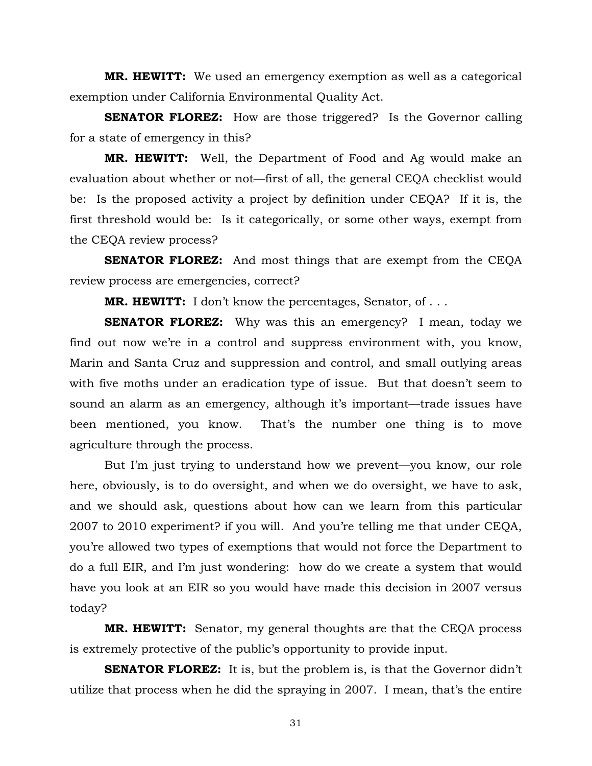**MR. HEWITT:** We used an emergency exemption as well as a categorical exemption under California Environmental Quality Act.

**SENATOR FLOREZ:** How are those triggered? Is the Governor calling for a state of emergency in this?

**MR. HEWITT:** Well, the Department of Food and Ag would make an evaluation about whether or not—first of all, the general CEQA checklist would be: Is the proposed activity a project by definition under CEQA? If it is, the first threshold would be: Is it categorically, or some other ways, exempt from the CEQA review process?

**SENATOR FLOREZ:** And most things that are exempt from the CEQA review process are emergencies, correct?

**MR. HEWITT:** I don't know the percentages, Senator, of . . .

**SENATOR FLOREZ:** Why was this an emergency? I mean, today we find out now we're in a control and suppress environment with, you know, Marin and Santa Cruz and suppression and control, and small outlying areas with five moths under an eradication type of issue. But that doesn't seem to sound an alarm as an emergency, although it's important—trade issues have been mentioned, you know. That's the number one thing is to move agriculture through the process.

But I'm just trying to understand how we prevent—you know, our role here, obviously, is to do oversight, and when we do oversight, we have to ask, and we should ask, questions about how can we learn from this particular 2007 to 2010 experiment? if you will. And you're telling me that under CEQA, you're allowed two types of exemptions that would not force the Department to do a full EIR, and I'm just wondering: how do we create a system that would have you look at an EIR so you would have made this decision in 2007 versus today?

**MR. HEWITT:** Senator, my general thoughts are that the CEQA process is extremely protective of the public's opportunity to provide input.

**SENATOR FLOREZ:** It is, but the problem is, is that the Governor didn't utilize that process when he did the spraying in 2007. I mean, that's the entire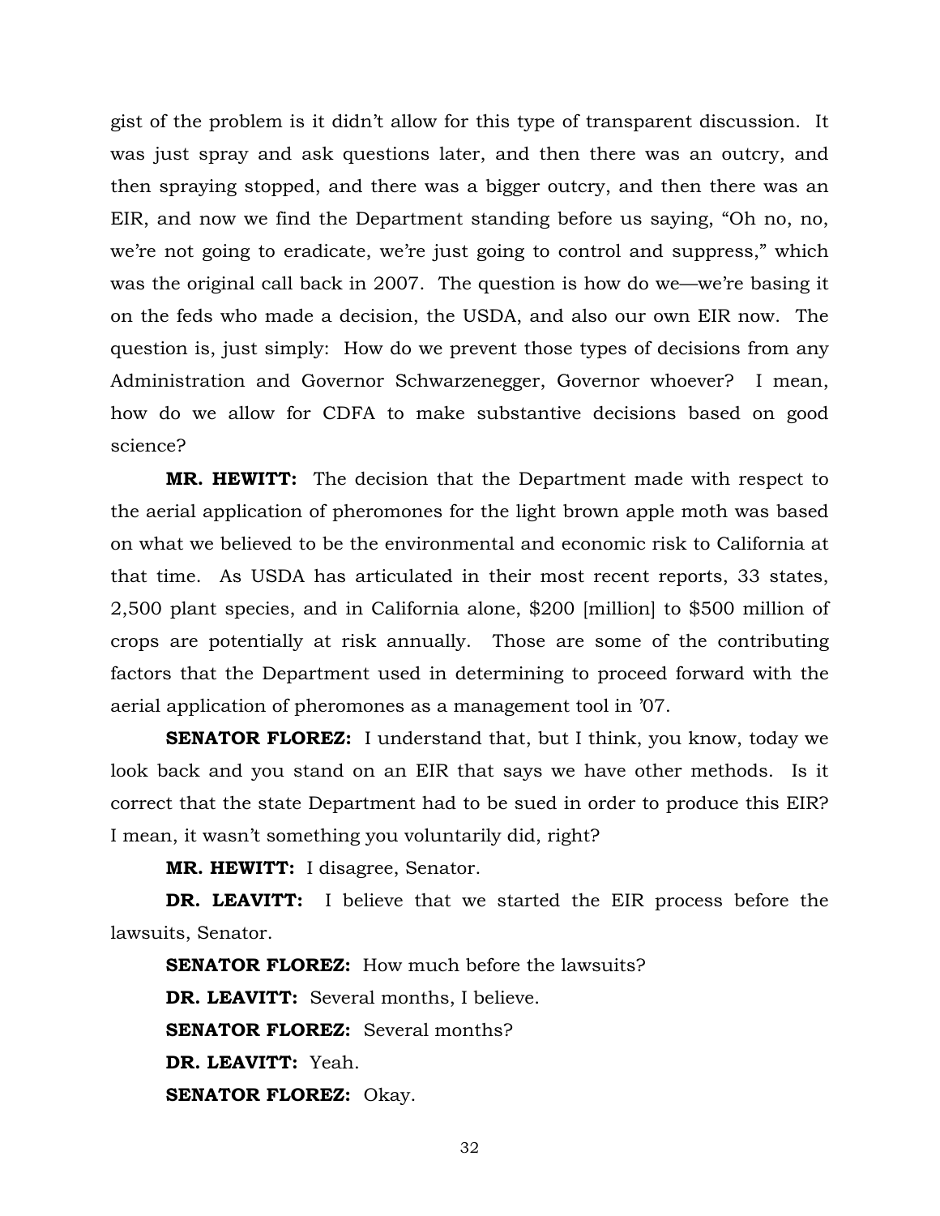gist of the problem is it didn't allow for this type of transparent discussion. It was just spray and ask questions later, and then there was an outcry, and then spraying stopped, and there was a bigger outcry, and then there was an EIR, and now we find the Department standing before us saying, "Oh no, no, we're not going to eradicate, we're just going to control and suppress," which was the original call back in 2007. The question is how do we—we're basing it on the feds who made a decision, the USDA, and also our own EIR now. The question is, just simply: How do we prevent those types of decisions from any Administration and Governor Schwarzenegger, Governor whoever? I mean, how do we allow for CDFA to make substantive decisions based on good science?

**MR. HEWITT:** The decision that the Department made with respect to the aerial application of pheromones for the light brown apple moth was based on what we believed to be the environmental and economic risk to California at that time. As USDA has articulated in their most recent reports, 33 states, 2,500 plant species, and in California alone, $200 [million] to $500 million of crops are potentially at risk annually. Those are some of the contributing factors that the Department used in determining to proceed forward with the aerial application of pheromones as a management tool in '07.

**SENATOR FLOREZ:** I understand that, but I think, you know, today we look back and you stand on an EIR that says we have other methods. Is it correct that the state Department had to be sued in order to produce this EIR? I mean, it wasn't something you voluntarily did, right?

**MR. HEWITT:** I disagree, Senator.

**DR. LEAVITT:** I believe that we started the EIR process before the lawsuits, Senator.

**SENATOR FLOREZ:** How much before the lawsuits?

**DR. LEAVITT:** Several months, I believe.

**SENATOR FLOREZ:** Several months?

**DR. LEAVITT:** Yeah.

**SENATOR FLOREZ:** Okay.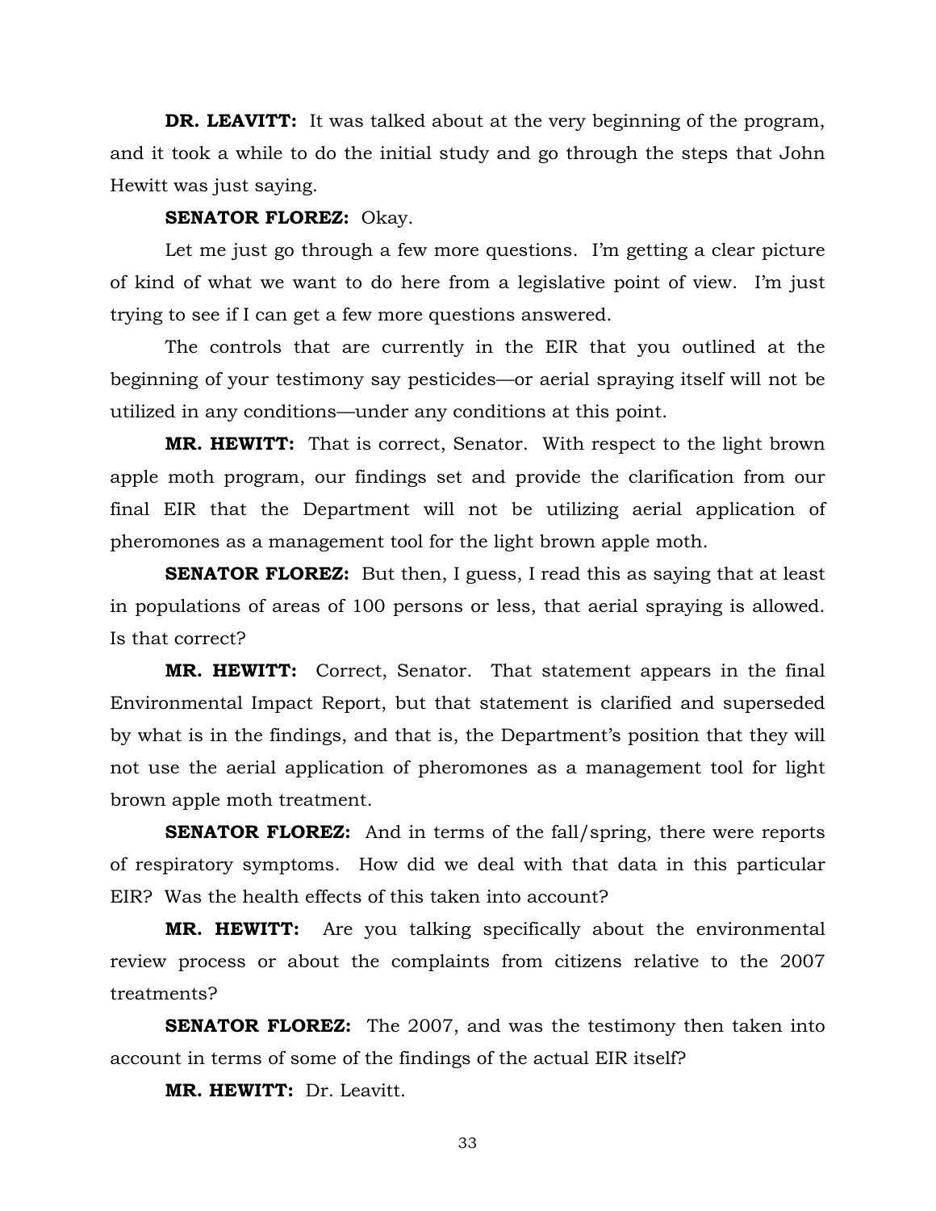**DR. LEAVITT:** It was talked about at the very beginning of the program, and it took a while to do the initial study and go through the steps that John Hewitt was just saying.

**SENATOR FLOREZ:** Okay.

Let me just go through a few more questions. I'm getting a clear picture of kind of what we want to do here from a legislative point of view. I'm just trying to see if I can get a few more questions answered.

The controls that are currently in the EIR that you outlined at the beginning of your testimony say pesticides—or aerial spraying itself will not be utilized in any conditions—under any conditions at this point.

**MR. HEWITT:** That is correct, Senator. With respect to the light brown apple moth program, our findings set and provide the clarification from our final EIR that the Department will not be utilizing aerial application of pheromones as a management tool for the light brown apple moth.

**SENATOR FLOREZ:** But then, I guess, I read this as saying that at least in populations of areas of 100 persons or less, that aerial spraying is allowed. Is that correct?

**MR. HEWITT:** Correct, Senator. That statement appears in the final Environmental Impact Report, but that statement is clarified and superseded by what is in the findings, and that is, the Department's position that they will not use the aerial application of pheromones as a management tool for light brown apple moth treatment.

**SENATOR FLOREZ:** And in terms of the fall/spring, there were reports of respiratory symptoms. How did we deal with that data in this particular EIR? Was the health effects of this taken into account?

**MR. HEWITT:** Are you talking specifically about the environmental review process or about the complaints from citizens relative to the 2007 treatments?

**SENATOR FLOREZ:** The 2007, and was the testimony then taken into account in terms of some of the findings of the actual EIR itself?

**MR. HEWITT:** Dr. Leavitt.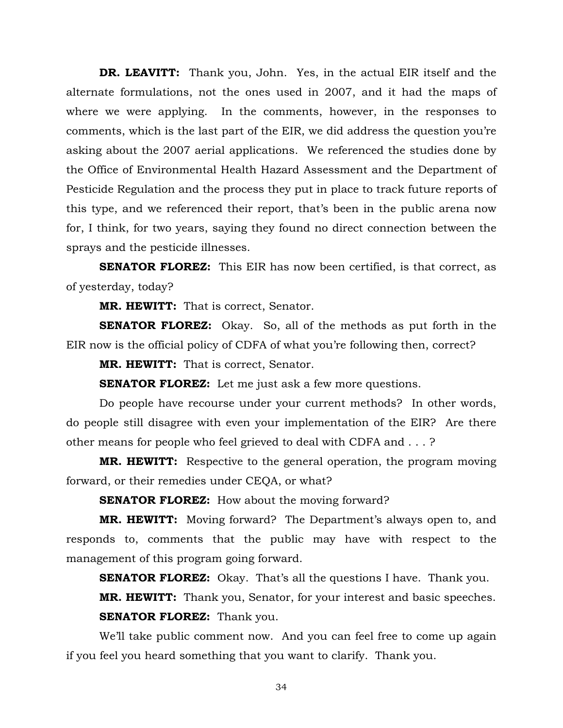**DR. LEAVITT:** Thank you, John. Yes, in the actual EIR itself and the alternate formulations, not the ones used in 2007, and it had the maps of where we were applying. In the comments, however, in the responses to comments, which is the last part of the EIR, we did address the question you're asking about the 2007 aerial applications. We referenced the studies done by the Office of Environmental Health Hazard Assessment and the Department of Pesticide Regulation and the process they put in place to track future reports of this type, and we referenced their report, that's been in the public arena now for, I think, for two years, saying they found no direct connection between the sprays and the pesticide illnesses.

**SENATOR FLOREZ:** This EIR has now been certified, is that correct, as of yesterday, today?

**MR. HEWITT:** That is correct, Senator.

**SENATOR FLOREZ:** Okay. So, all of the methods as put forth in the EIR now is the official policy of CDFA of what you're following then, correct?

**MR. HEWITT:** That is correct, Senator.

**SENATOR FLOREZ:** Let me just ask a few more questions.

Do people have recourse under your current methods? In other words, do people still disagree with even your implementation of the EIR? Are there other means for people who feel grieved to deal with CDFA and . . . ?

**MR. HEWITT:** Respective to the general operation, the program moving forward, or their remedies under CEQA, or what?

**SENATOR FLOREZ:** How about the moving forward?

**MR. HEWITT:** Moving forward? The Department's always open to, and responds to, comments that the public may have with respect to the management of this program going forward.

**SENATOR FLOREZ:** Okay. That's all the questions I have. Thank you.

**MR. HEWITT:** Thank you, Senator, for your interest and basic speeches.

**SENATOR FLOREZ:** Thank you.

We'll take public comment now. And you can feel free to come up again if you feel you heard something that you want to clarify. Thank you.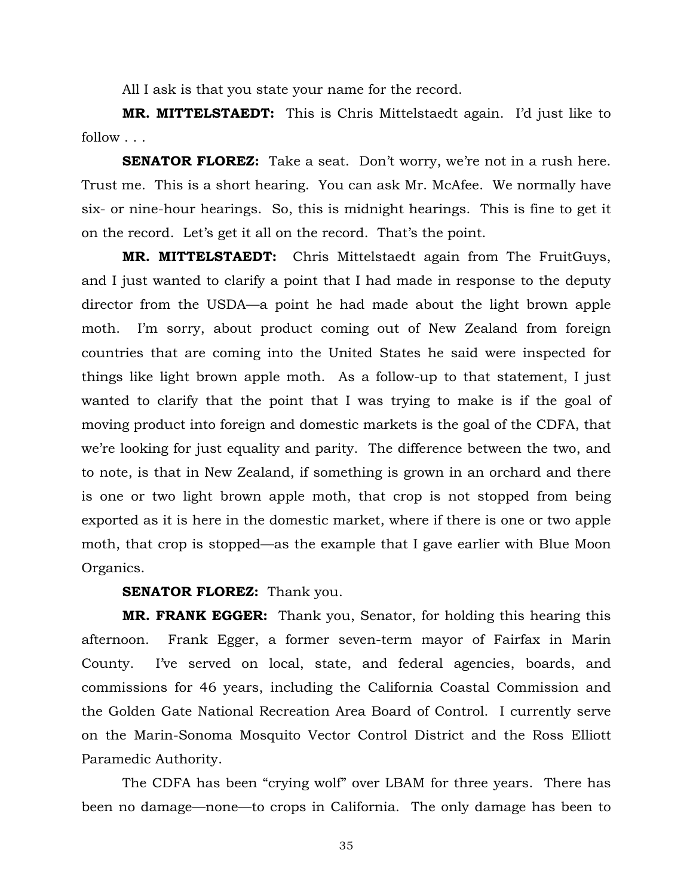All I ask is that you state your name for the record.

**MR. MITTELSTAEDT:** This is Chris Mittelstaedt again. I'd just like to follow . . .

**SENATOR FLOREZ:** Take a seat. Don't worry, we're not in a rush here. Trust me. This is a short hearing. You can ask Mr. McAfee. We normally have six- or nine-hour hearings. So, this is midnight hearings. This is fine to get it on the record. Let's get it all on the record. That's the point.

**MR. MITTELSTAEDT:** Chris Mittelstaedt again from The FruitGuys, and I just wanted to clarify a point that I had made in response to the deputy director from the USDA—a point he had made about the light brown apple moth. I'm sorry, about product coming out of New Zealand from foreign countries that are coming into the United States he said were inspected for things like light brown apple moth. As a follow-up to that statement, I just wanted to clarify that the point that I was trying to make is if the goal of moving product into foreign and domestic markets is the goal of the CDFA, that we're looking for just equality and parity. The difference between the two, and to note, is that in New Zealand, if something is grown in an orchard and there is one or two light brown apple moth, that crop is not stopped from being exported as it is here in the domestic market, where if there is one or two apple moth, that crop is stopped—as the example that I gave earlier with Blue Moon Organics.

**SENATOR FLOREZ:** Thank you.

**MR. FRANK EGGER:** Thank you, Senator, for holding this hearing this afternoon. Frank Egger, a former seven-term mayor of Fairfax in Marin County. I've served on local, state, and federal agencies, boards, and commissions for 46 years, including the California Coastal Commission and the Golden Gate National Recreation Area Board of Control. I currently serve on the Marin-Sonoma Mosquito Vector Control District and the Ross Elliott Paramedic Authority.

The CDFA has been "crying wolf" over LBAM for three years. There has been no damage—none—to crops in California. The only damage has been to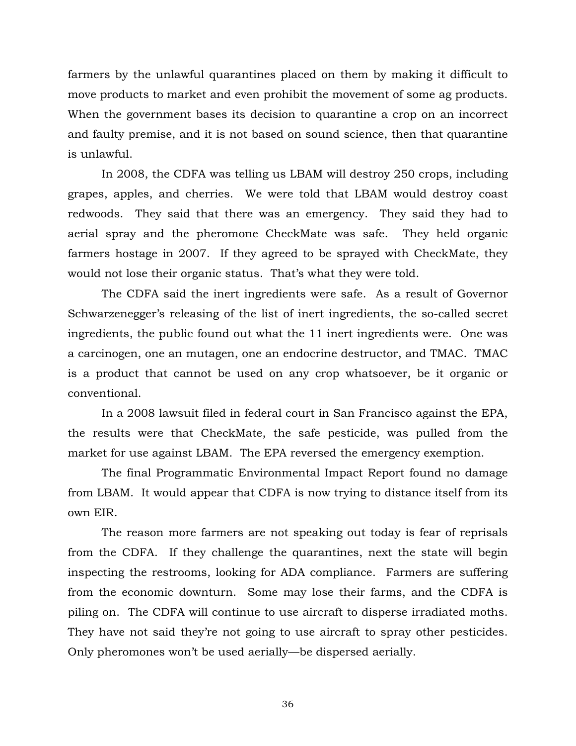farmers by the unlawful quarantines placed on them by making it difficult to move products to market and even prohibit the movement of some ag products. When the government bases its decision to quarantine a crop on an incorrect and faulty premise, and it is not based on sound science, then that quarantine is unlawful.

In 2008, the CDFA was telling us LBAM will destroy 250 crops, including grapes, apples, and cherries. We were told that LBAM would destroy coast redwoods. They said that there was an emergency. They said they had to aerial spray and the pheromone CheckMate was safe. They held organic farmers hostage in 2007. If they agreed to be sprayed with CheckMate, they would not lose their organic status. That's what they were told.

The CDFA said the inert ingredients were safe. As a result of Governor Schwarzenegger's releasing of the list of inert ingredients, the so-called secret ingredients, the public found out what the 11 inert ingredients were. One was a carcinogen, one an mutagen, one an endocrine destructor, and TMAC. TMAC is a product that cannot be used on any crop whatsoever, be it organic or conventional.

In a 2008 lawsuit filed in federal court in San Francisco against the EPA, the results were that CheckMate, the safe pesticide, was pulled from the market for use against LBAM. The EPA reversed the emergency exemption.

The final Programmatic Environmental Impact Report found no damage from LBAM. It would appear that CDFA is now trying to distance itself from its own EIR.

The reason more farmers are not speaking out today is fear of reprisals from the CDFA. If they challenge the quarantines, next the state will begin inspecting the restrooms, looking for ADA compliance. Farmers are suffering from the economic downturn. Some may lose their farms, and the CDFA is piling on. The CDFA will continue to use aircraft to disperse irradiated moths. They have not said they're not going to use aircraft to spray other pesticides. Only pheromones won't be used aerially—be dispersed aerially.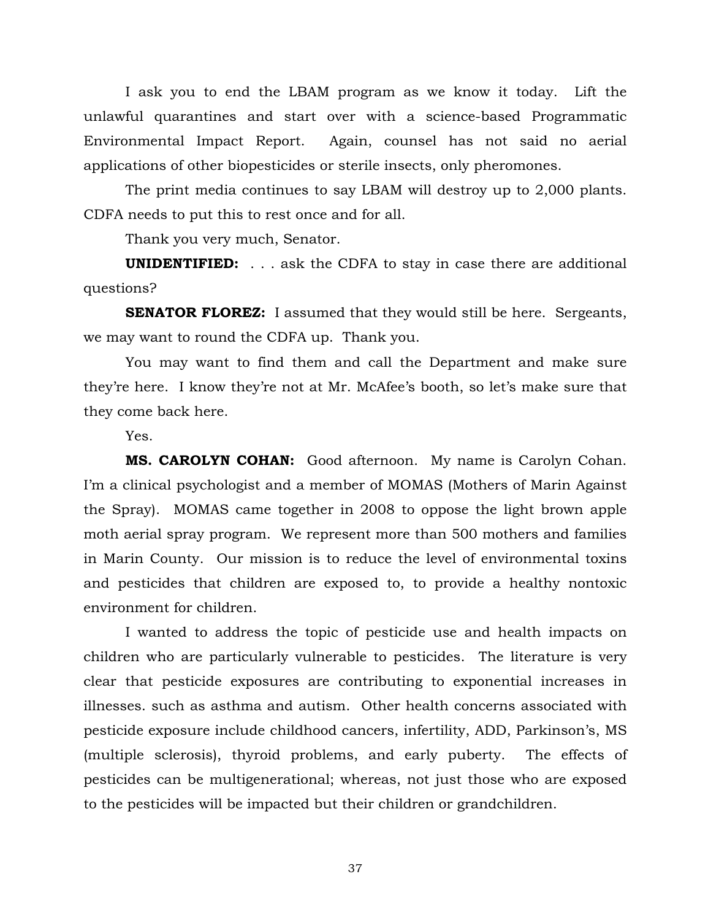I ask you to end the LBAM program as we know it today. Lift the unlawful quarantines and start over with a science-based Programmatic Environmental Impact Report. Again, counsel has not said no aerial applications of other biopesticides or sterile insects, only pheromones.

The print media continues to say LBAM will destroy up to 2,000 plants. CDFA needs to put this to rest once and for all.

Thank you very much, Senator.

**UNIDENTIFIED:** . . . ask the CDFA to stay in case there are additional questions?

**SENATOR FLOREZ:** I assumed that they would still be here. Sergeants, we may want to round the CDFA up. Thank you.

You may want to find them and call the Department and make sure they're here. I know they're not at Mr. McAfee's booth, so let's make sure that they come back here.

Yes.

**MS. CAROLYN COHAN:** Good afternoon. My name is Carolyn Cohan. I'm a clinical psychologist and a member of MOMAS (Mothers of Marin Against the Spray). MOMAS came together in 2008 to oppose the light brown apple moth aerial spray program. We represent more than 500 mothers and families in Marin County. Our mission is to reduce the level of environmental toxins and pesticides that children are exposed to, to provide a healthy nontoxic environment for children.

I wanted to address the topic of pesticide use and health impacts on children who are particularly vulnerable to pesticides. The literature is very clear that pesticide exposures are contributing to exponential increases in illnesses. such as asthma and autism. Other health concerns associated with pesticide exposure include childhood cancers, infertility, ADD, Parkinson's, MS (multiple sclerosis), thyroid problems, and early puberty. The effects of pesticides can be multigenerational; whereas, not just those who are exposed to the pesticides will be impacted but their children or grandchildren.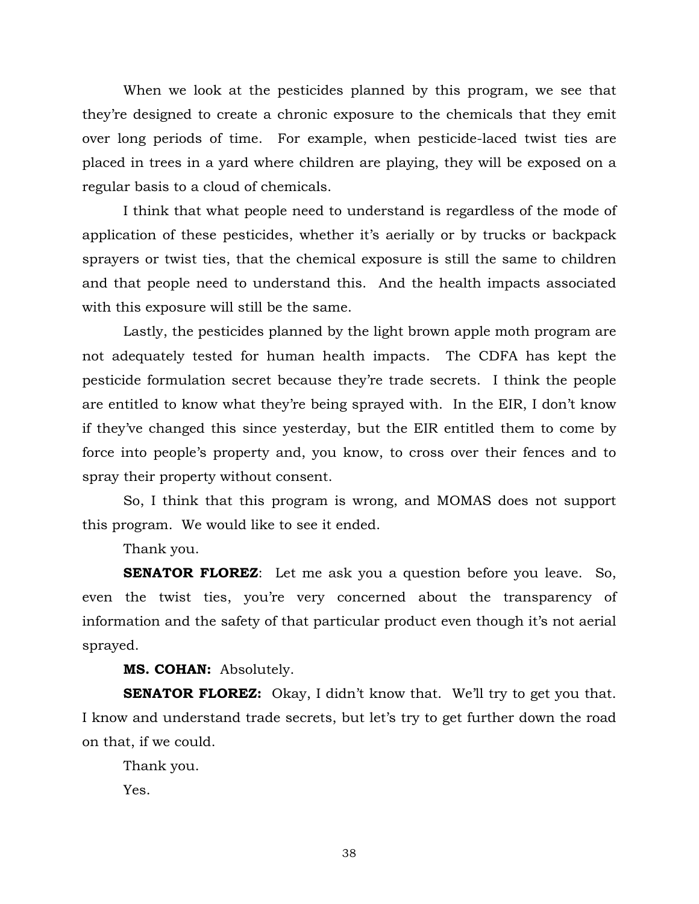When we look at the pesticides planned by this program, we see that they're designed to create a chronic exposure to the chemicals that they emit over long periods of time. For example, when pesticide-laced twist ties are placed in trees in a yard where children are playing, they will be exposed on a regular basis to a cloud of chemicals.

I think that what people need to understand is regardless of the mode of application of these pesticides, whether it's aerially or by trucks or backpack sprayers or twist ties, that the chemical exposure is still the same to children and that people need to understand this. And the health impacts associated with this exposure will still be the same.

Lastly, the pesticides planned by the light brown apple moth program are not adequately tested for human health impacts. The CDFA has kept the pesticide formulation secret because they're trade secrets. I think the people are entitled to know what they're being sprayed with. In the EIR, I don't know if they've changed this since yesterday, but the EIR entitled them to come by force into people's property and, you know, to cross over their fences and to spray their property without consent.

So, I think that this program is wrong, and MOMAS does not support this program. We would like to see it ended.

Thank you.

**SENATOR FLOREZ**: Let me ask you a question before you leave. So, even the twist ties, you're very concerned about the transparency of information and the safety of that particular product even though it's not aerial sprayed.

**MS. COHAN:** Absolutely.

**SENATOR FLOREZ:** Okay, I didn't know that. We'll try to get you that. I know and understand trade secrets, but let's try to get further down the road on that, if we could.

Thank you.

Yes.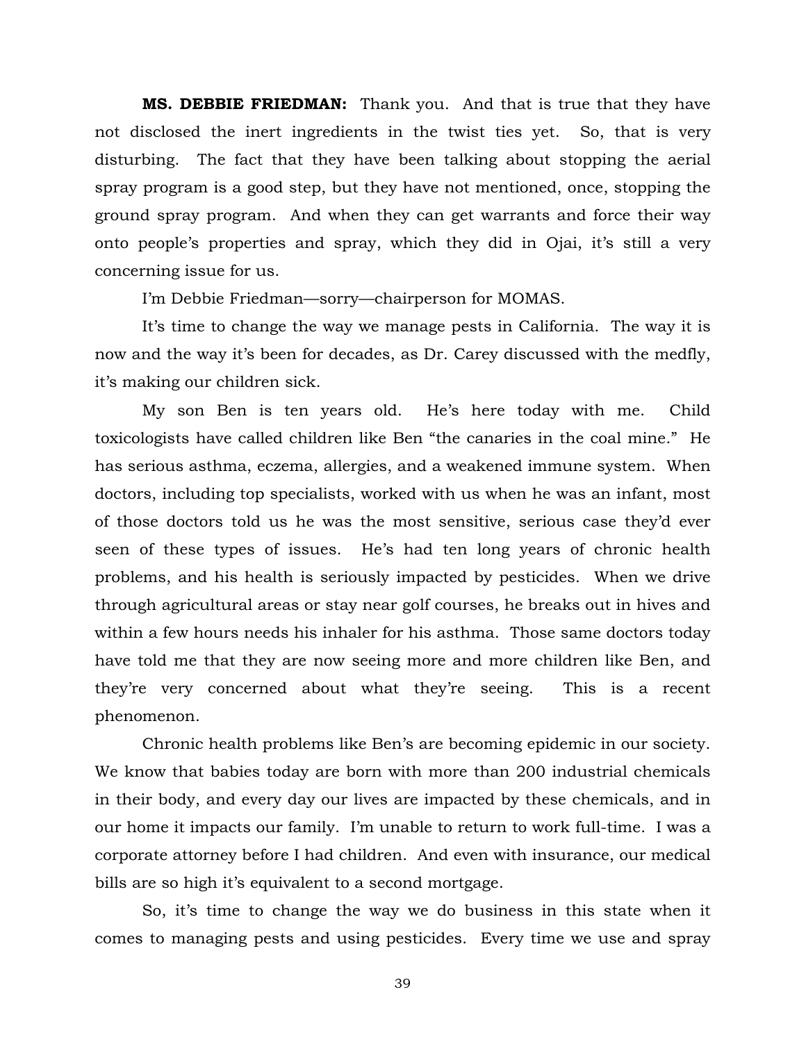**MS. DEBBIE FRIEDMAN:** Thank you. And that is true that they have not disclosed the inert ingredients in the twist ties yet. So, that is very disturbing. The fact that they have been talking about stopping the aerial spray program is a good step, but they have not mentioned, once, stopping the ground spray program. And when they can get warrants and force their way onto people's properties and spray, which they did in Ojai, it's still a very concerning issue for us.

I'm Debbie Friedman—sorry—chairperson for MOMAS.

It's time to change the way we manage pests in California. The way it is now and the way it's been for decades, as Dr. Carey discussed with the medfly, it's making our children sick.

My son Ben is ten years old. He's here today with me. Child toxicologists have called children like Ben "the canaries in the coal mine." He has serious asthma, eczema, allergies, and a weakened immune system. When doctors, including top specialists, worked with us when he was an infant, most of those doctors told us he was the most sensitive, serious case they'd ever seen of these types of issues. He's had ten long years of chronic health problems, and his health is seriously impacted by pesticides. When we drive through agricultural areas or stay near golf courses, he breaks out in hives and within a few hours needs his inhaler for his asthma. Those same doctors today have told me that they are now seeing more and more children like Ben, and they're very concerned about what they're seeing. This is a recent phenomenon.

Chronic health problems like Ben's are becoming epidemic in our society. We know that babies today are born with more than 200 industrial chemicals in their body, and every day our lives are impacted by these chemicals, and in our home it impacts our family. I'm unable to return to work full-time. I was a corporate attorney before I had children. And even with insurance, our medical bills are so high it's equivalent to a second mortgage.

So, it's time to change the way we do business in this state when it comes to managing pests and using pesticides. Every time we use and spray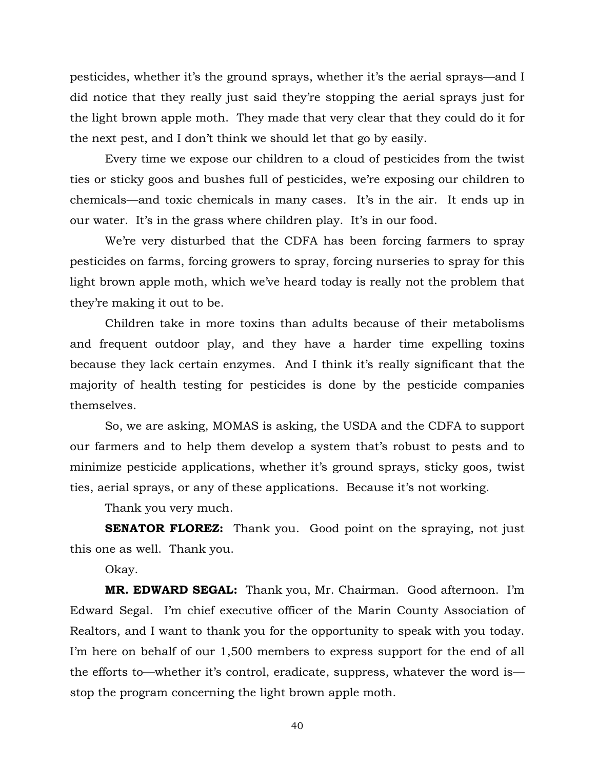pesticides, whether it's the ground sprays, whether it's the aerial sprays—and I did notice that they really just said they're stopping the aerial sprays just for the light brown apple moth. They made that very clear that they could do it for the next pest, and I don't think we should let that go by easily.

Every time we expose our children to a cloud of pesticides from the twist ties or sticky goos and bushes full of pesticides, we're exposing our children to chemicals—and toxic chemicals in many cases. It's in the air. It ends up in our water. It's in the grass where children play. It's in our food.

We're very disturbed that the CDFA has been forcing farmers to spray pesticides on farms, forcing growers to spray, forcing nurseries to spray for this light brown apple moth, which we've heard today is really not the problem that they're making it out to be.

Children take in more toxins than adults because of their metabolisms and frequent outdoor play, and they have a harder time expelling toxins because they lack certain enzymes. And I think it's really significant that the majority of health testing for pesticides is done by the pesticide companies themselves.

So, we are asking, MOMAS is asking, the USDA and the CDFA to support our farmers and to help them develop a system that's robust to pests and to minimize pesticide applications, whether it's ground sprays, sticky goos, twist ties, aerial sprays, or any of these applications. Because it's not working.

Thank you very much.

**SENATOR FLOREZ:** Thank you. Good point on the spraying, not just this one as well. Thank you.

Okay.

**MR. EDWARD SEGAL:** Thank you, Mr. Chairman. Good afternoon. I'm Edward Segal. I'm chief executive officer of the Marin County Association of Realtors, and I want to thank you for the opportunity to speak with you today. I'm here on behalf of our 1,500 members to express support for the end of all the efforts to—whether it's control, eradicate, suppress, whatever the word is—stop the program concerning the light brown apple moth.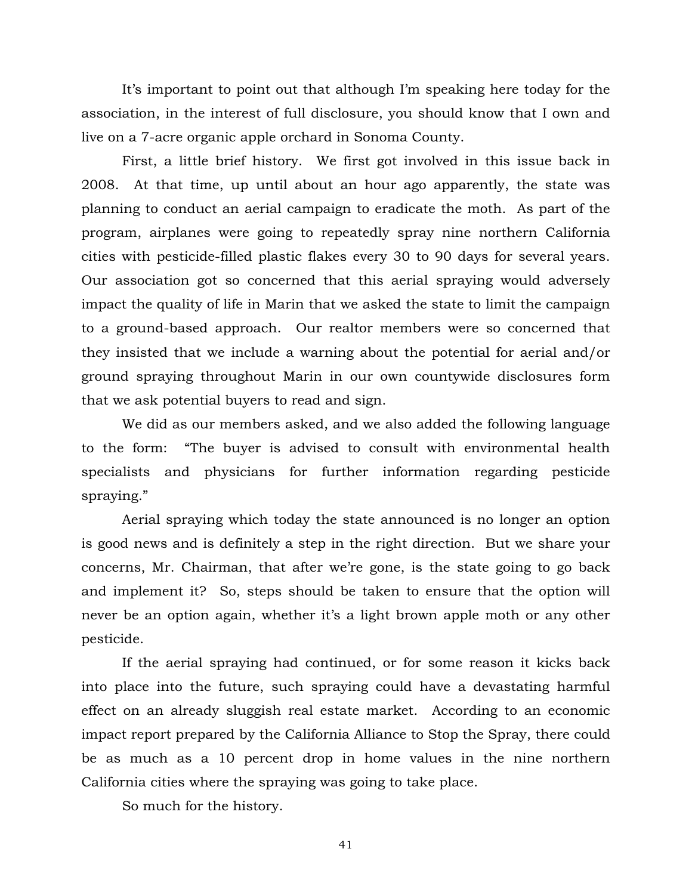It's important to point out that although I'm speaking here today for the association, in the interest of full disclosure, you should know that I own and live on a 7-acre organic apple orchard in Sonoma County.

First, a little brief history. We first got involved in this issue back in 2008. At that time, up until about an hour ago apparently, the state was planning to conduct an aerial campaign to eradicate the moth. As part of the program, airplanes were going to repeatedly spray nine northern California cities with pesticide-filled plastic flakes every 30 to 90 days for several years. Our association got so concerned that this aerial spraying would adversely impact the quality of life in Marin that we asked the state to limit the campaign to a ground-based approach. Our realtor members were so concerned that they insisted that we include a warning about the potential for aerial and/or ground spraying throughout Marin in our own countywide disclosures form that we ask potential buyers to read and sign.

We did as our members asked, and we also added the following language to the form: "The buyer is advised to consult with environmental health specialists and physicians for further information regarding pesticide spraying."

Aerial spraying which today the state announced is no longer an option is good news and is definitely a step in the right direction. But we share your concerns, Mr. Chairman, that after we're gone, is the state going to go back and implement it? So, steps should be taken to ensure that the option will never be an option again, whether it's a light brown apple moth or any other pesticide.

If the aerial spraying had continued, or for some reason it kicks back into place into the future, such spraying could have a devastating harmful effect on an already sluggish real estate market. According to an economic impact report prepared by the California Alliance to Stop the Spray, there could be as much as a 10 percent drop in home values in the nine northern California cities where the spraying was going to take place.

So much for the history.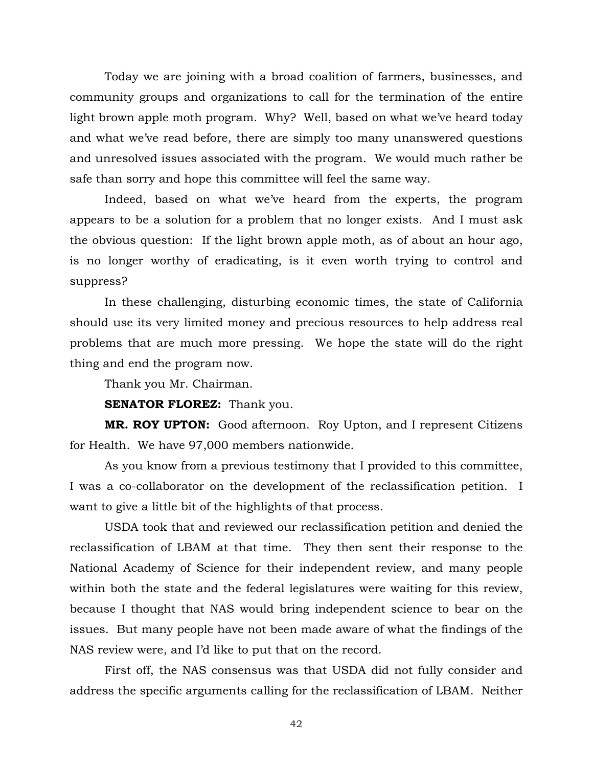Today we are joining with a broad coalition of farmers, businesses, and community groups and organizations to call for the termination of the entire light brown apple moth program. Why? Well, based on what we've heard today and what we've read before, there are simply too many unanswered questions and unresolved issues associated with the program. We would much rather be safe than sorry and hope this committee will feel the same way.

Indeed, based on what we've heard from the experts, the program appears to be a solution for a problem that no longer exists. And I must ask the obvious question: If the light brown apple moth, as of about an hour ago, is no longer worthy of eradicating, is it even worth trying to control and suppress?

In these challenging, disturbing economic times, the state of California should use its very limited money and precious resources to help address real problems that are much more pressing. We hope the state will do the right thing and end the program now.

Thank you Mr. Chairman.

**SENATOR FLOREZ:** Thank you.

**MR. ROY UPTON:** Good afternoon. Roy Upton, and I represent Citizens for Health. We have 97,000 members nationwide.

As you know from a previous testimony that I provided to this committee, I was a co-collaborator on the development of the reclassification petition. I want to give a little bit of the highlights of that process.

USDA took that and reviewed our reclassification petition and denied the reclassification of LBAM at that time. They then sent their response to the National Academy of Science for their independent review, and many people within both the state and the federal legislatures were waiting for this review, because I thought that NAS would bring independent science to bear on the issues. But many people have not been made aware of what the findings of the NAS review were, and I'd like to put that on the record.

First off, the NAS consensus was that USDA did not fully consider and address the specific arguments calling for the reclassification of LBAM. Neither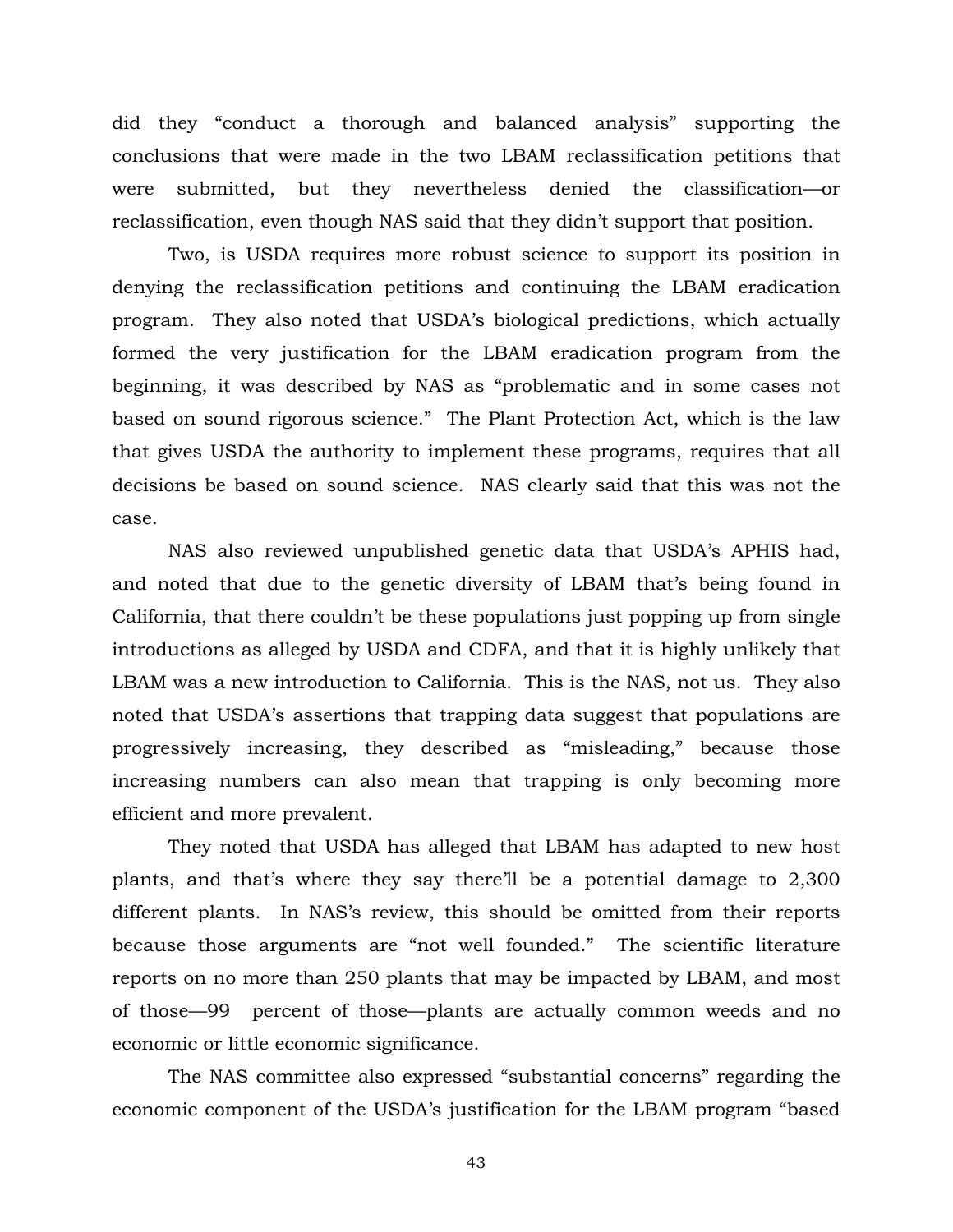did they "conduct a thorough and balanced analysis" supporting the conclusions that were made in the two LBAM reclassification petitions that were submitted, but they nevertheless denied the classification—or reclassification, even though NAS said that they didn't support that position.

Two, is USDA requires more robust science to support its position in denying the reclassification petitions and continuing the LBAM eradication program. They also noted that USDA's biological predictions, which actually formed the very justification for the LBAM eradication program from the beginning, it was described by NAS as "problematic and in some cases not based on sound rigorous science." The Plant Protection Act, which is the law that gives USDA the authority to implement these programs, requires that all decisions be based on sound science. NAS clearly said that this was not the case.

NAS also reviewed unpublished genetic data that USDA's APHIS had, and noted that due to the genetic diversity of LBAM that's being found in California, that there couldn't be these populations just popping up from single introductions as alleged by USDA and CDFA, and that it is highly unlikely that LBAM was a new introduction to California. This is the NAS, not us. They also noted that USDA's assertions that trapping data suggest that populations are progressively increasing, they described as "misleading," because those increasing numbers can also mean that trapping is only becoming more efficient and more prevalent.

They noted that USDA has alleged that LBAM has adapted to new host plants, and that's where they say there'll be a potential damage to 2,300 different plants. In NAS's review, this should be omitted from their reports because those arguments are "not well founded." The scientific literature reports on no more than 250 plants that may be impacted by LBAM, and most of those—99 percent of those—plants are actually common weeds and no economic or little economic significance.

The NAS committee also expressed "substantial concerns" regarding the economic component of the USDA's justification for the LBAM program "based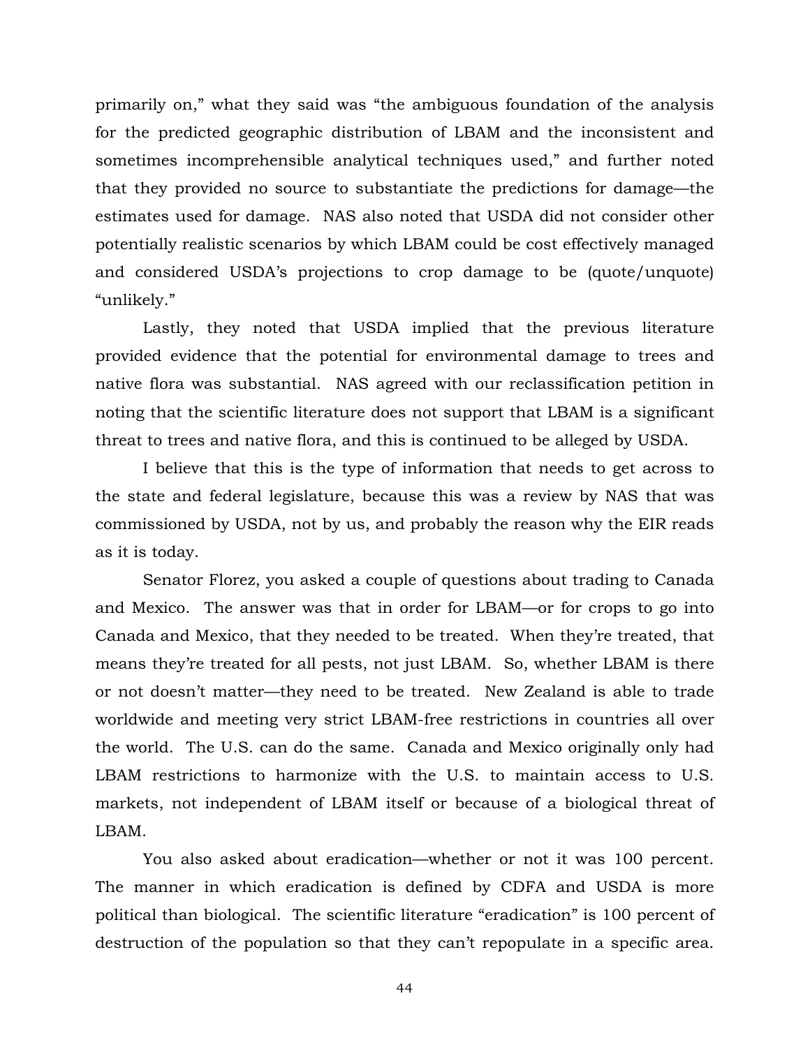primarily on," what they said was "the ambiguous foundation of the analysis for the predicted geographic distribution of LBAM and the inconsistent and sometimes incomprehensible analytical techniques used," and further noted that they provided no source to substantiate the predictions for damage—the estimates used for damage. NAS also noted that USDA did not consider other potentially realistic scenarios by which LBAM could be cost effectively managed and considered USDA's projections to crop damage to be (quote/unquote) "unlikely."

Lastly, they noted that USDA implied that the previous literature provided evidence that the potential for environmental damage to trees and native flora was substantial. NAS agreed with our reclassification petition in noting that the scientific literature does not support that LBAM is a significant threat to trees and native flora, and this is continued to be alleged by USDA.

I believe that this is the type of information that needs to get across to the state and federal legislature, because this was a review by NAS that was commissioned by USDA, not by us, and probably the reason why the EIR reads as it is today.

Senator Florez, you asked a couple of questions about trading to Canada and Mexico. The answer was that in order for LBAM—or for crops to go into Canada and Mexico, that they needed to be treated. When they're treated, that means they're treated for all pests, not just LBAM. So, whether LBAM is there or not doesn't matter—they need to be treated. New Zealand is able to trade worldwide and meeting very strict LBAM-free restrictions in countries all over the world. The U.S. can do the same. Canada and Mexico originally only had LBAM restrictions to harmonize with the U.S. to maintain access to U.S. markets, not independent of LBAM itself or because of a biological threat of LBAM.

You also asked about eradication—whether or not it was 100 percent. The manner in which eradication is defined by CDFA and USDA is more political than biological. The scientific literature "eradication" is 100 percent of destruction of the population so that they can't repopulate in a specific area.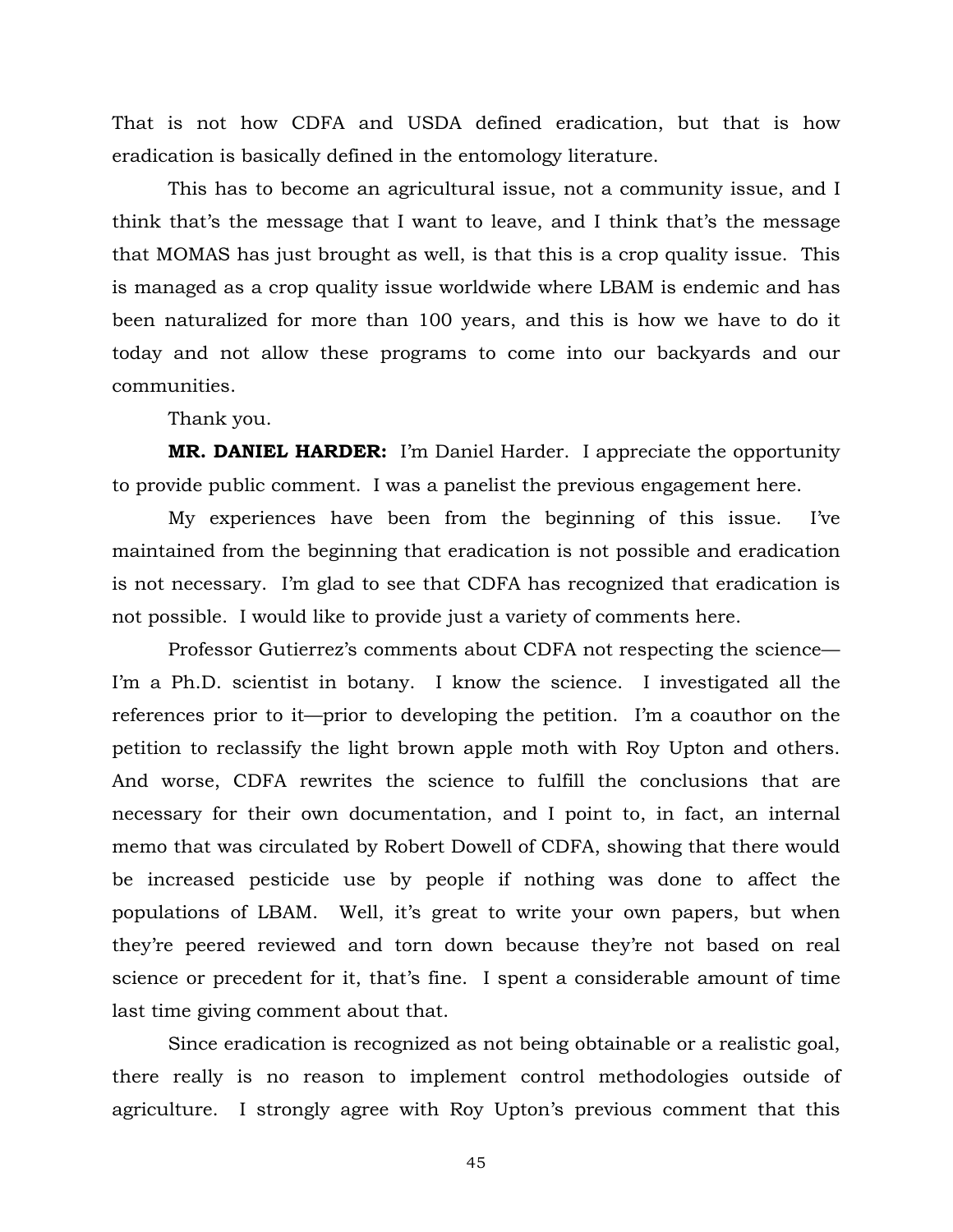That is not how CDFA and USDA defined eradication, but that is how eradication is basically defined in the entomology literature.

This has to become an agricultural issue, not a community issue, and I think that's the message that I want to leave, and I think that's the message that MOMAS has just brought as well, is that this is a crop quality issue. This is managed as a crop quality issue worldwide where LBAM is endemic and has been naturalized for more than 100 years, and this is how we have to do it today and not allow these programs to come into our backyards and our communities.

Thank you.

**MR. DANIEL HARDER:** I'm Daniel Harder. I appreciate the opportunity to provide public comment. I was a panelist the previous engagement here.

My experiences have been from the beginning of this issue. I've maintained from the beginning that eradication is not possible and eradication is not necessary. I'm glad to see that CDFA has recognized that eradication is not possible. I would like to provide just a variety of comments here.

Professor Gutierrez's comments about CDFA not respecting the science—I'm a Ph.D. scientist in botany. I know the science. I investigated all the references prior to it—prior to developing the petition. I'm a coauthor on the petition to reclassify the light brown apple moth with Roy Upton and others. And worse, CDFA rewrites the science to fulfill the conclusions that are necessary for their own documentation, and I point to, in fact, an internal memo that was circulated by Robert Dowell of CDFA, showing that there would be increased pesticide use by people if nothing was done to affect the populations of LBAM. Well, it's great to write your own papers, but when they're peered reviewed and torn down because they're not based on real science or precedent for it, that's fine. I spent a considerable amount of time last time giving comment about that.

Since eradication is recognized as not being obtainable or a realistic goal, there really is no reason to implement control methodologies outside of agriculture. I strongly agree with Roy Upton's previous comment that this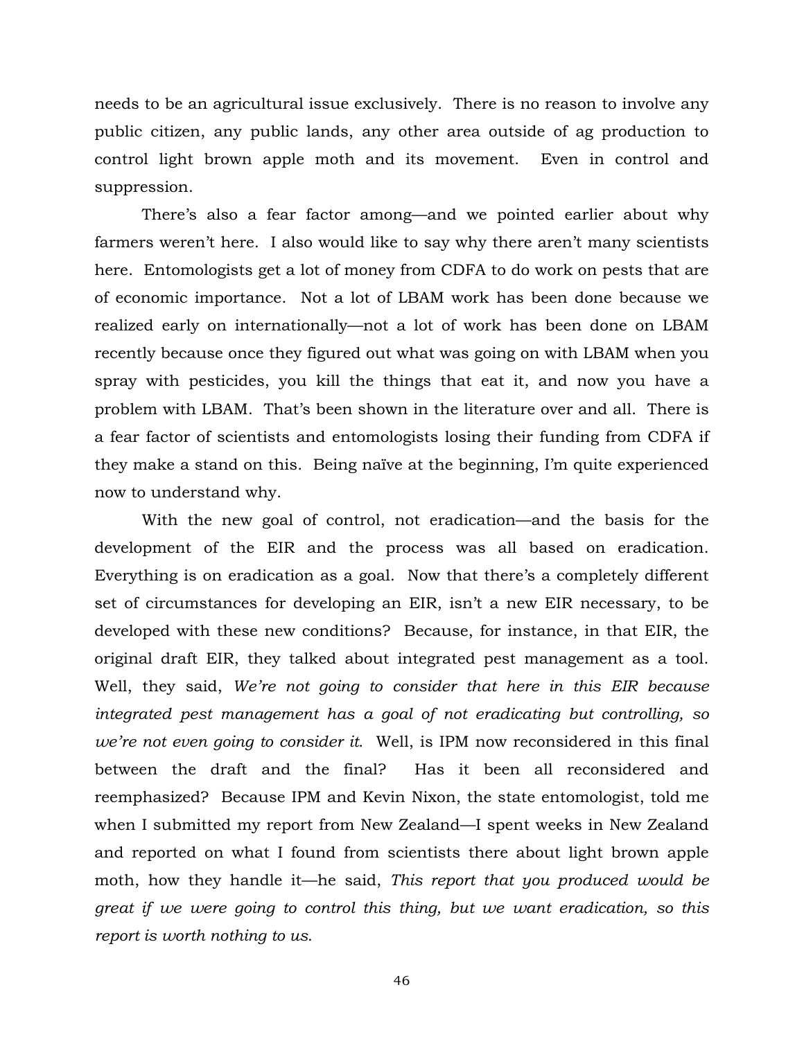needs to be an agricultural issue exclusively. There is no reason to involve any public citizen, any public lands, any other area outside of ag production to control light brown apple moth and its movement. Even in control and suppression.

There's also a fear factor among—and we pointed earlier about why farmers weren't here. I also would like to say why there aren't many scientists here. Entomologists get a lot of money from CDFA to do work on pests that are of economic importance. Not a lot of LBAM work has been done because we realized early on internationally—not a lot of work has been done on LBAM recently because once they figured out what was going on with LBAM when you spray with pesticides, you kill the things that eat it, and now you have a problem with LBAM. That's been shown in the literature over and all. There is a fear factor of scientists and entomologists losing their funding from CDFA if they make a stand on this. Being naïve at the beginning, I'm quite experienced now to understand why.

With the new goal of control, not eradication—and the basis for the development of the EIR and the process was all based on eradication. Everything is on eradication as a goal. Now that there's a completely different set of circumstances for developing an EIR, isn't a new EIR necessary, to be developed with these new conditions? Because, for instance, in that EIR, the original draft EIR, they talked about integrated pest management as a tool. Well, they said, *We're not going to consider that here in this EIR because integrated pest management has a goal of not eradicating but controlling, so we're not even going to consider it.* Well, is IPM now reconsidered in this final between the draft and the final? Has it been all reconsidered and reemphasized? Because IPM and Kevin Nixon, the state entomologist, told me when I submitted my report from New Zealand—I spent weeks in New Zealand and reported on what I found from scientists there about light brown apple moth, how they handle it—he said, *This report that you produced would be great if we were going to control this thing, but we want eradication, so this report is worth nothing to us.*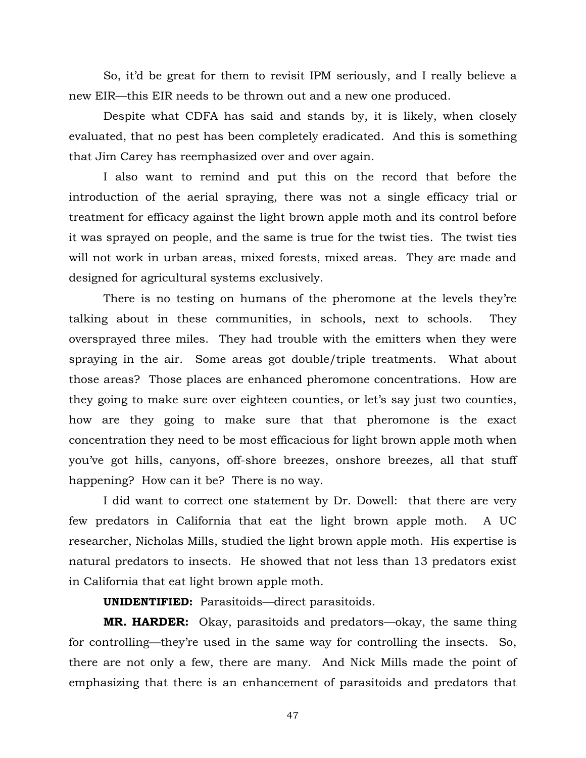So, it'd be great for them to revisit IPM seriously, and I really believe a new EIR—this EIR needs to be thrown out and a new one produced.

Despite what CDFA has said and stands by, it is likely, when closely evaluated, that no pest has been completely eradicated. And this is something that Jim Carey has reemphasized over and over again.

I also want to remind and put this on the record that before the introduction of the aerial spraying, there was not a single efficacy trial or treatment for efficacy against the light brown apple moth and its control before it was sprayed on people, and the same is true for the twist ties. The twist ties will not work in urban areas, mixed forests, mixed areas. They are made and designed for agricultural systems exclusively.

There is no testing on humans of the pheromone at the levels they're talking about in these communities, in schools, next to schools. They oversprayed three miles. They had trouble with the emitters when they were spraying in the air. Some areas got double/triple treatments. What about those areas? Those places are enhanced pheromone concentrations. How are they going to make sure over eighteen counties, or let's say just two counties, how are they going to make sure that that pheromone is the exact concentration they need to be most efficacious for light brown apple moth when you've got hills, canyons, off-shore breezes, onshore breezes, all that stuff happening? How can it be? There is no way.

I did want to correct one statement by Dr. Dowell: that there are very few predators in California that eat the light brown apple moth. A UC researcher, Nicholas Mills, studied the light brown apple moth. His expertise is natural predators to insects. He showed that not less than 13 predators exist in California that eat light brown apple moth.

**UNIDENTIFIED:** Parasitoids—direct parasitoids.

**MR. HARDER:** Okay, parasitoids and predators—okay, the same thing for controlling—they're used in the same way for controlling the insects. So, there are not only a few, there are many. And Nick Mills made the point of emphasizing that there is an enhancement of parasitoids and predators that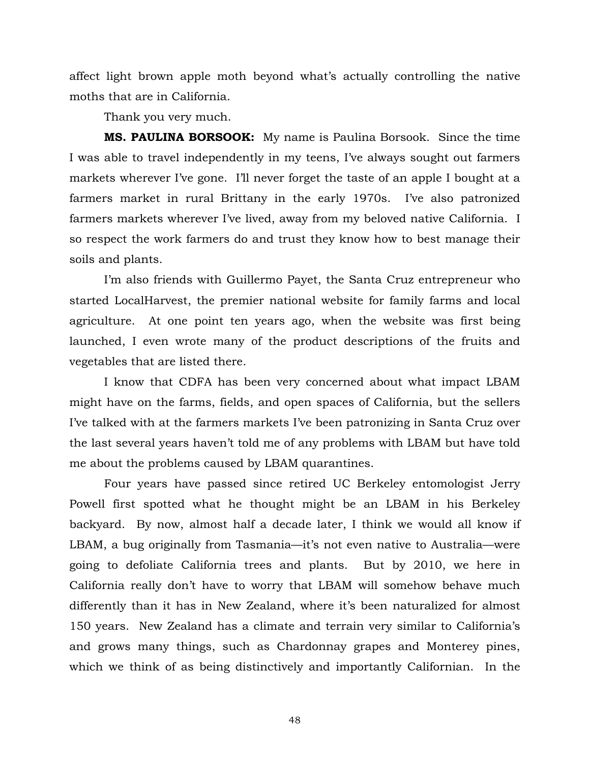affect light brown apple moth beyond what's actually controlling the native moths that are in California.

Thank you very much.

**MS. PAULINA BORSOOK:** My name is Paulina Borsook. Since the time I was able to travel independently in my teens, I've always sought out farmers markets wherever I've gone. I'll never forget the taste of an apple I bought at a farmers market in rural Brittany in the early 1970s. I've also patronized farmers markets wherever I've lived, away from my beloved native California. I so respect the work farmers do and trust they know how to best manage their soils and plants.

I'm also friends with Guillermo Payet, the Santa Cruz entrepreneur who started LocalHarvest, the premier national website for family farms and local agriculture. At one point ten years ago, when the website was first being launched, I even wrote many of the product descriptions of the fruits and vegetables that are listed there.

I know that CDFA has been very concerned about what impact LBAM might have on the farms, fields, and open spaces of California, but the sellers I've talked with at the farmers markets I've been patronizing in Santa Cruz over the last several years haven't told me of any problems with LBAM but have told me about the problems caused by LBAM quarantines.

Four years have passed since retired UC Berkeley entomologist Jerry Powell first spotted what he thought might be an LBAM in his Berkeley backyard. By now, almost half a decade later, I think we would all know if LBAM, a bug originally from Tasmania—it's not even native to Australia—were going to defoliate California trees and plants. But by 2010, we here in California really don't have to worry that LBAM will somehow behave much differently than it has in New Zealand, where it's been naturalized for almost 150 years. New Zealand has a climate and terrain very similar to California's and grows many things, such as Chardonnay grapes and Monterey pines, which we think of as being distinctively and importantly Californian. In the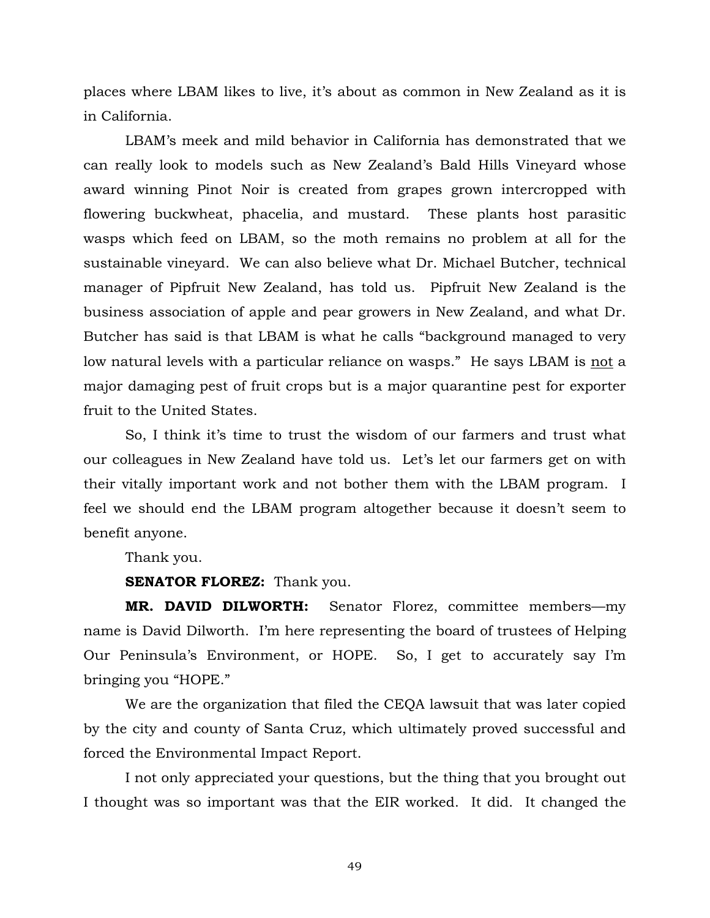places where LBAM likes to live, it's about as common in New Zealand as it is in California.

LBAM's meek and mild behavior in California has demonstrated that we can really look to models such as New Zealand's Bald Hills Vineyard whose award winning Pinot Noir is created from grapes grown intercropped with flowering buckwheat, phacelia, and mustard. These plants host parasitic wasps which feed on LBAM, so the moth remains no problem at all for the sustainable vineyard. We can also believe what Dr. Michael Butcher, technical manager of Pipfruit New Zealand, has told us. Pipfruit New Zealand is the business association of apple and pear growers in New Zealand, and what Dr. Butcher has said is that LBAM is what he calls "background managed to very low natural levels with a particular reliance on wasps." He says LBAM is <u>not</u> a major damaging pest of fruit crops but is a major quarantine pest for exporter fruit to the United States.

So, I think it's time to trust the wisdom of our farmers and trust what our colleagues in New Zealand have told us. Let's let our farmers get on with their vitally important work and not bother them with the LBAM program. I feel we should end the LBAM program altogether because it doesn't seem to benefit anyone.

Thank you.

**SENATOR FLOREZ:** Thank you.

**MR. DAVID DILWORTH:** Senator Florez, committee members—my name is David Dilworth. I'm here representing the board of trustees of Helping Our Peninsula's Environment, or HOPE. So, I get to accurately say I'm bringing you "HOPE."

We are the organization that filed the CEQA lawsuit that was later copied by the city and county of Santa Cruz, which ultimately proved successful and forced the Environmental Impact Report.

I not only appreciated your questions, but the thing that you brought out I thought was so important was that the EIR worked. It did. It changed the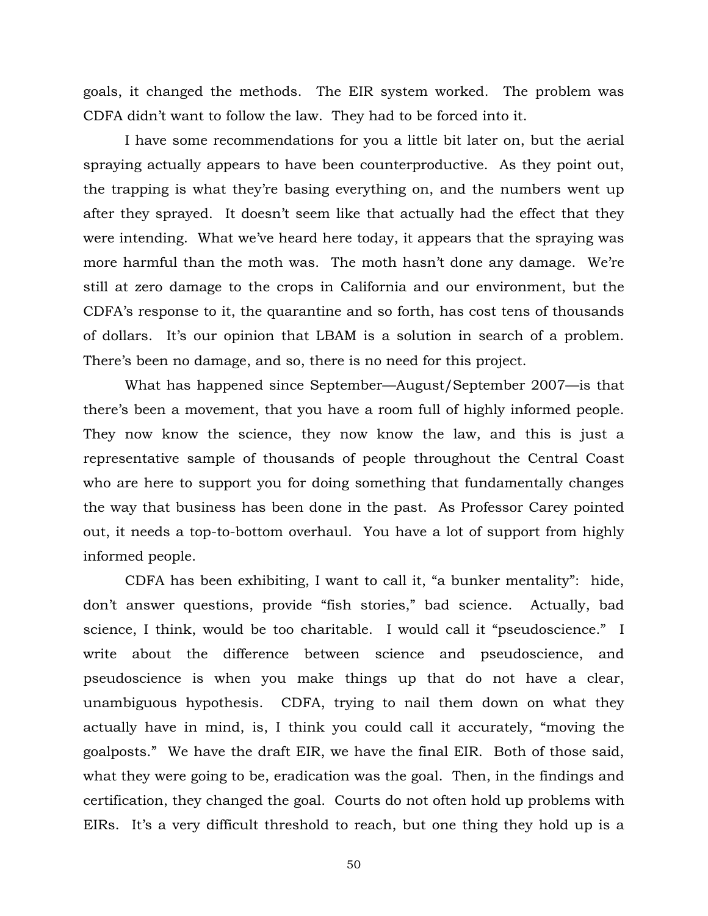goals, it changed the methods. The EIR system worked. The problem was CDFA didn't want to follow the law. They had to be forced into it.

I have some recommendations for you a little bit later on, but the aerial spraying actually appears to have been counterproductive. As they point out, the trapping is what they're basing everything on, and the numbers went up after they sprayed. It doesn't seem like that actually had the effect that they were intending. What we've heard here today, it appears that the spraying was more harmful than the moth was. The moth hasn't done any damage. We're still at zero damage to the crops in California and our environment, but the CDFA's response to it, the quarantine and so forth, has cost tens of thousands of dollars. It's our opinion that LBAM is a solution in search of a problem. There's been no damage, and so, there is no need for this project.

What has happened since September—August/September 2007—is that there's been a movement, that you have a room full of highly informed people. They now know the science, they now know the law, and this is just a representative sample of thousands of people throughout the Central Coast who are here to support you for doing something that fundamentally changes the way that business has been done in the past. As Professor Carey pointed out, it needs a top-to-bottom overhaul. You have a lot of support from highly informed people.

CDFA has been exhibiting, I want to call it, "a bunker mentality": hide, don't answer questions, provide "fish stories," bad science. Actually, bad science, I think, would be too charitable. I would call it "pseudoscience." I write about the difference between science and pseudoscience, and pseudoscience is when you make things up that do not have a clear, unambiguous hypothesis. CDFA, trying to nail them down on what they actually have in mind, is, I think you could call it accurately, "moving the goalposts." We have the draft EIR, we have the final EIR. Both of those said, what they were going to be, eradication was the goal. Then, in the findings and certification, they changed the goal. Courts do not often hold up problems with EIRs. It's a very difficult threshold to reach, but one thing they hold up is a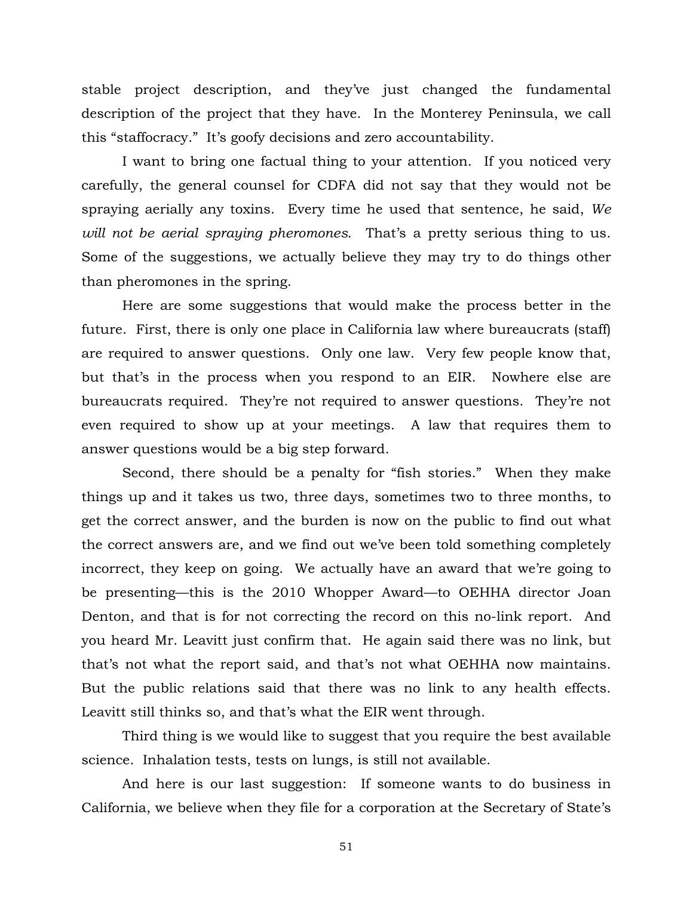stable project description, and they've just changed the fundamental description of the project that they have. In the Monterey Peninsula, we call this "staffocracy." It's goofy decisions and zero accountability.

I want to bring one factual thing to your attention. If you noticed very carefully, the general counsel for CDFA did not say that they would not be spraying aerially any toxins. Every time he used that sentence, he said, *We will not be aerial spraying pheromones*. That's a pretty serious thing to us. Some of the suggestions, we actually believe they may try to do things other than pheromones in the spring.

Here are some suggestions that would make the process better in the future. First, there is only one place in California law where bureaucrats (staff) are required to answer questions. Only one law. Very few people know that, but that's in the process when you respond to an EIR. Nowhere else are bureaucrats required. They're not required to answer questions. They're not even required to show up at your meetings. A law that requires them to answer questions would be a big step forward.

Second, there should be a penalty for "fish stories." When they make things up and it takes us two, three days, sometimes two to three months, to get the correct answer, and the burden is now on the public to find out what the correct answers are, and we find out we've been told something completely incorrect, they keep on going. We actually have an award that we're going to be presenting—this is the 2010 Whopper Award—to OEHHA director Joan Denton, and that is for not correcting the record on this no-link report. And you heard Mr. Leavitt just confirm that. He again said there was no link, but that's not what the report said, and that's not what OEHHA now maintains. But the public relations said that there was no link to any health effects. Leavitt still thinks so, and that's what the EIR went through.

Third thing is we would like to suggest that you require the best available science. Inhalation tests, tests on lungs, is still not available.

And here is our last suggestion: If someone wants to do business in California, we believe when they file for a corporation at the Secretary of State's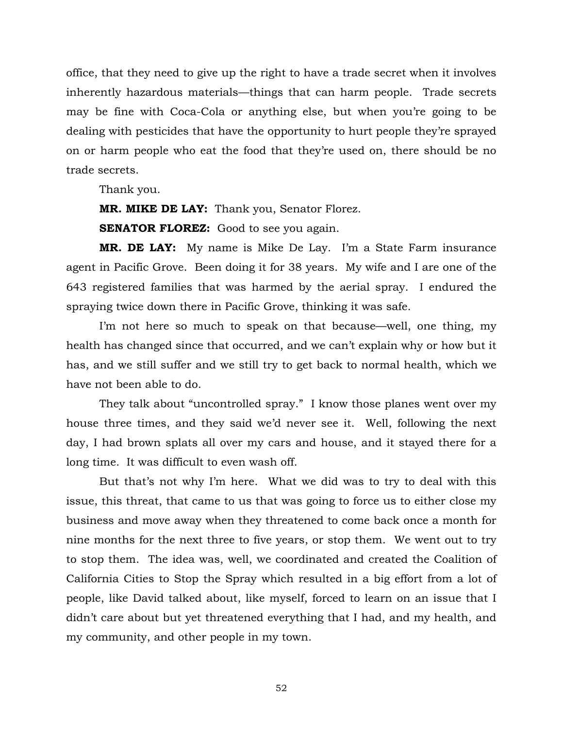office, that they need to give up the right to have a trade secret when it involves inherently hazardous materials—things that can harm people. Trade secrets may be fine with Coca-Cola or anything else, but when you're going to be dealing with pesticides that have the opportunity to hurt people they're sprayed on or harm people who eat the food that they're used on, there should be no trade secrets.

Thank you.

**MR. MIKE DE LAY:** Thank you, Senator Florez.

**SENATOR FLOREZ:** Good to see you again.

**MR. DE LAY:** My name is Mike De Lay. I'm a State Farm insurance agent in Pacific Grove. Been doing it for 38 years. My wife and I are one of the 643 registered families that was harmed by the aerial spray. I endured the spraying twice down there in Pacific Grove, thinking it was safe.

I'm not here so much to speak on that because—well, one thing, my health has changed since that occurred, and we can't explain why or how but it has, and we still suffer and we still try to get back to normal health, which we have not been able to do.

They talk about "uncontrolled spray." I know those planes went over my house three times, and they said we'd never see it. Well, following the next day, I had brown splats all over my cars and house, and it stayed there for a long time. It was difficult to even wash off.

But that's not why I'm here. What we did was to try to deal with this issue, this threat, that came to us that was going to force us to either close my business and move away when they threatened to come back once a month for nine months for the next three to five years, or stop them. We went out to try to stop them. The idea was, well, we coordinated and created the Coalition of California Cities to Stop the Spray which resulted in a big effort from a lot of people, like David talked about, like myself, forced to learn on an issue that I didn't care about but yet threatened everything that I had, and my health, and my community, and other people in my town.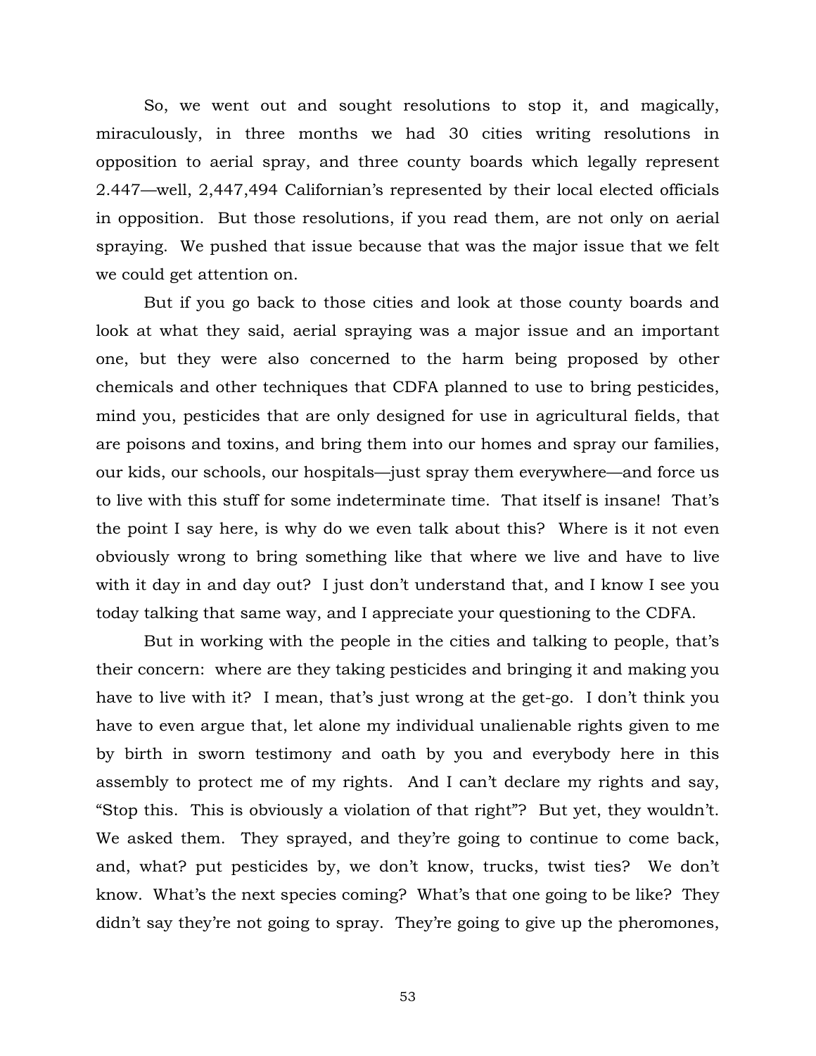So, we went out and sought resolutions to stop it, and magically, miraculously, in three months we had 30 cities writing resolutions in opposition to aerial spray, and three county boards which legally represent 2.447—well, 2,447,494 Californian's represented by their local elected officials in opposition. But those resolutions, if you read them, are not only on aerial spraying. We pushed that issue because that was the major issue that we felt we could get attention on.

But if you go back to those cities and look at those county boards and look at what they said, aerial spraying was a major issue and an important one, but they were also concerned to the harm being proposed by other chemicals and other techniques that CDFA planned to use to bring pesticides, mind you, pesticides that are only designed for use in agricultural fields, that are poisons and toxins, and bring them into our homes and spray our families, our kids, our schools, our hospitals—just spray them everywhere—and force us to live with this stuff for some indeterminate time. That itself is insane! That's the point I say here, is why do we even talk about this? Where is it not even obviously wrong to bring something like that where we live and have to live with it day in and day out? I just don't understand that, and I know I see you today talking that same way, and I appreciate your questioning to the CDFA.

But in working with the people in the cities and talking to people, that's their concern: where are they taking pesticides and bringing it and making you have to live with it? I mean, that's just wrong at the get-go. I don't think you have to even argue that, let alone my individual unalienable rights given to me by birth in sworn testimony and oath by you and everybody here in this assembly to protect me of my rights. And I can't declare my rights and say, "Stop this. This is obviously a violation of that right"? But yet, they wouldn't. We asked them. They sprayed, and they're going to continue to come back, and, what? put pesticides by, we don't know, trucks, twist ties? We don't know. What's the next species coming? What's that one going to be like? They didn't say they're not going to spray. They're going to give up the pheromones,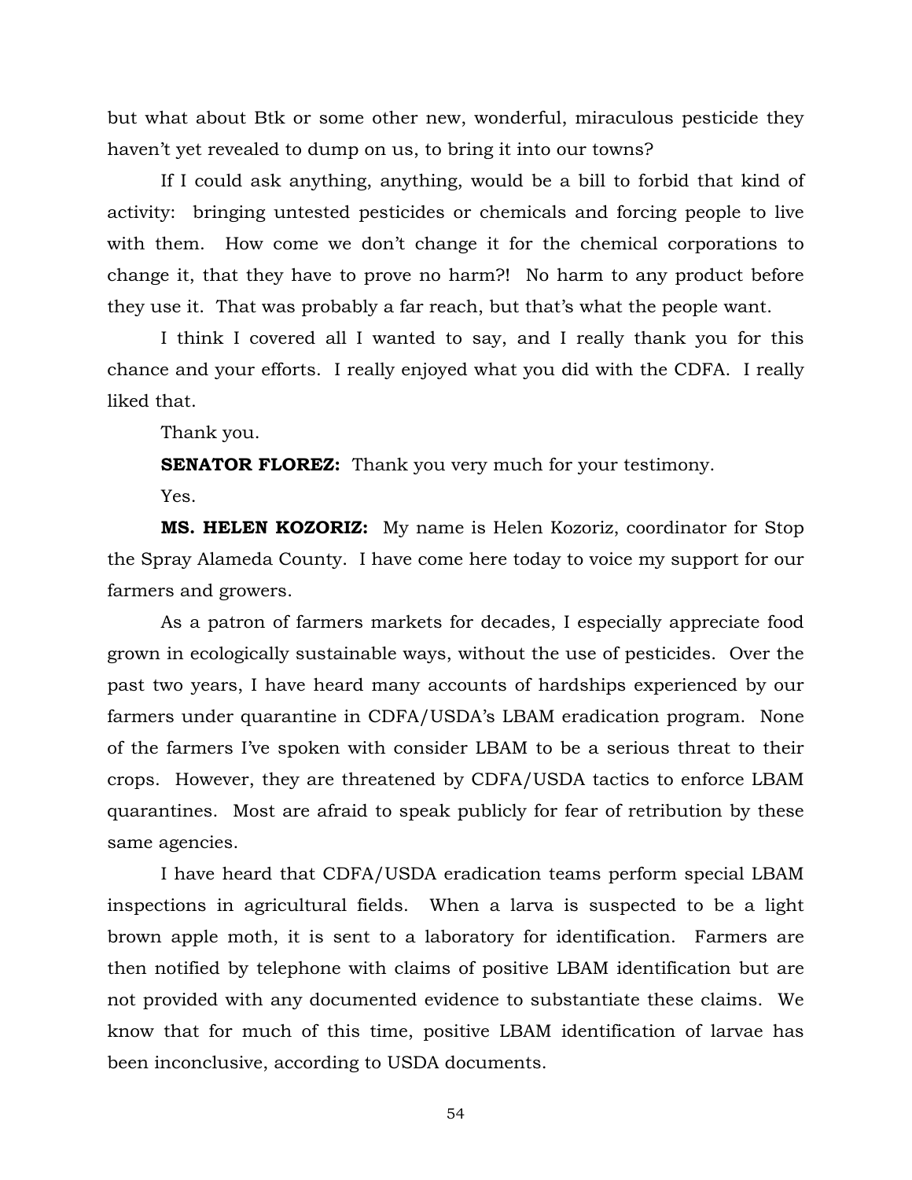but what about Btk or some other new, wonderful, miraculous pesticide they haven't yet revealed to dump on us, to bring it into our towns?

If I could ask anything, anything, would be a bill to forbid that kind of activity: bringing untested pesticides or chemicals and forcing people to live with them. How come we don't change it for the chemical corporations to change it, that they have to prove no harm?! No harm to any product before they use it. That was probably a far reach, but that's what the people want.

I think I covered all I wanted to say, and I really thank you for this chance and your efforts. I really enjoyed what you did with the CDFA. I really liked that.

Thank you.

**SENATOR FLOREZ:** Thank you very much for your testimony.

Yes.

**MS. HELEN KOZORIZ:** My name is Helen Kozoriz, coordinator for Stop the Spray Alameda County. I have come here today to voice my support for our farmers and growers.

As a patron of farmers markets for decades, I especially appreciate food grown in ecologically sustainable ways, without the use of pesticides. Over the past two years, I have heard many accounts of hardships experienced by our farmers under quarantine in CDFA/USDA's LBAM eradication program. None of the farmers I've spoken with consider LBAM to be a serious threat to their crops. However, they are threatened by CDFA/USDA tactics to enforce LBAM quarantines. Most are afraid to speak publicly for fear of retribution by these same agencies.

I have heard that CDFA/USDA eradication teams perform special LBAM inspections in agricultural fields. When a larva is suspected to be a light brown apple moth, it is sent to a laboratory for identification. Farmers are then notified by telephone with claims of positive LBAM identification but are not provided with any documented evidence to substantiate these claims. We know that for much of this time, positive LBAM identification of larvae has been inconclusive, according to USDA documents.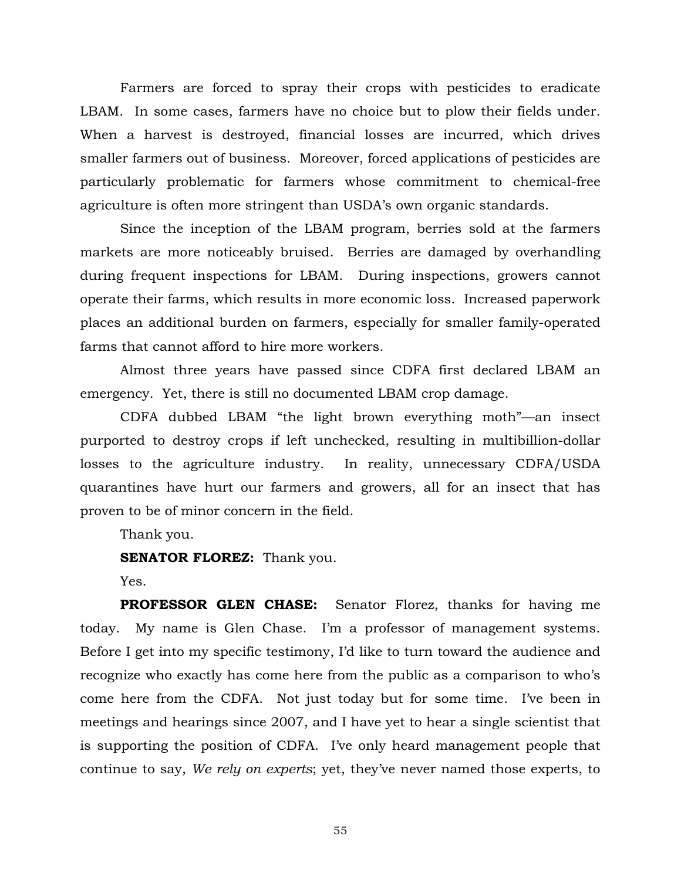Farmers are forced to spray their crops with pesticides to eradicate LBAM. In some cases, farmers have no choice but to plow their fields under. When a harvest is destroyed, financial losses are incurred, which drives smaller farmers out of business. Moreover, forced applications of pesticides are particularly problematic for farmers whose commitment to chemical-free agriculture is often more stringent than USDA's own organic standards.

Since the inception of the LBAM program, berries sold at the farmers markets are more noticeably bruised. Berries are damaged by overhandling during frequent inspections for LBAM. During inspections, growers cannot operate their farms, which results in more economic loss. Increased paperwork places an additional burden on farmers, especially for smaller family-operated farms that cannot afford to hire more workers.

Almost three years have passed since CDFA first declared LBAM an emergency. Yet, there is still no documented LBAM crop damage.

CDFA dubbed LBAM "the light brown everything moth"—an insect purported to destroy crops if left unchecked, resulting in multibillion-dollar losses to the agriculture industry. In reality, unnecessary CDFA/USDA quarantines have hurt our farmers and growers, all for an insect that has proven to be of minor concern in the field.

Thank you.

**SENATOR FLOREZ:** Thank you.

Yes.

**PROFESSOR GLEN CHASE:** Senator Florez, thanks for having me today. My name is Glen Chase. I'm a professor of management systems. Before I get into my specific testimony, I'd like to turn toward the audience and recognize who exactly has come here from the public as a comparison to who's come here from the CDFA. Not just today but for some time. I've been in meetings and hearings since 2007, and I have yet to hear a single scientist that is supporting the position of CDFA. I've only heard management people that continue to say, *We rely on experts*; yet, they've never named those experts, to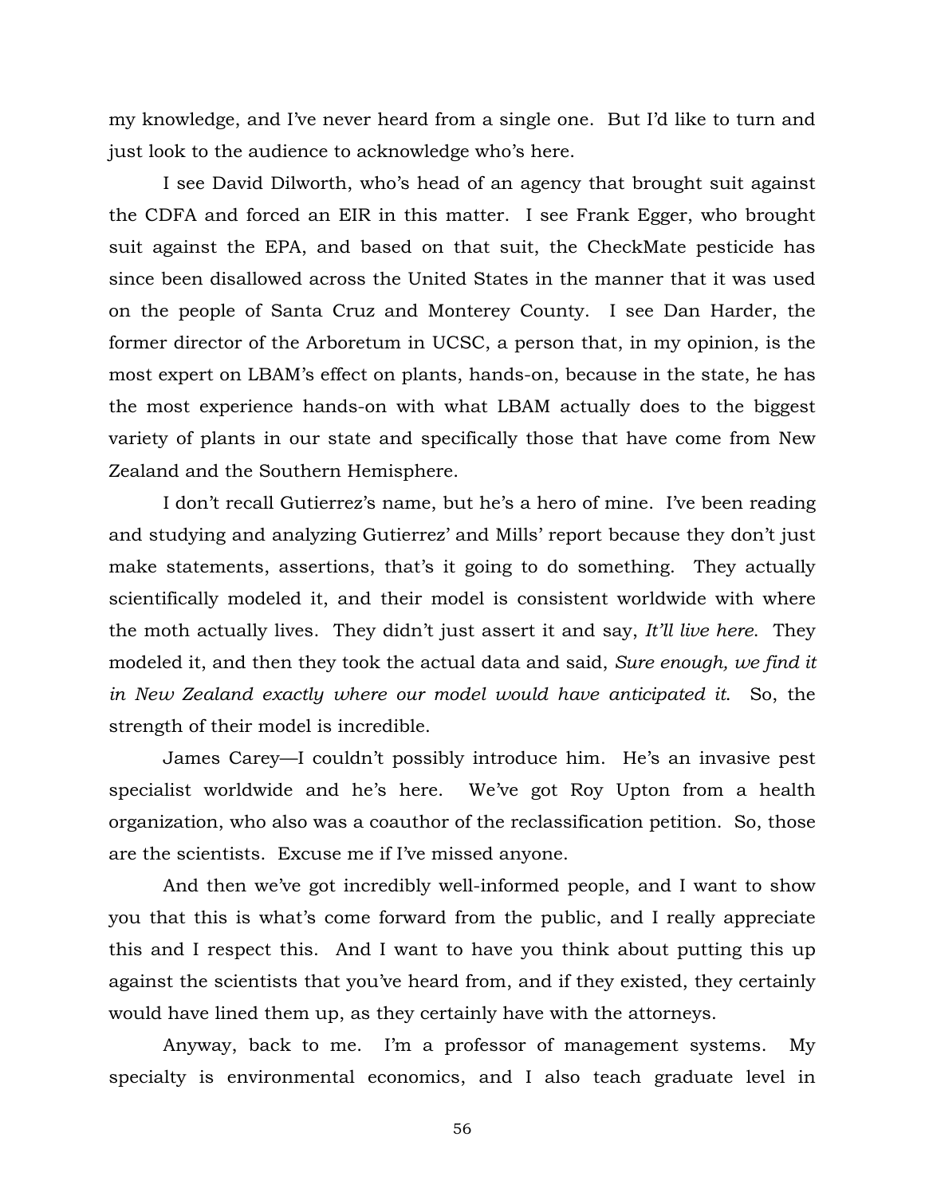my knowledge, and I've never heard from a single one. But I'd like to turn and just look to the audience to acknowledge who's here.

I see David Dilworth, who's head of an agency that brought suit against the CDFA and forced an EIR in this matter. I see Frank Egger, who brought suit against the EPA, and based on that suit, the CheckMate pesticide has since been disallowed across the United States in the manner that it was used on the people of Santa Cruz and Monterey County. I see Dan Harder, the former director of the Arboretum in UCSC, a person that, in my opinion, is the most expert on LBAM's effect on plants, hands-on, because in the state, he has the most experience hands-on with what LBAM actually does to the biggest variety of plants in our state and specifically those that have come from New Zealand and the Southern Hemisphere.

I don't recall Gutierrez's name, but he's a hero of mine. I've been reading and studying and analyzing Gutierrez' and Mills' report because they don't just make statements, assertions, that's it going to do something. They actually scientifically modeled it, and their model is consistent worldwide with where the moth actually lives. They didn't just assert it and say, *It'll live here*. They modeled it, and then they took the actual data and said, *Sure enough, we find it in New Zealand exactly where our model would have anticipated it*. So, the strength of their model is incredible.

James Carey—I couldn't possibly introduce him. He's an invasive pest specialist worldwide and he's here. We've got Roy Upton from a health organization, who also was a coauthor of the reclassification petition. So, those are the scientists. Excuse me if I've missed anyone.

And then we've got incredibly well-informed people, and I want to show you that this is what's come forward from the public, and I really appreciate this and I respect this. And I want to have you think about putting this up against the scientists that you've heard from, and if they existed, they certainly would have lined them up, as they certainly have with the attorneys.

Anyway, back to me. I'm a professor of management systems. My specialty is environmental economics, and I also teach graduate level in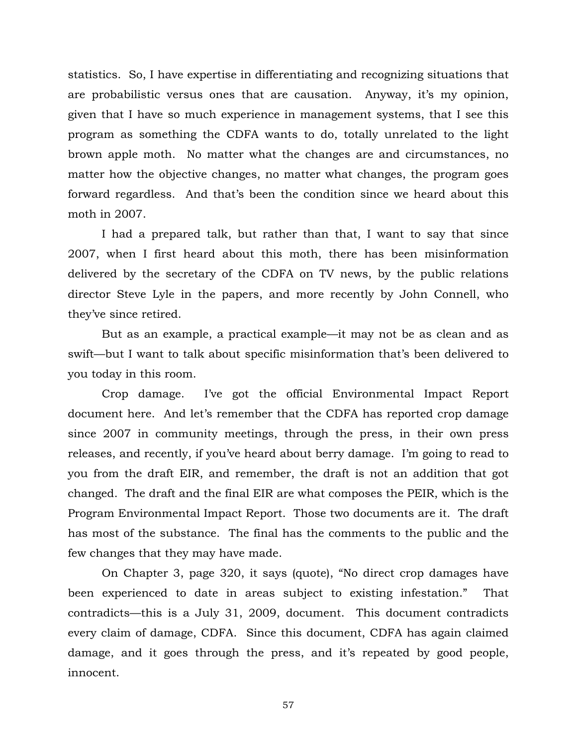statistics. So, I have expertise in differentiating and recognizing situations that are probabilistic versus ones that are causation. Anyway, it's my opinion, given that I have so much experience in management systems, that I see this program as something the CDFA wants to do, totally unrelated to the light brown apple moth. No matter what the changes are and circumstances, no matter how the objective changes, no matter what changes, the program goes forward regardless. And that's been the condition since we heard about this moth in 2007.

I had a prepared talk, but rather than that, I want to say that since 2007, when I first heard about this moth, there has been misinformation delivered by the secretary of the CDFA on TV news, by the public relations director Steve Lyle in the papers, and more recently by John Connell, who they've since retired.

But as an example, a practical example—it may not be as clean and as swift—but I want to talk about specific misinformation that's been delivered to you today in this room.

Crop damage. I've got the official Environmental Impact Report document here. And let's remember that the CDFA has reported crop damage since 2007 in community meetings, through the press, in their own press releases, and recently, if you've heard about berry damage. I'm going to read to you from the draft EIR, and remember, the draft is not an addition that got changed. The draft and the final EIR are what composes the PEIR, which is the Program Environmental Impact Report. Those two documents are it. The draft has most of the substance. The final has the comments to the public and the few changes that they may have made.

On Chapter 3, page 320, it says (quote), "No direct crop damages have been experienced to date in areas subject to existing infestation." That contradicts—this is a July 31, 2009, document. This document contradicts every claim of damage, CDFA. Since this document, CDFA has again claimed damage, and it goes through the press, and it's repeated by good people, innocent.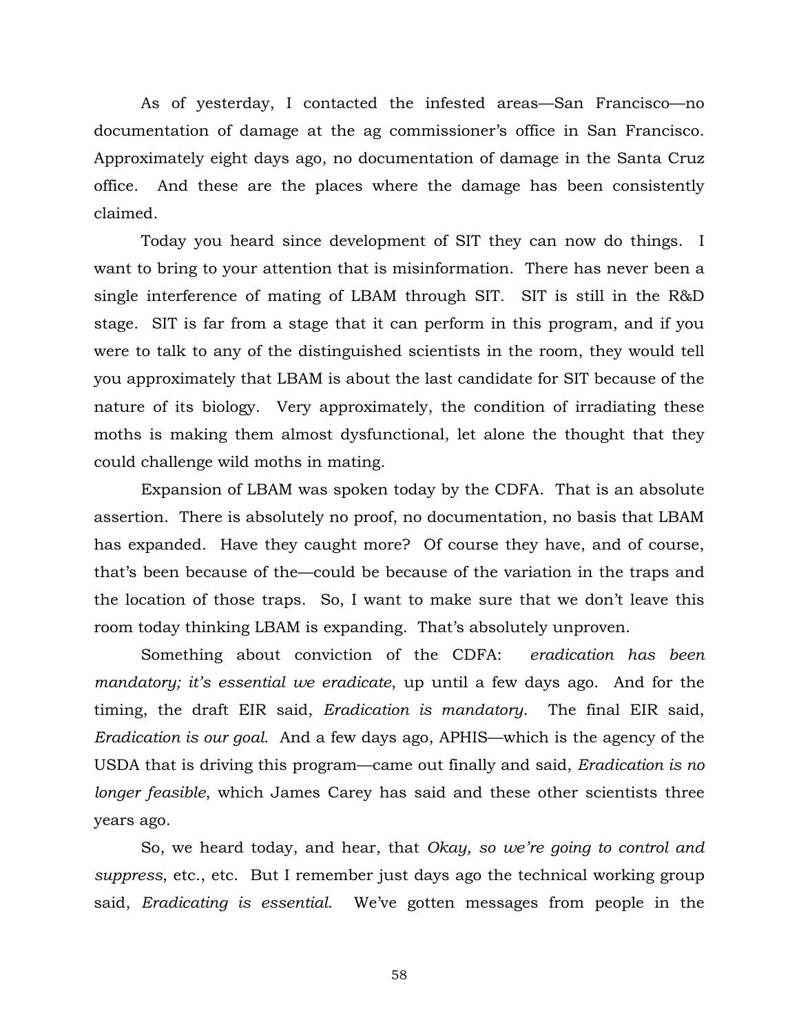As of yesterday, I contacted the infested areas—San Francisco—no documentation of damage at the ag commissioner's office in San Francisco. Approximately eight days ago, no documentation of damage in the Santa Cruz office. And these are the places where the damage has been consistently claimed.

Today you heard since development of SIT they can now do things. I want to bring to your attention that is misinformation. There has never been a single interference of mating of LBAM through SIT. SIT is still in the R&D stage. SIT is far from a stage that it can perform in this program, and if you were to talk to any of the distinguished scientists in the room, they would tell you approximately that LBAM is about the last candidate for SIT because of the nature of its biology. Very approximately, the condition of irradiating these moths is making them almost dysfunctional, let alone the thought that they could challenge wild moths in mating.

Expansion of LBAM was spoken today by the CDFA. That is an absolute assertion. There is absolutely no proof, no documentation, no basis that LBAM has expanded. Have they caught more? Of course they have, and of course, that's been because of the—could be because of the variation in the traps and the location of those traps. So, I want to make sure that we don't leave this room today thinking LBAM is expanding. That's absolutely unproven.

Something about conviction of the CDFA: *eradication has been mandatory; it's essential we eradicate*, up until a few days ago. And for the timing, the draft EIR said, *Eradication is mandatory*. The final EIR said, *Eradication is our goal.* And a few days ago, APHIS—which is the agency of the USDA that is driving this program—came out finally and said, *Eradication is no longer feasible*, which James Carey has said and these other scientists three years ago.

So, we heard today, and hear, that *Okay, so we're going to control and suppress*, etc., etc. But I remember just days ago the technical working group said, *Eradicating is essential.* We've gotten messages from people in the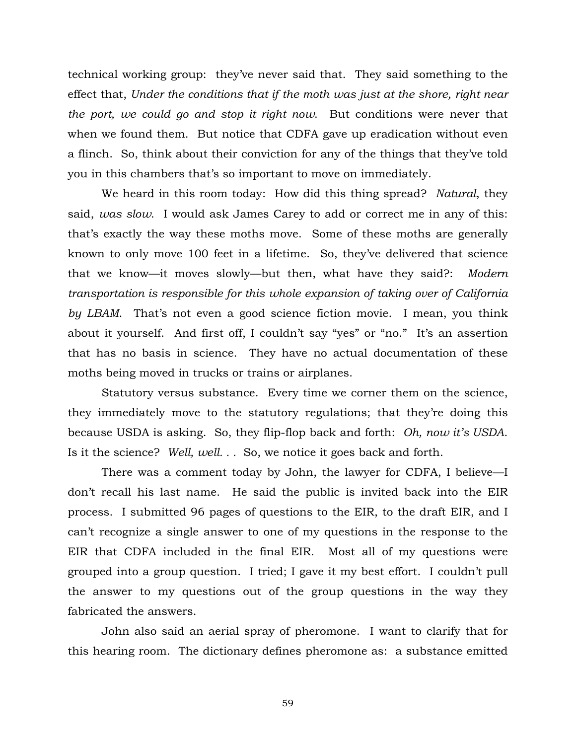technical working group: they've never said that. They said something to the effect that, *Under the conditions that if the moth was just at the shore, right near the port, we could go and stop it right now.* But conditions were never that when we found them. But notice that CDFA gave up eradication without even a flinch. So, think about their conviction for any of the things that they've told you in this chambers that's so important to move on immediately.

We heard in this room today: How did this thing spread? *Natural*, they said, *was slow*. I would ask James Carey to add or correct me in any of this: that's exactly the way these moths move. Some of these moths are generally known to only move 100 feet in a lifetime. So, they've delivered that science that we know—it moves slowly—but then, what have they said?: *Modern transportation is responsible for this whole expansion of taking over of California by LBAM*. That's not even a good science fiction movie. I mean, you think about it yourself. And first off, I couldn't say "yes" or "no." It's an assertion that has no basis in science. They have no actual documentation of these moths being moved in trucks or trains or airplanes.

Statutory versus substance. Every time we corner them on the science, they immediately move to the statutory regulations; that they're doing this because USDA is asking. So, they flip-flop back and forth: *Oh, now it's USDA.* Is it the science? *Well, well. . .* So, we notice it goes back and forth.

There was a comment today by John, the lawyer for CDFA, I believe—I don't recall his last name. He said the public is invited back into the EIR process. I submitted 96 pages of questions to the EIR, to the draft EIR, and I can't recognize a single answer to one of my questions in the response to the EIR that CDFA included in the final EIR. Most all of my questions were grouped into a group question. I tried; I gave it my best effort. I couldn't pull the answer to my questions out of the group questions in the way they fabricated the answers.

John also said an aerial spray of pheromone. I want to clarify that for this hearing room. The dictionary defines pheromone as: a substance emitted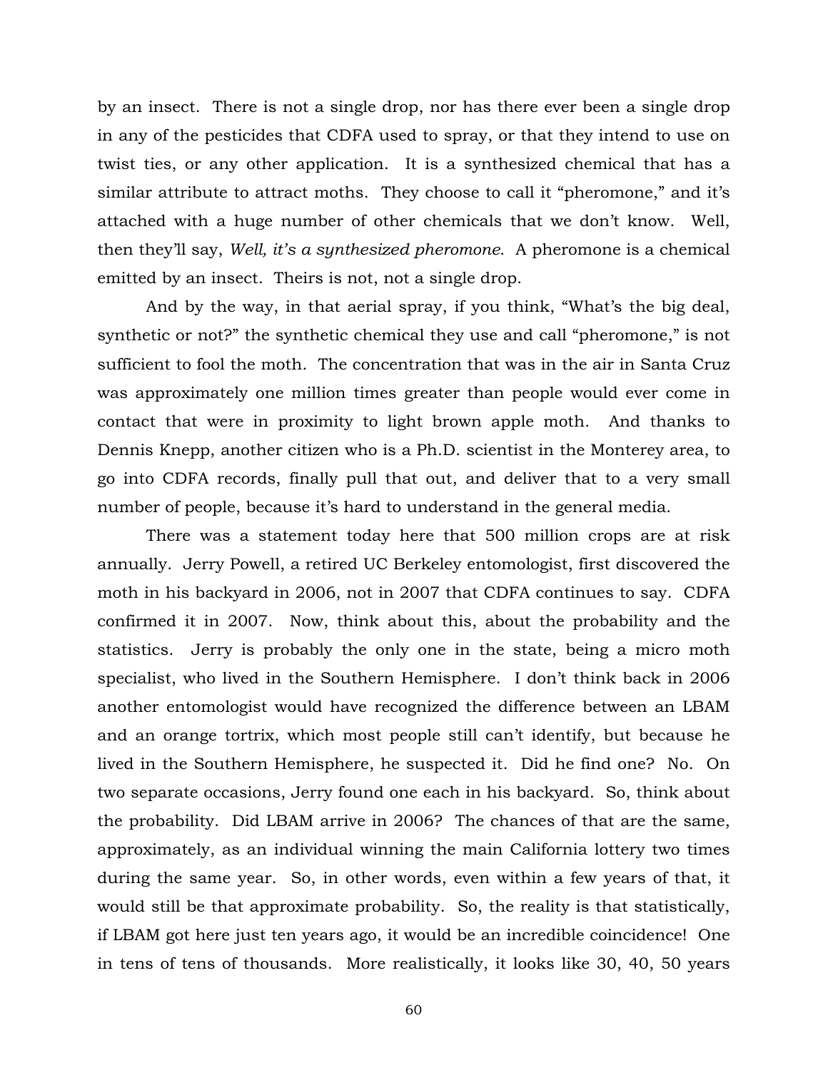by an insect. There is not a single drop, nor has there ever been a single drop in any of the pesticides that CDFA used to spray, or that they intend to use on twist ties, or any other application. It is a synthesized chemical that has a similar attribute to attract moths. They choose to call it "pheromone," and it's attached with a huge number of other chemicals that we don't know. Well, then they'll say, *Well, it's a synthesized pheromone*. A pheromone is a chemical emitted by an insect. Theirs is not, not a single drop.

And by the way, in that aerial spray, if you think, "What's the big deal, synthetic or not?" the synthetic chemical they use and call "pheromone," is not sufficient to fool the moth. The concentration that was in the air in Santa Cruz was approximately one million times greater than people would ever come in contact that were in proximity to light brown apple moth. And thanks to Dennis Knepp, another citizen who is a Ph.D. scientist in the Monterey area, to go into CDFA records, finally pull that out, and deliver that to a very small number of people, because it's hard to understand in the general media.

There was a statement today here that 500 million crops are at risk annually. Jerry Powell, a retired UC Berkeley entomologist, first discovered the moth in his backyard in 2006, not in 2007 that CDFA continues to say. CDFA confirmed it in 2007. Now, think about this, about the probability and the statistics. Jerry is probably the only one in the state, being a micro moth specialist, who lived in the Southern Hemisphere. I don't think back in 2006 another entomologist would have recognized the difference between an LBAM and an orange tortrix, which most people still can't identify, but because he lived in the Southern Hemisphere, he suspected it. Did he find one? No. On two separate occasions, Jerry found one each in his backyard. So, think about the probability. Did LBAM arrive in 2006? The chances of that are the same, approximately, as an individual winning the main California lottery two times during the same year. So, in other words, even within a few years of that, it would still be that approximate probability. So, the reality is that statistically, if LBAM got here just ten years ago, it would be an incredible coincidence! One in tens of tens of thousands. More realistically, it looks like 30, 40, 50 years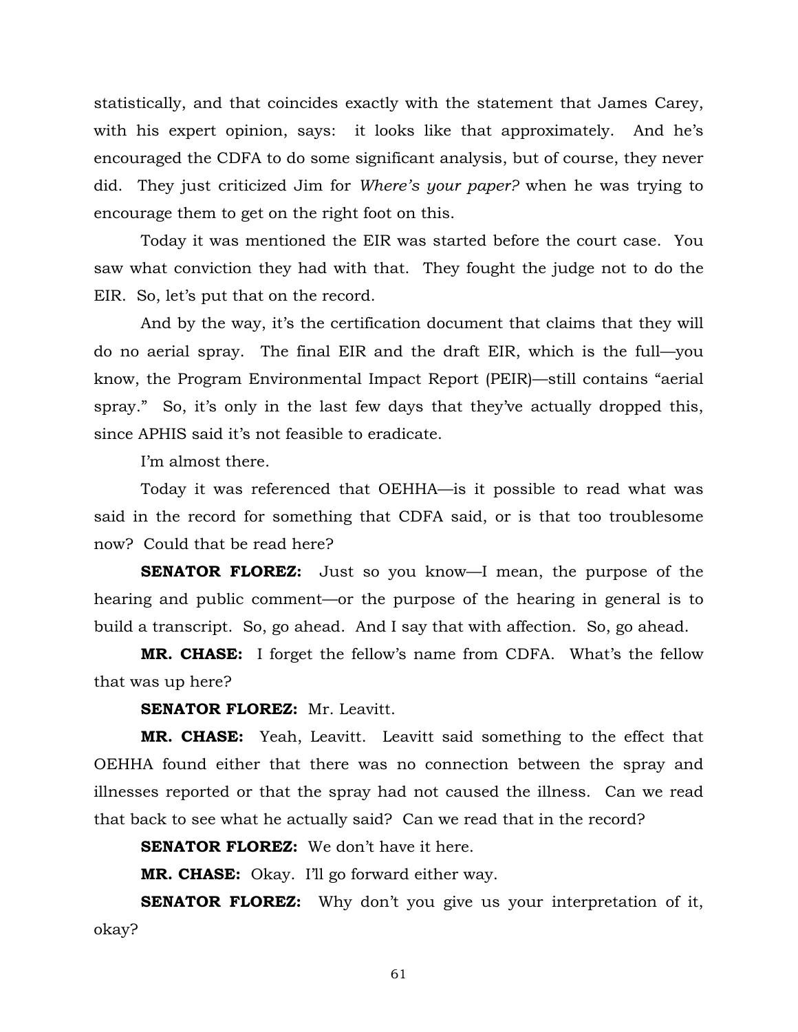statistically, and that coincides exactly with the statement that James Carey, with his expert opinion, says: it looks like that approximately. And he's encouraged the CDFA to do some significant analysis, but of course, they never did. They just criticized Jim for *Where's your paper?* when he was trying to encourage them to get on the right foot on this.

Today it was mentioned the EIR was started before the court case. You saw what conviction they had with that. They fought the judge not to do the EIR. So, let's put that on the record.

And by the way, it's the certification document that claims that they will do no aerial spray. The final EIR and the draft EIR, which is the full—you know, the Program Environmental Impact Report (PEIR)—still contains "aerial spray." So, it's only in the last few days that they've actually dropped this, since APHIS said it's not feasible to eradicate.

I'm almost there.

Today it was referenced that OEHHA—is it possible to read what was said in the record for something that CDFA said, or is that too troublesome now? Could that be read here?

**SENATOR FLOREZ:** Just so you know—I mean, the purpose of the hearing and public comment—or the purpose of the hearing in general is to build a transcript. So, go ahead. And I say that with affection. So, go ahead.

**MR. CHASE:** I forget the fellow's name from CDFA. What's the fellow that was up here?

**SENATOR FLOREZ:** Mr. Leavitt.

**MR. CHASE:** Yeah, Leavitt. Leavitt said something to the effect that OEHHA found either that there was no connection between the spray and illnesses reported or that the spray had not caused the illness. Can we read that back to see what he actually said? Can we read that in the record?

**SENATOR FLOREZ:** We don't have it here.

**MR. CHASE:** Okay. I'll go forward either way.

**SENATOR FLOREZ:** Why don't you give us your interpretation of it, okay?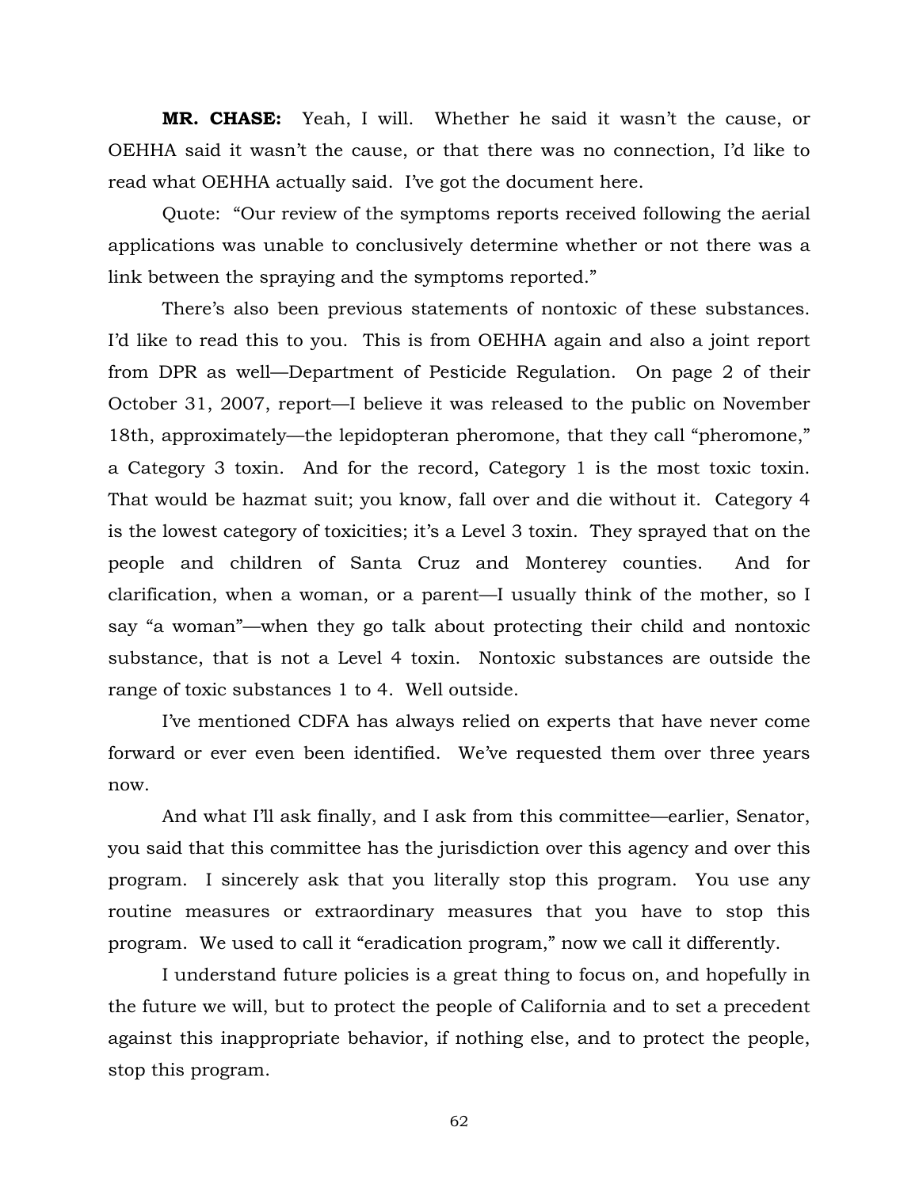**MR. CHASE:** Yeah, I will. Whether he said it wasn't the cause, or OEHHA said it wasn't the cause, or that there was no connection, I'd like to read what OEHHA actually said. I've got the document here.

Quote: "Our review of the symptoms reports received following the aerial applications was unable to conclusively determine whether or not there was a link between the spraying and the symptoms reported."

There's also been previous statements of nontoxic of these substances. I'd like to read this to you. This is from OEHHA again and also a joint report from DPR as well—Department of Pesticide Regulation. On page 2 of their October 31, 2007, report—I believe it was released to the public on November 18th, approximately—the lepidopteran pheromone, that they call "pheromone," a Category 3 toxin. And for the record, Category 1 is the most toxic toxin. That would be hazmat suit; you know, fall over and die without it. Category 4 is the lowest category of toxicities; it's a Level 3 toxin. They sprayed that on the people and children of Santa Cruz and Monterey counties. And for clarification, when a woman, or a parent—I usually think of the mother, so I say "a woman"—when they go talk about protecting their child and nontoxic substance, that is not a Level 4 toxin. Nontoxic substances are outside the range of toxic substances 1 to 4. Well outside.

I've mentioned CDFA has always relied on experts that have never come forward or ever even been identified. We've requested them over three years now.

And what I'll ask finally, and I ask from this committee—earlier, Senator, you said that this committee has the jurisdiction over this agency and over this program. I sincerely ask that you literally stop this program. You use any routine measures or extraordinary measures that you have to stop this program. We used to call it "eradication program," now we call it differently.

I understand future policies is a great thing to focus on, and hopefully in the future we will, but to protect the people of California and to set a precedent against this inappropriate behavior, if nothing else, and to protect the people, stop this program.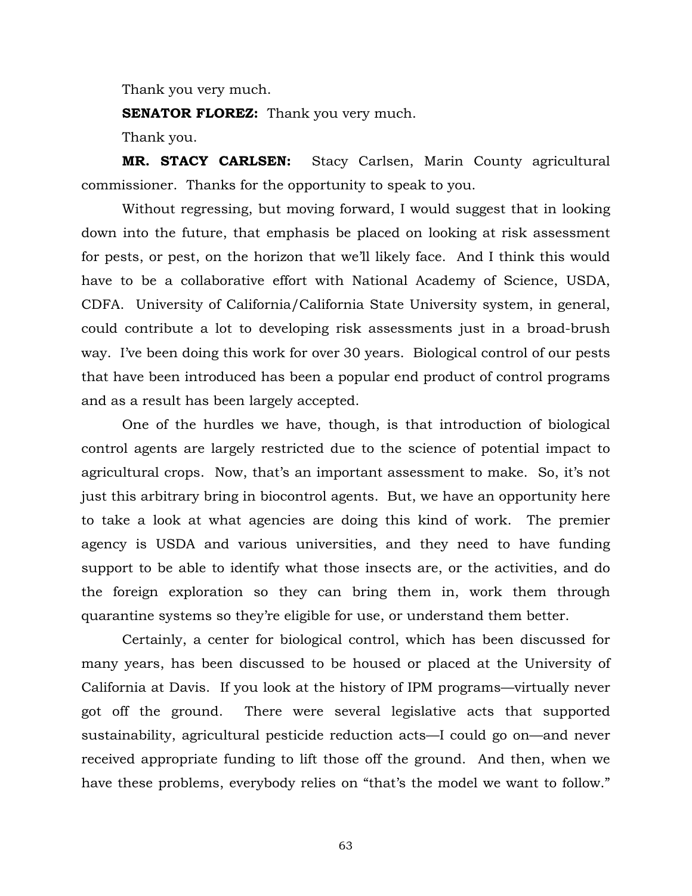Thank you very much.

**SENATOR FLOREZ:** Thank you very much.

Thank you.

**MR. STACY CARLSEN:** Stacy Carlsen, Marin County agricultural commissioner. Thanks for the opportunity to speak to you.

Without regressing, but moving forward, I would suggest that in looking down into the future, that emphasis be placed on looking at risk assessment for pests, or pest, on the horizon that we'll likely face. And I think this would have to be a collaborative effort with National Academy of Science, USDA, CDFA. University of California/California State University system, in general, could contribute a lot to developing risk assessments just in a broad-brush way. I've been doing this work for over 30 years. Biological control of our pests that have been introduced has been a popular end product of control programs and as a result has been largely accepted.

One of the hurdles we have, though, is that introduction of biological control agents are largely restricted due to the science of potential impact to agricultural crops. Now, that's an important assessment to make. So, it's not just this arbitrary bring in biocontrol agents. But, we have an opportunity here to take a look at what agencies are doing this kind of work. The premier agency is USDA and various universities, and they need to have funding support to be able to identify what those insects are, or the activities, and do the foreign exploration so they can bring them in, work them through quarantine systems so they're eligible for use, or understand them better.

Certainly, a center for biological control, which has been discussed for many years, has been discussed to be housed or placed at the University of California at Davis. If you look at the history of IPM programs—virtually never got off the ground. There were several legislative acts that supported sustainability, agricultural pesticide reduction acts—I could go on—and never received appropriate funding to lift those off the ground. And then, when we have these problems, everybody relies on "that's the model we want to follow."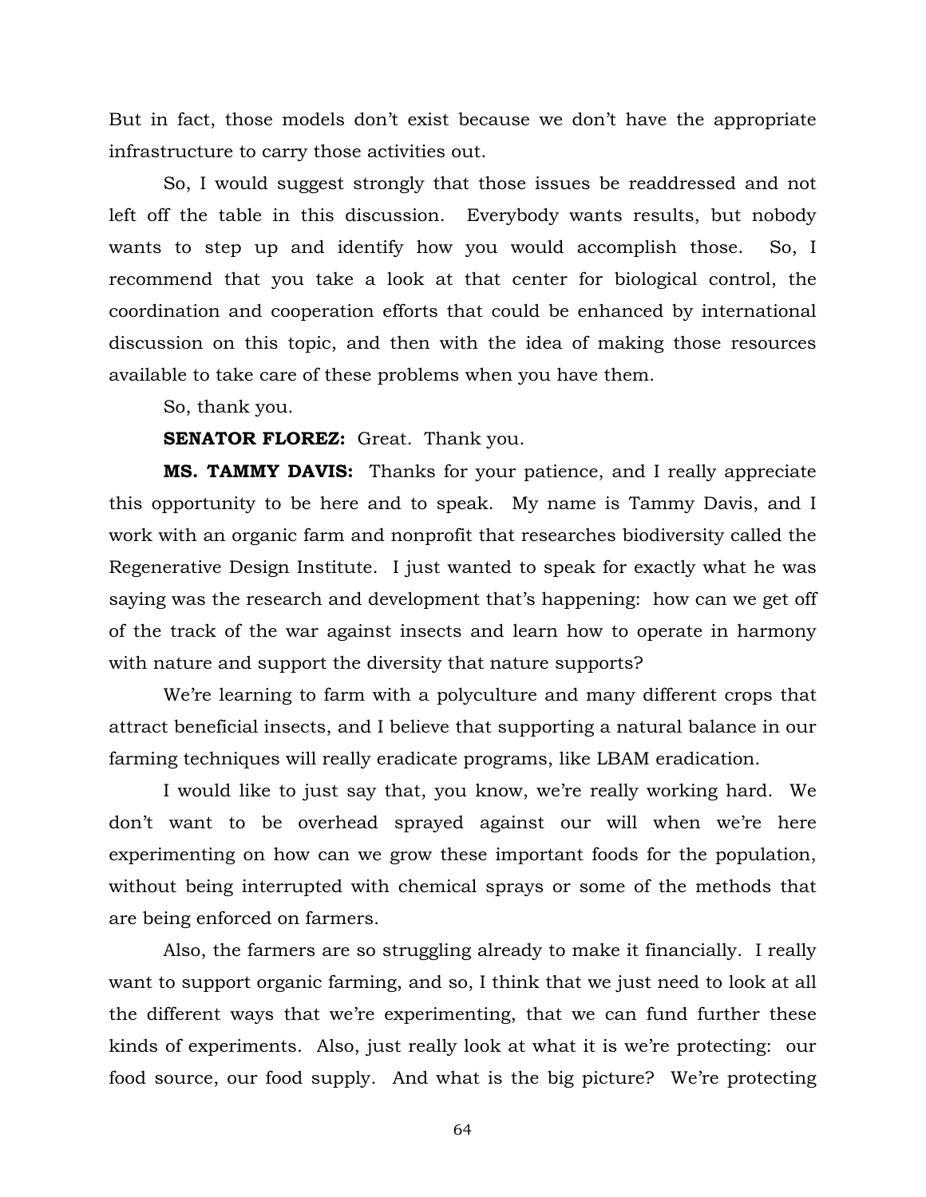But in fact, those models don't exist because we don't have the appropriate infrastructure to carry those activities out.

So, I would suggest strongly that those issues be readdressed and not left off the table in this discussion. Everybody wants results, but nobody wants to step up and identify how you would accomplish those. So, I recommend that you take a look at that center for biological control, the coordination and cooperation efforts that could be enhanced by international discussion on this topic, and then with the idea of making those resources available to take care of these problems when you have them.

So, thank you.

**SENATOR FLOREZ:** Great. Thank you.

**MS. TAMMY DAVIS:** Thanks for your patience, and I really appreciate this opportunity to be here and to speak. My name is Tammy Davis, and I work with an organic farm and nonprofit that researches biodiversity called the Regenerative Design Institute. I just wanted to speak for exactly what he was saying was the research and development that's happening: how can we get off of the track of the war against insects and learn how to operate in harmony with nature and support the diversity that nature supports?

We're learning to farm with a polyculture and many different crops that attract beneficial insects, and I believe that supporting a natural balance in our farming techniques will really eradicate programs, like LBAM eradication.

I would like to just say that, you know, we're really working hard. We don't want to be overhead sprayed against our will when we're here experimenting on how can we grow these important foods for the population, without being interrupted with chemical sprays or some of the methods that are being enforced on farmers.

Also, the farmers are so struggling already to make it financially. I really want to support organic farming, and so, I think that we just need to look at all the different ways that we're experimenting, that we can fund further these kinds of experiments. Also, just really look at what it is we're protecting: our food source, our food supply. And what is the big picture? We're protecting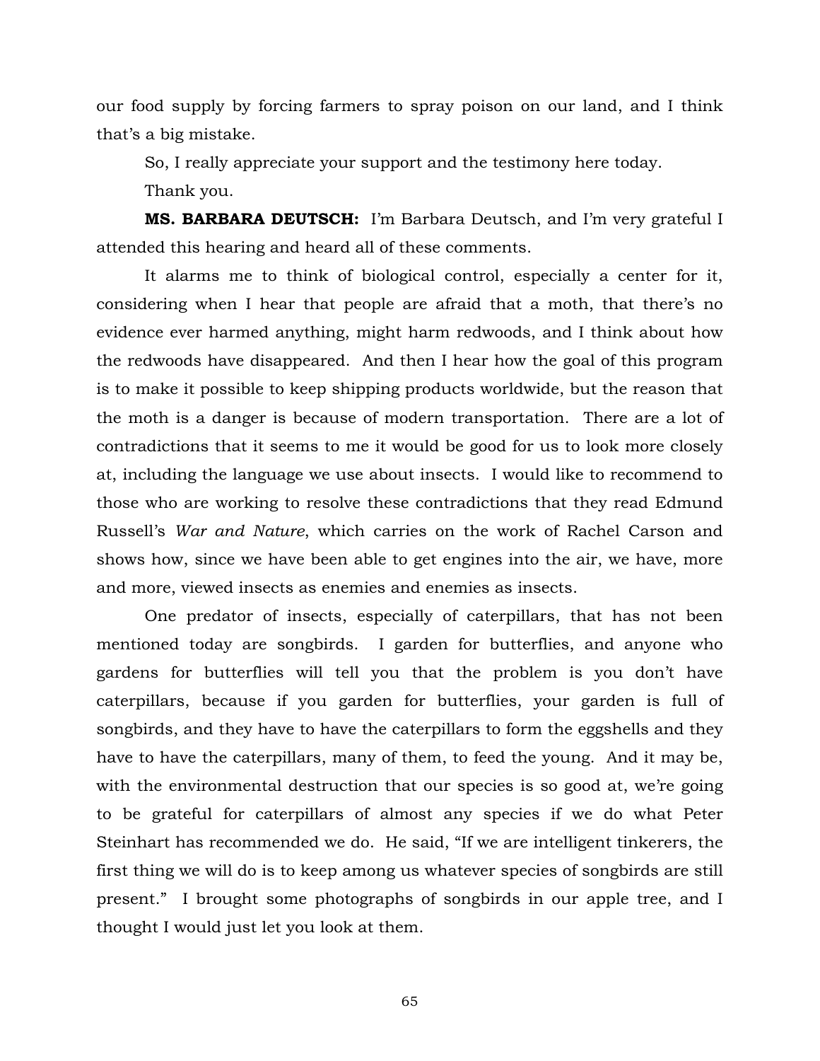our food supply by forcing farmers to spray poison on our land, and I think that's a big mistake.

So, I really appreciate your support and the testimony here today.

Thank you.

**MS. BARBARA DEUTSCH:** I'm Barbara Deutsch, and I'm very grateful I attended this hearing and heard all of these comments.

It alarms me to think of biological control, especially a center for it, considering when I hear that people are afraid that a moth, that there's no evidence ever harmed anything, might harm redwoods, and I think about how the redwoods have disappeared. And then I hear how the goal of this program is to make it possible to keep shipping products worldwide, but the reason that the moth is a danger is because of modern transportation. There are a lot of contradictions that it seems to me it would be good for us to look more closely at, including the language we use about insects. I would like to recommend to those who are working to resolve these contradictions that they read Edmund Russell's *War and Nature*, which carries on the work of Rachel Carson and shows how, since we have been able to get engines into the air, we have, more and more, viewed insects as enemies and enemies as insects.

One predator of insects, especially of caterpillars, that has not been mentioned today are songbirds. I garden for butterflies, and anyone who gardens for butterflies will tell you that the problem is you don't have caterpillars, because if you garden for butterflies, your garden is full of songbirds, and they have to have the caterpillars to form the eggshells and they have to have the caterpillars, many of them, to feed the young. And it may be, with the environmental destruction that our species is so good at, we're going to be grateful for caterpillars of almost any species if we do what Peter Steinhart has recommended we do. He said, "If we are intelligent tinkerers, the first thing we will do is to keep among us whatever species of songbirds are still present." I brought some photographs of songbirds in our apple tree, and I thought I would just let you look at them.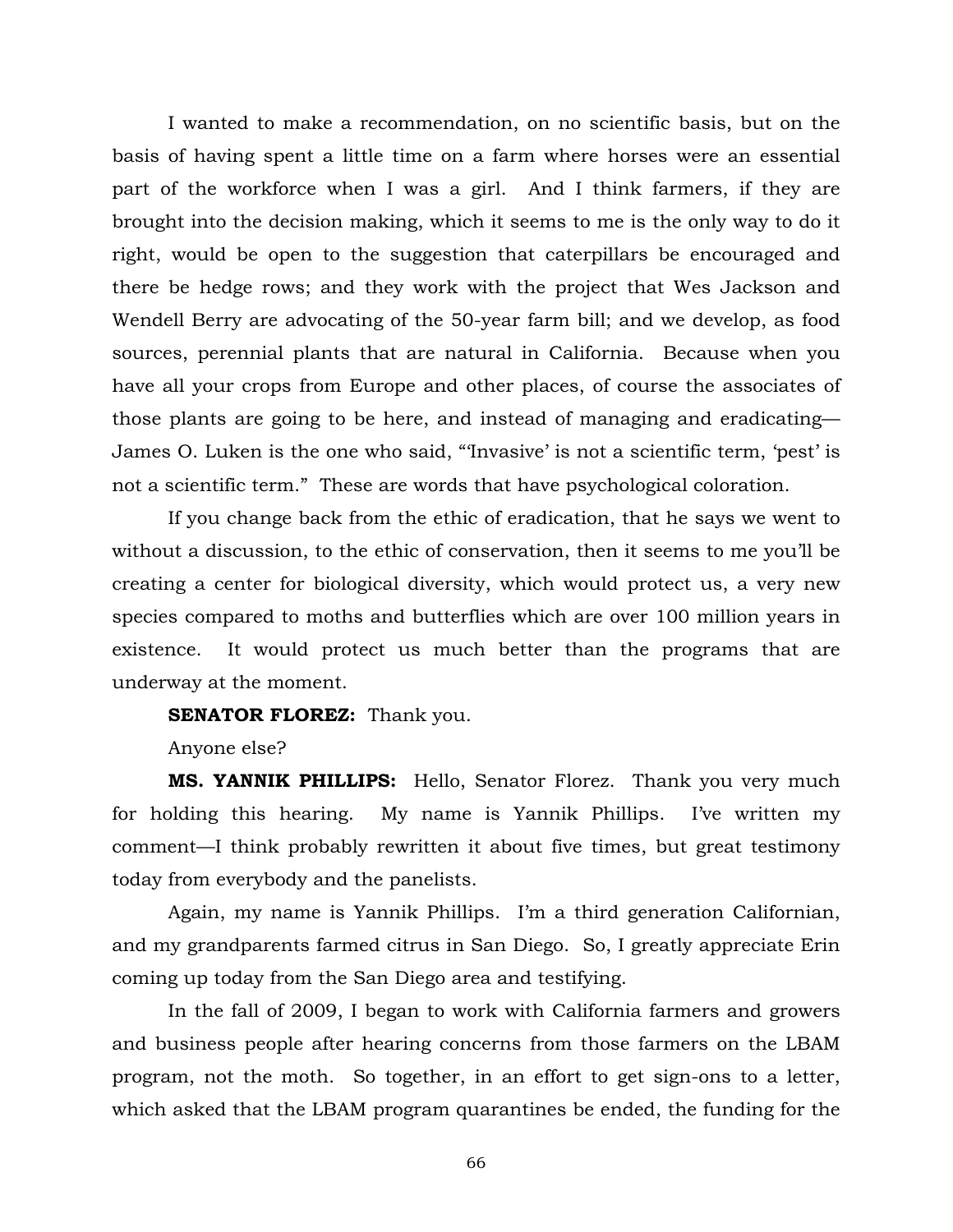I wanted to make a recommendation, on no scientific basis, but on the basis of having spent a little time on a farm where horses were an essential part of the workforce when I was a girl. And I think farmers, if they are brought into the decision making, which it seems to me is the only way to do it right, would be open to the suggestion that caterpillars be encouraged and there be hedge rows; and they work with the project that Wes Jackson and Wendell Berry are advocating of the 50-year farm bill; and we develop, as food sources, perennial plants that are natural in California. Because when you have all your crops from Europe and other places, of course the associates of those plants are going to be here, and instead of managing and eradicating—James O. Luken is the one who said, "'Invasive' is not a scientific term, 'pest' is not a scientific term." These are words that have psychological coloration.

If you change back from the ethic of eradication, that he says we went to without a discussion, to the ethic of conservation, then it seems to me you'll be creating a center for biological diversity, which would protect us, a very new species compared to moths and butterflies which are over 100 million years in existence. It would protect us much better than the programs that are underway at the moment.

**SENATOR FLOREZ:** Thank you.

Anyone else?

**MS. YANNIK PHILLIPS:** Hello, Senator Florez. Thank you very much for holding this hearing. My name is Yannik Phillips. I've written my comment—I think probably rewritten it about five times, but great testimony today from everybody and the panelists.

Again, my name is Yannik Phillips. I'm a third generation Californian, and my grandparents farmed citrus in San Diego. So, I greatly appreciate Erin coming up today from the San Diego area and testifying.

In the fall of 2009, I began to work with California farmers and growers and business people after hearing concerns from those farmers on the LBAM program, not the moth. So together, in an effort to get sign-ons to a letter, which asked that the LBAM program quarantines be ended, the funding for the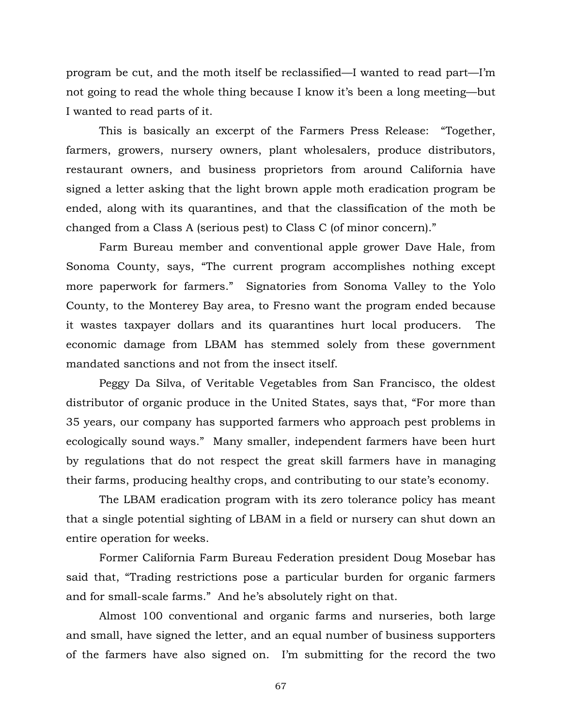program be cut, and the moth itself be reclassified—I wanted to read part—I'm not going to read the whole thing because I know it's been a long meeting—but I wanted to read parts of it.

This is basically an excerpt of the Farmers Press Release: "Together, farmers, growers, nursery owners, plant wholesalers, produce distributors, restaurant owners, and business proprietors from around California have signed a letter asking that the light brown apple moth eradication program be ended, along with its quarantines, and that the classification of the moth be changed from a Class A (serious pest) to Class C (of minor concern)."

Farm Bureau member and conventional apple grower Dave Hale, from Sonoma County, says, "The current program accomplishes nothing except more paperwork for farmers." Signatories from Sonoma Valley to the Yolo County, to the Monterey Bay area, to Fresno want the program ended because it wastes taxpayer dollars and its quarantines hurt local producers. The economic damage from LBAM has stemmed solely from these government mandated sanctions and not from the insect itself.

Peggy Da Silva, of Veritable Vegetables from San Francisco, the oldest distributor of organic produce in the United States, says that, "For more than 35 years, our company has supported farmers who approach pest problems in ecologically sound ways." Many smaller, independent farmers have been hurt by regulations that do not respect the great skill farmers have in managing their farms, producing healthy crops, and contributing to our state's economy.

The LBAM eradication program with its zero tolerance policy has meant that a single potential sighting of LBAM in a field or nursery can shut down an entire operation for weeks.

Former California Farm Bureau Federation president Doug Mosebar has said that, "Trading restrictions pose a particular burden for organic farmers and for small-scale farms." And he's absolutely right on that.

Almost 100 conventional and organic farms and nurseries, both large and small, have signed the letter, and an equal number of business supporters of the farmers have also signed on. I'm submitting for the record the two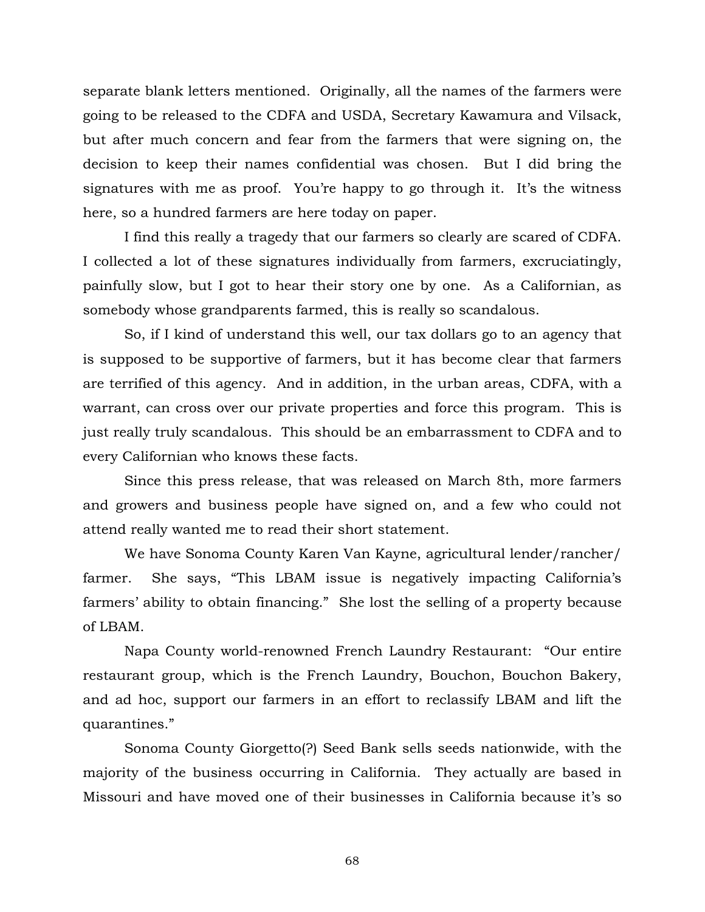separate blank letters mentioned. Originally, all the names of the farmers were going to be released to the CDFA and USDA, Secretary Kawamura and Vilsack, but after much concern and fear from the farmers that were signing on, the decision to keep their names confidential was chosen. But I did bring the signatures with me as proof. You're happy to go through it. It's the witness here, so a hundred farmers are here today on paper.

I find this really a tragedy that our farmers so clearly are scared of CDFA. I collected a lot of these signatures individually from farmers, excruciatingly, painfully slow, but I got to hear their story one by one. As a Californian, as somebody whose grandparents farmed, this is really so scandalous.

So, if I kind of understand this well, our tax dollars go to an agency that is supposed to be supportive of farmers, but it has become clear that farmers are terrified of this agency. And in addition, in the urban areas, CDFA, with a warrant, can cross over our private properties and force this program. This is just really truly scandalous. This should be an embarrassment to CDFA and to every Californian who knows these facts.

Since this press release, that was released on March 8th, more farmers and growers and business people have signed on, and a few who could not attend really wanted me to read their short statement.

We have Sonoma County Karen Van Kayne, agricultural lender/rancher/ farmer. She says, "This LBAM issue is negatively impacting California's farmers' ability to obtain financing." She lost the selling of a property because of LBAM.

Napa County world-renowned French Laundry Restaurant: "Our entire restaurant group, which is the French Laundry, Bouchon, Bouchon Bakery, and ad hoc, support our farmers in an effort to reclassify LBAM and lift the quarantines."

Sonoma County Giorgetto(?) Seed Bank sells seeds nationwide, with the majority of the business occurring in California. They actually are based in Missouri and have moved one of their businesses in California because it's so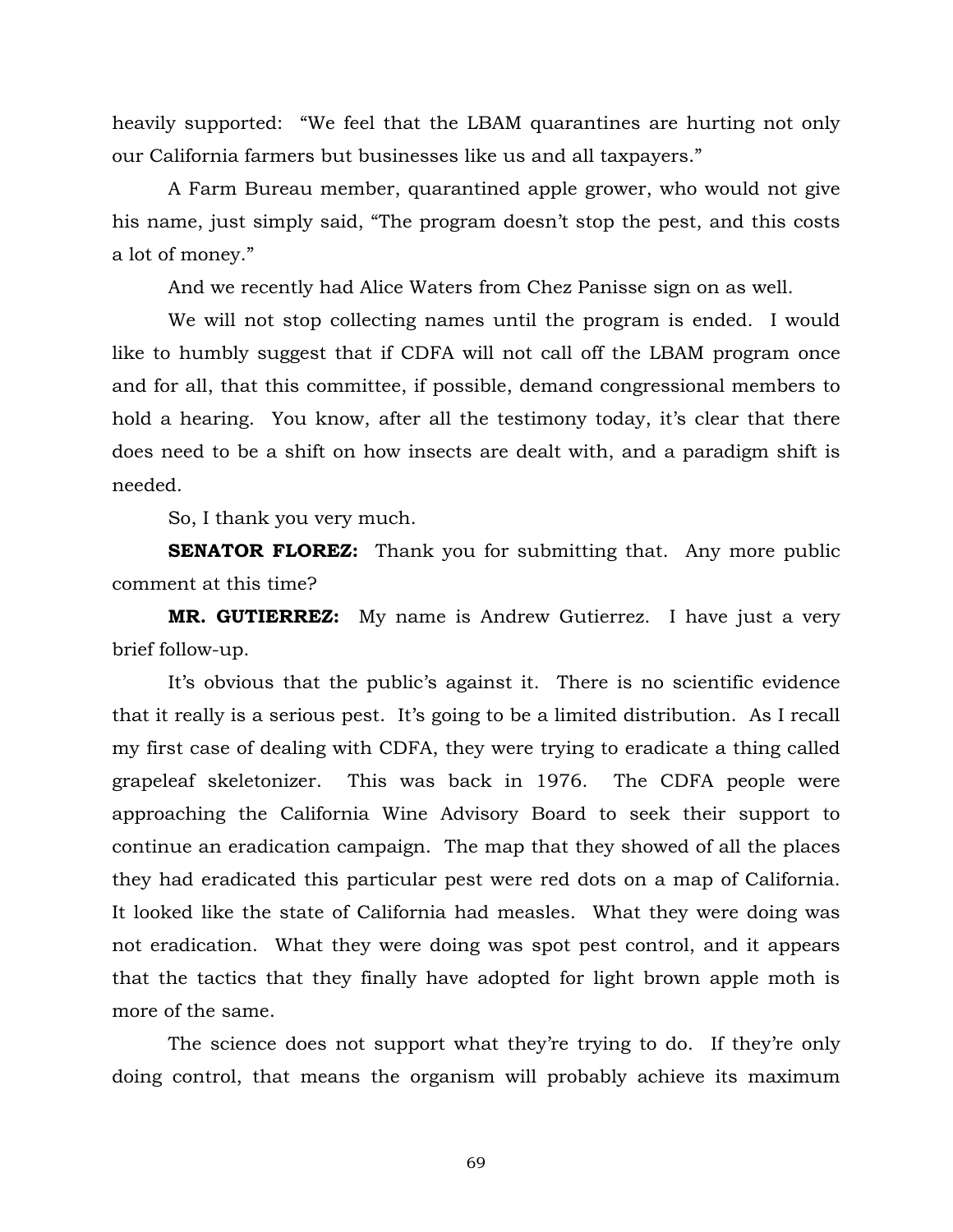heavily supported: "We feel that the LBAM quarantines are hurting not only our California farmers but businesses like us and all taxpayers."

A Farm Bureau member, quarantined apple grower, who would not give his name, just simply said, "The program doesn't stop the pest, and this costs a lot of money."

And we recently had Alice Waters from Chez Panisse sign on as well.

We will not stop collecting names until the program is ended. I would like to humbly suggest that if CDFA will not call off the LBAM program once and for all, that this committee, if possible, demand congressional members to hold a hearing. You know, after all the testimony today, it's clear that there does need to be a shift on how insects are dealt with, and a paradigm shift is needed.

So, I thank you very much.

**SENATOR FLOREZ:** Thank you for submitting that. Any more public comment at this time?

**MR. GUTIERREZ:** My name is Andrew Gutierrez. I have just a very brief follow-up.

It's obvious that the public's against it. There is no scientific evidence that it really is a serious pest. It's going to be a limited distribution. As I recall my first case of dealing with CDFA, they were trying to eradicate a thing called grapeleaf skeletonizer. This was back in 1976. The CDFA people were approaching the California Wine Advisory Board to seek their support to continue an eradication campaign. The map that they showed of all the places they had eradicated this particular pest were red dots on a map of California. It looked like the state of California had measles. What they were doing was not eradication. What they were doing was spot pest control, and it appears that the tactics that they finally have adopted for light brown apple moth is more of the same.

The science does not support what they're trying to do. If they're only doing control, that means the organism will probably achieve its maximum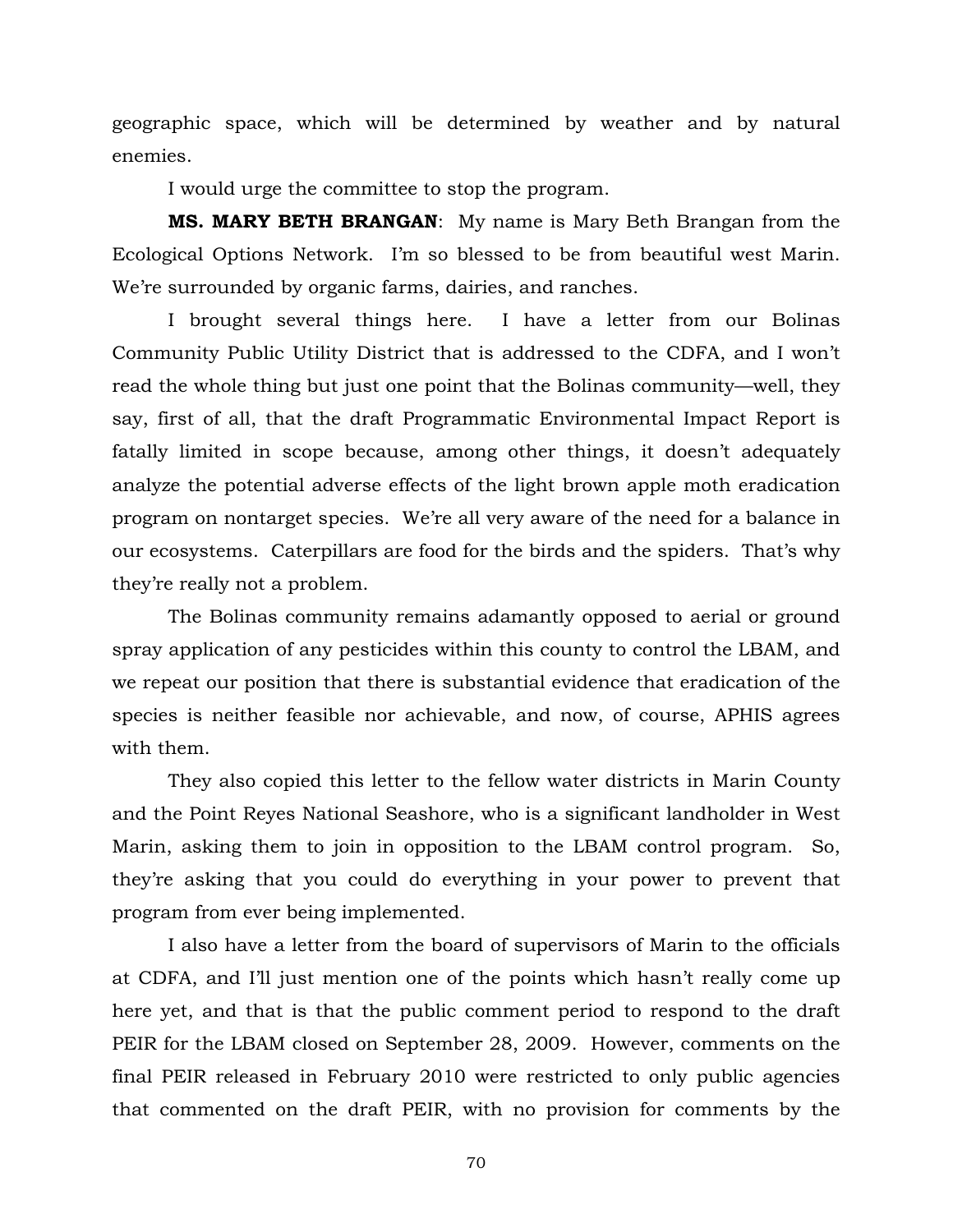geographic space, which will be determined by weather and by natural enemies.

I would urge the committee to stop the program.

**MS. MARY BETH BRANGAN**: My name is Mary Beth Brangan from the Ecological Options Network. I'm so blessed to be from beautiful west Marin. We're surrounded by organic farms, dairies, and ranches.

I brought several things here. I have a letter from our Bolinas Community Public Utility District that is addressed to the CDFA, and I won't read the whole thing but just one point that the Bolinas community—well, they say, first of all, that the draft Programmatic Environmental Impact Report is fatally limited in scope because, among other things, it doesn't adequately analyze the potential adverse effects of the light brown apple moth eradication program on nontarget species. We're all very aware of the need for a balance in our ecosystems. Caterpillars are food for the birds and the spiders. That's why they're really not a problem.

The Bolinas community remains adamantly opposed to aerial or ground spray application of any pesticides within this county to control the LBAM, and we repeat our position that there is substantial evidence that eradication of the species is neither feasible nor achievable, and now, of course, APHIS agrees with them.

They also copied this letter to the fellow water districts in Marin County and the Point Reyes National Seashore, who is a significant landholder in West Marin, asking them to join in opposition to the LBAM control program. So, they're asking that you could do everything in your power to prevent that program from ever being implemented.

I also have a letter from the board of supervisors of Marin to the officials at CDFA, and I'll just mention one of the points which hasn't really come up here yet, and that is that the public comment period to respond to the draft PEIR for the LBAM closed on September 28, 2009. However, comments on the final PEIR released in February 2010 were restricted to only public agencies that commented on the draft PEIR, with no provision for comments by the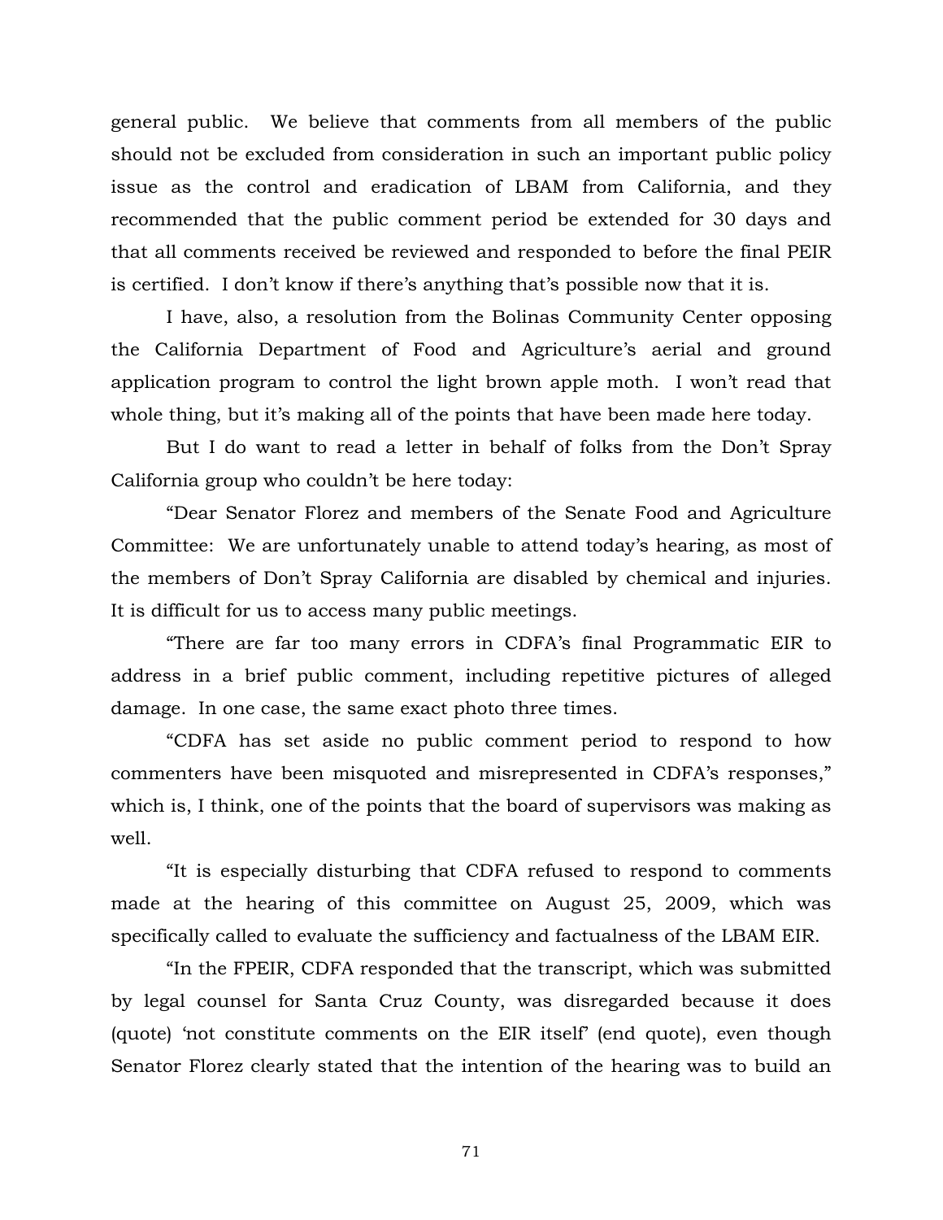general public. We believe that comments from all members of the public should not be excluded from consideration in such an important public policy issue as the control and eradication of LBAM from California, and they recommended that the public comment period be extended for 30 days and that all comments received be reviewed and responded to before the final PEIR is certified. I don't know if there's anything that's possible now that it is.

I have, also, a resolution from the Bolinas Community Center opposing the California Department of Food and Agriculture's aerial and ground application program to control the light brown apple moth. I won't read that whole thing, but it's making all of the points that have been made here today.

But I do want to read a letter in behalf of folks from the Don't Spray California group who couldn't be here today:

"Dear Senator Florez and members of the Senate Food and Agriculture Committee: We are unfortunately unable to attend today's hearing, as most of the members of Don't Spray California are disabled by chemical and injuries. It is difficult for us to access many public meetings.

"There are far too many errors in CDFA's final Programmatic EIR to address in a brief public comment, including repetitive pictures of alleged damage. In one case, the same exact photo three times.

"CDFA has set aside no public comment period to respond to how commenters have been misquoted and misrepresented in CDFA's responses," which is, I think, one of the points that the board of supervisors was making as well.

"It is especially disturbing that CDFA refused to respond to comments made at the hearing of this committee on August 25, 2009, which was specifically called to evaluate the sufficiency and factualness of the LBAM EIR.

"In the FPEIR, CDFA responded that the transcript, which was submitted by legal counsel for Santa Cruz County, was disregarded because it does (quote) 'not constitute comments on the EIR itself' (end quote), even though Senator Florez clearly stated that the intention of the hearing was to build an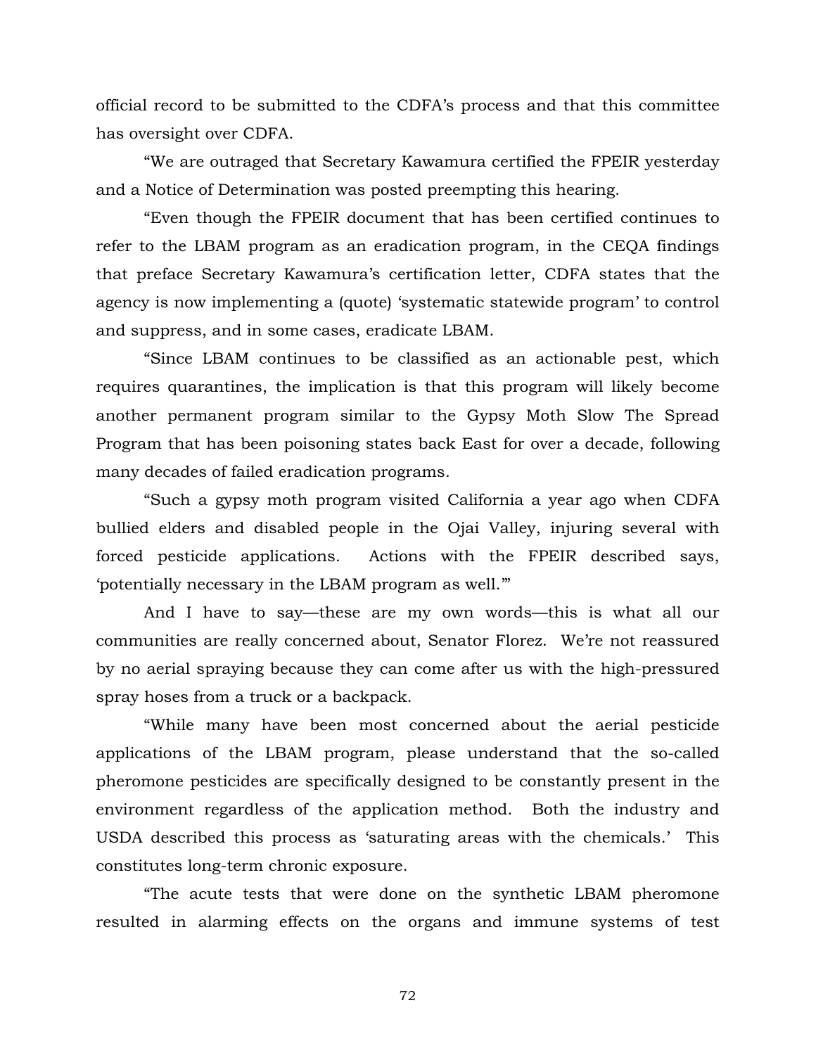official record to be submitted to the CDFA's process and that this committee has oversight over CDFA.

"We are outraged that Secretary Kawamura certified the FPEIR yesterday and a Notice of Determination was posted preempting this hearing.

"Even though the FPEIR document that has been certified continues to refer to the LBAM program as an eradication program, in the CEQA findings that preface Secretary Kawamura's certification letter, CDFA states that the agency is now implementing a (quote) 'systematic statewide program' to control and suppress, and in some cases, eradicate LBAM.

"Since LBAM continues to be classified as an actionable pest, which requires quarantines, the implication is that this program will likely become another permanent program similar to the Gypsy Moth Slow The Spread Program that has been poisoning states back East for over a decade, following many decades of failed eradication programs.

"Such a gypsy moth program visited California a year ago when CDFA bullied elders and disabled people in the Ojai Valley, injuring several with forced pesticide applications. Actions with the FPEIR described says, 'potentially necessary in the LBAM program as well.'"

And I have to say—these are my own words—this is what all our communities are really concerned about, Senator Florez. We're not reassured by no aerial spraying because they can come after us with the high-pressured spray hoses from a truck or a backpack.

"While many have been most concerned about the aerial pesticide applications of the LBAM program, please understand that the so-called pheromone pesticides are specifically designed to be constantly present in the environment regardless of the application method. Both the industry and USDA described this process as 'saturating areas with the chemicals.' This constitutes long-term chronic exposure.

"The acute tests that were done on the synthetic LBAM pheromone resulted in alarming effects on the organs and immune systems of test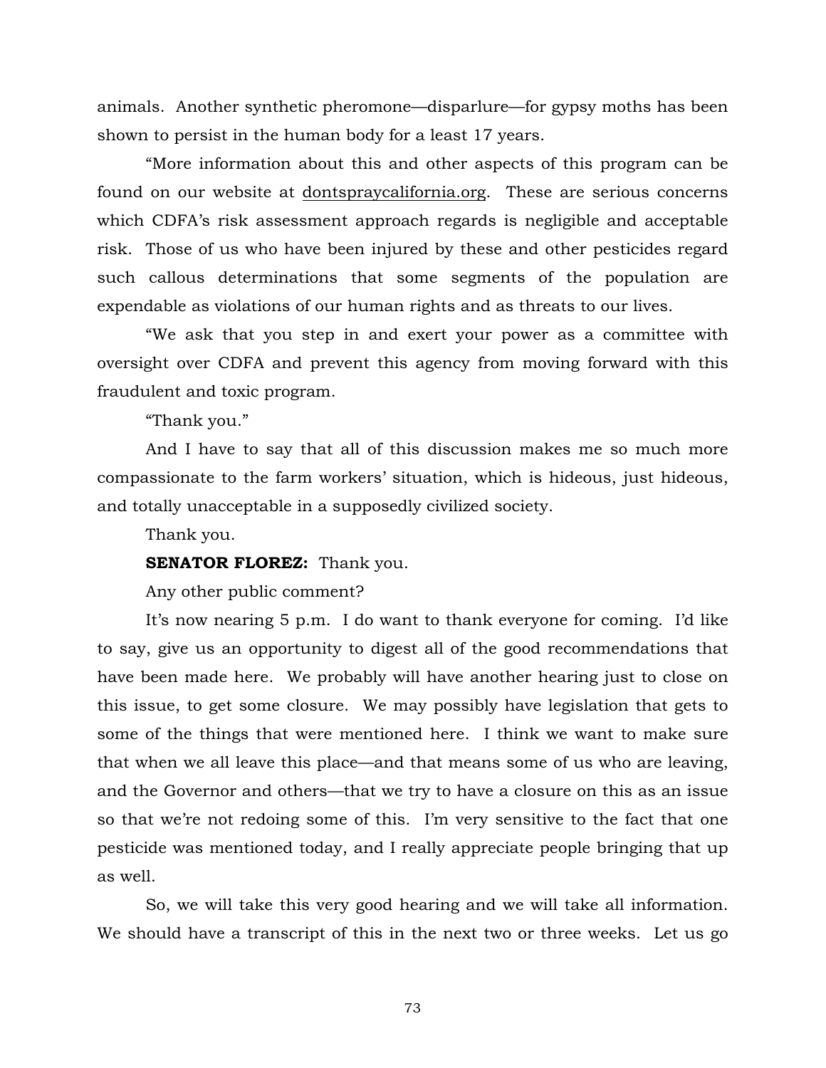animals. Another synthetic pheromone—disparlure—for gypsy moths has been shown to persist in the human body for a least 17 years.

"More information about this and other aspects of this program can be found on our website at dontspraycalifornia.org. These are serious concerns which CDFA's risk assessment approach regards is negligible and acceptable risk. Those of us who have been injured by these and other pesticides regard such callous determinations that some segments of the population are expendable as violations of our human rights and as threats to our lives.

"We ask that you step in and exert your power as a committee with oversight over CDFA and prevent this agency from moving forward with this fraudulent and toxic program.

"Thank you."

And I have to say that all of this discussion makes me so much more compassionate to the farm workers' situation, which is hideous, just hideous, and totally unacceptable in a supposedly civilized society.

Thank you.

**SENATOR FLOREZ:** Thank you.

Any other public comment?

It's now nearing 5 p.m. I do want to thank everyone for coming. I'd like to say, give us an opportunity to digest all of the good recommendations that have been made here. We probably will have another hearing just to close on this issue, to get some closure. We may possibly have legislation that gets to some of the things that were mentioned here. I think we want to make sure that when we all leave this place—and that means some of us who are leaving, and the Governor and others—that we try to have a closure on this as an issue so that we're not redoing some of this. I'm very sensitive to the fact that one pesticide was mentioned today, and I really appreciate people bringing that up as well.

So, we will take this very good hearing and we will take all information. We should have a transcript of this in the next two or three weeks. Let us go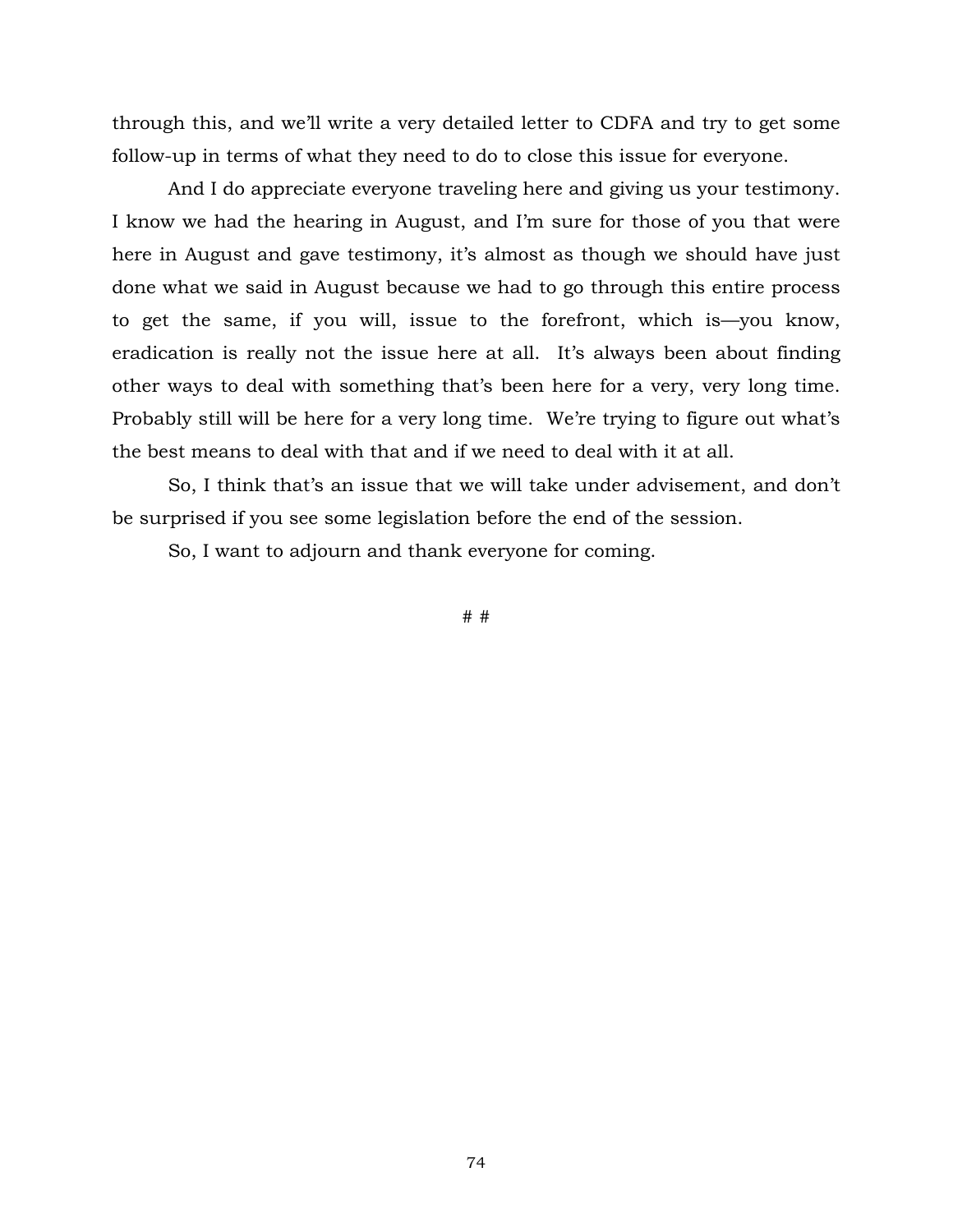through this, and we'll write a very detailed letter to CDFA and try to get some follow-up in terms of what they need to do to close this issue for everyone.

And I do appreciate everyone traveling here and giving us your testimony. I know we had the hearing in August, and I'm sure for those of you that were here in August and gave testimony, it's almost as though we should have just done what we said in August because we had to go through this entire process to get the same, if you will, issue to the forefront, which is—you know, eradication is really not the issue here at all. It's always been about finding other ways to deal with something that's been here for a very, very long time. Probably still will be here for a very long time. We're trying to figure out what's the best means to deal with that and if we need to deal with it at all.

So, I think that's an issue that we will take under advisement, and don't be surprised if you see some legislation before the end of the session.

So, I want to adjourn and thank everyone for coming.

# #